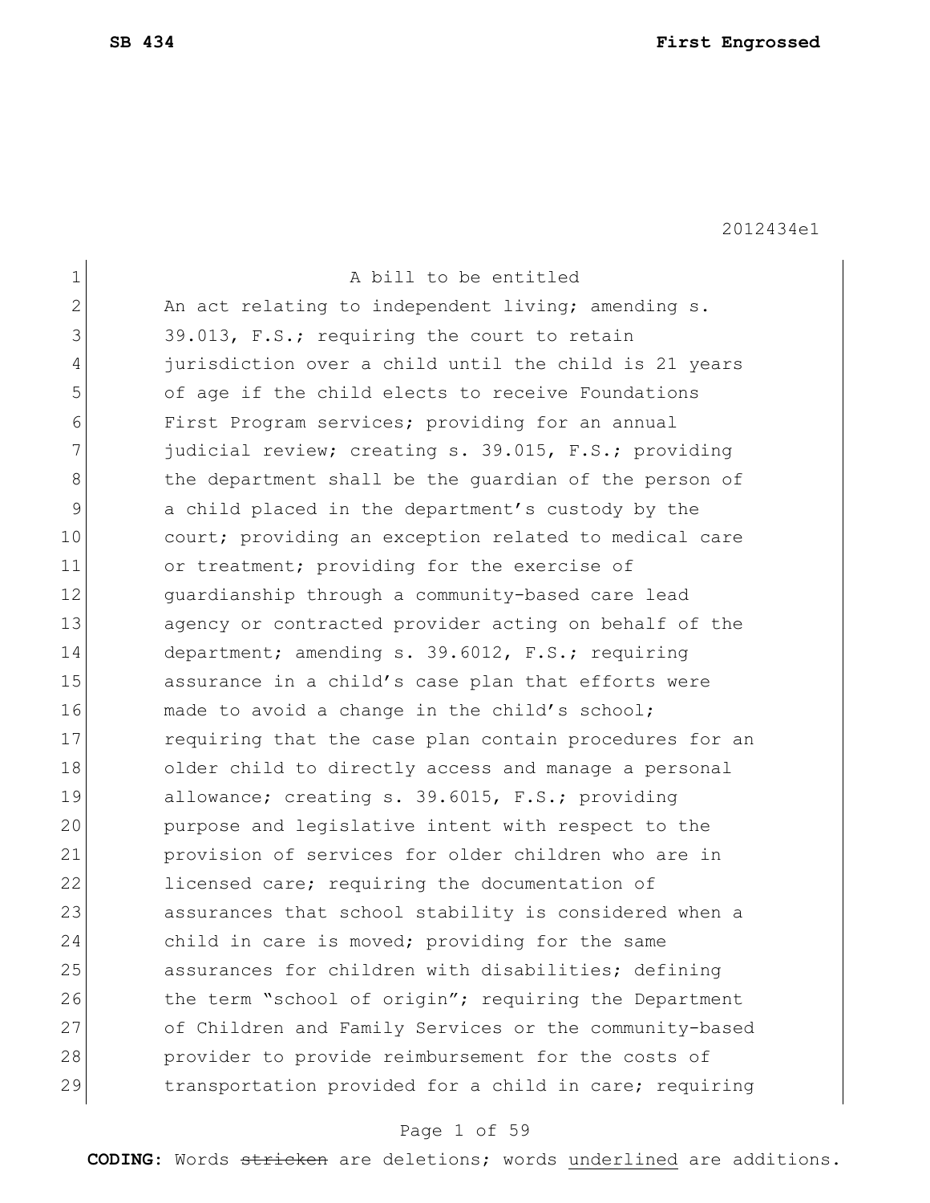2012434e1

A bill to be entitled

An act relating to independent living; amending s. 39.013, F.S.; requiring the court to retain jurisdiction over a child until the child is 21 years of age if the child elects to receive Foundations First Program services; providing for an annual judicial review; creating s. 39.015, F.S.; providing the department shall be the guardian of the person of a child placed in the department's custody by the court; providing an exception related to medical care or treatment; providing for the exercise of guardianship through a community-based care lead agency or contracted provider acting on behalf of the department; amending s. 39.6012, F.S.; requiring assurance in a child's case plan that efforts were made to avoid a change in the child's school; requiring that the case plan contain procedures for an older child to directly access and manage a personal allowance; creating s. 39.6015, F.S.; providing purpose and legislative intent with respect to the provision of services for older children who are in licensed care; requiring the documentation of assurances that school stability is considered when a child in care is moved; providing for the same assurances for children with disabilities; defining the term "school of origin"; requiring the Department of Children and Family Services or the community-based provider to provide reimbursement for the costs of transportation provided for a child in care; requiring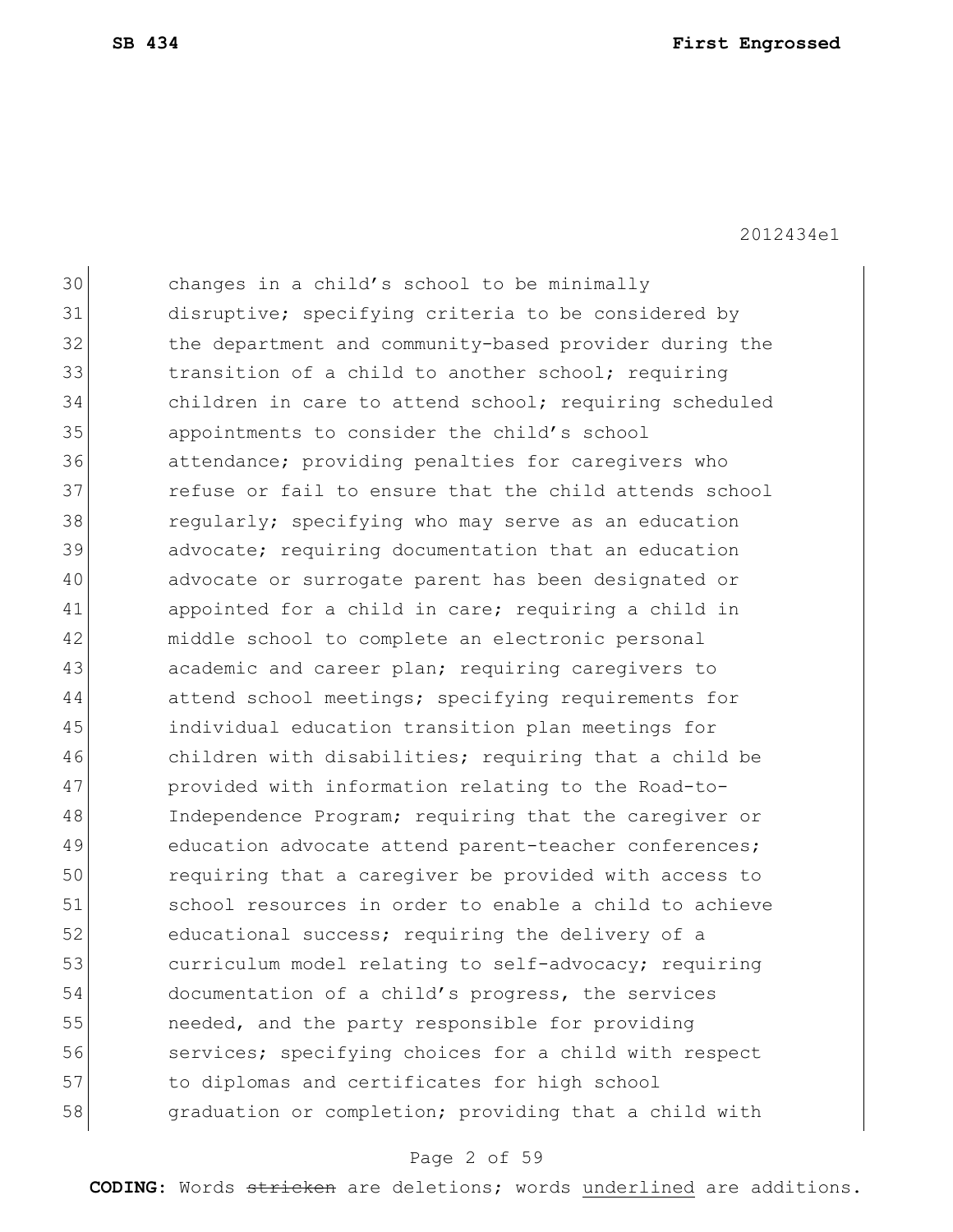changes in a child's school to be minimally disruptive; specifying criteria to be considered by the department and community-based provider during the transition of a child to another school; requiring children in care to attend school; requiring scheduled appointments to consider the child's school attendance; providing penalties for caregivers who refuse or fail to ensure that the child attends school regularly; specifying who may serve as an education advocate; requiring documentation that an education advocate or surrogate parent has been designated or appointed for a child in care; requiring a child in middle school to complete an electronic personal academic and career plan; requiring caregivers to attend school meetings; specifying requirements for individual education transition plan meetings for children with disabilities; requiring that a child be provided with information relating to the Road-to-Independence Program; requiring that the caregiver or education advocate attend parent-teacher conferences; requiring that a caregiver be provided with access to school resources in order to enable a child to achieve educational success; requiring the delivery of a curriculum model relating to self-advocacy; requiring documentation of a child's progress, the services needed, and the party responsible for providing services; specifying choices for a child with respect to diplomas and certificates for high school graduation or completion; providing that a child with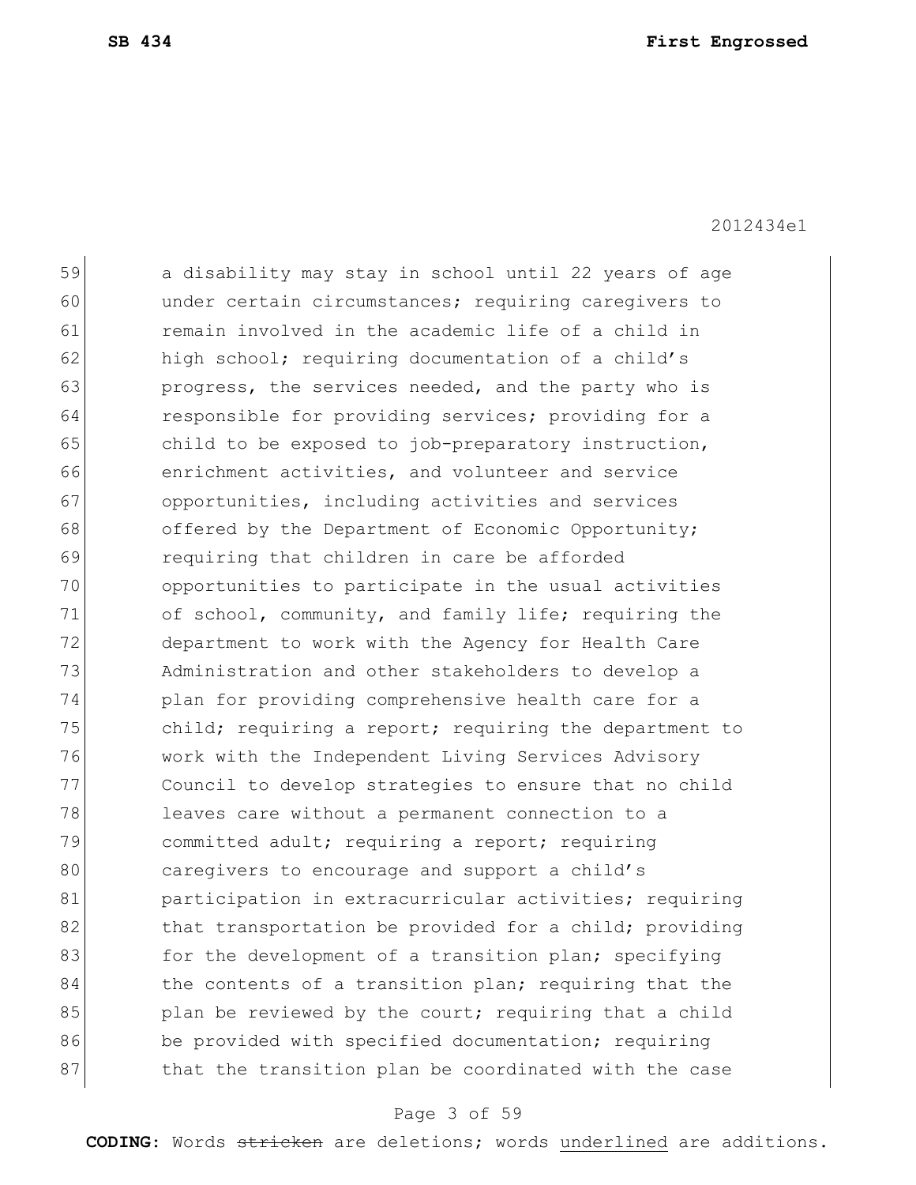a disability may stay in school until 22 years of age under certain circumstances; requiring caregivers to remain involved in the academic life of a child in high school; requiring documentation of a child's progress, the services needed, and the party who is responsible for providing services; providing for a child to be exposed to job-preparatory instruction, enrichment activities, and volunteer and service opportunities, including activities and services offered by the Department of Economic Opportunity; requiring that children in care be afforded opportunities to participate in the usual activities of school, community, and family life; requiring the department to work with the Agency for Health Care Administration and other stakeholders to develop a plan for providing comprehensive health care for a child; requiring a report; requiring the department to work with the Independent Living Services Advisory Council to develop strategies to ensure that no child leaves care without a permanent connection to a committed adult; requiring a report; requiring caregivers to encourage and support a child's participation in extracurricular activities; requiring that transportation be provided for a child; providing for the development of a transition plan; specifying the contents of a transition plan; requiring that the plan be reviewed by the court; requiring that a child be provided with specified documentation; requiring that the transition plan be coordinated with the case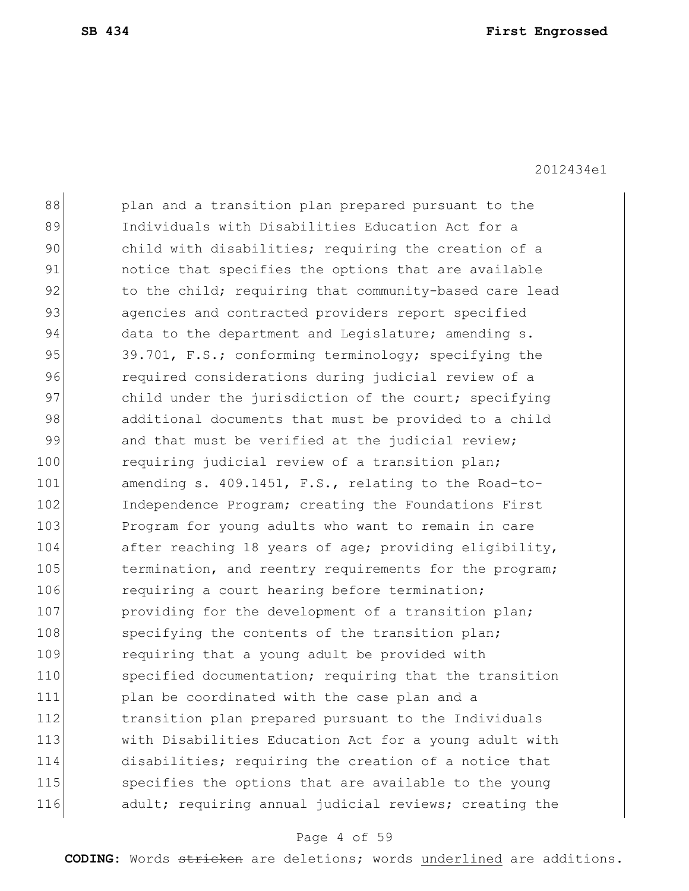88 plan and a transition plan prepared pursuant to the
89 Individuals with Disabilities Education Act for a
90 child with disabilities; requiring the creation of a
91 notice that specifies the options that are available
92 to the child; requiring that community-based care lead
93 agencies and contracted providers report specified
94 data to the department and Legislature; amending s.
95 39.701, F.S.; conforming terminology; specifying the
96 required considerations during judicial review of a
97 child under the jurisdiction of the court; specifying
98 additional documents that must be provided to a child
99 and that must be verified at the judicial review;
100 requiring judicial review of a transition plan;
101 amending s. 409.1451, F.S., relating to the Road-to-
102 Independence Program; creating the Foundations First
103 Program for young adults who want to remain in care
104 after reaching 18 years of age; providing eligibility,
105 termination, and reentry requirements for the program;
106 requiring a court hearing before termination;
107 providing for the development of a transition plan;
108 specifying the contents of the transition plan;
109 requiring that a young adult be provided with
110 specified documentation; requiring that the transition
111 plan be coordinated with the case plan and a
112 transition plan prepared pursuant to the Individuals
113 with Disabilities Education Act for a young adult with
114 disabilities; requiring the creation of a notice that
115 specifies the options that are available to the young
116 adult; requiring annual judicial reviews; creating the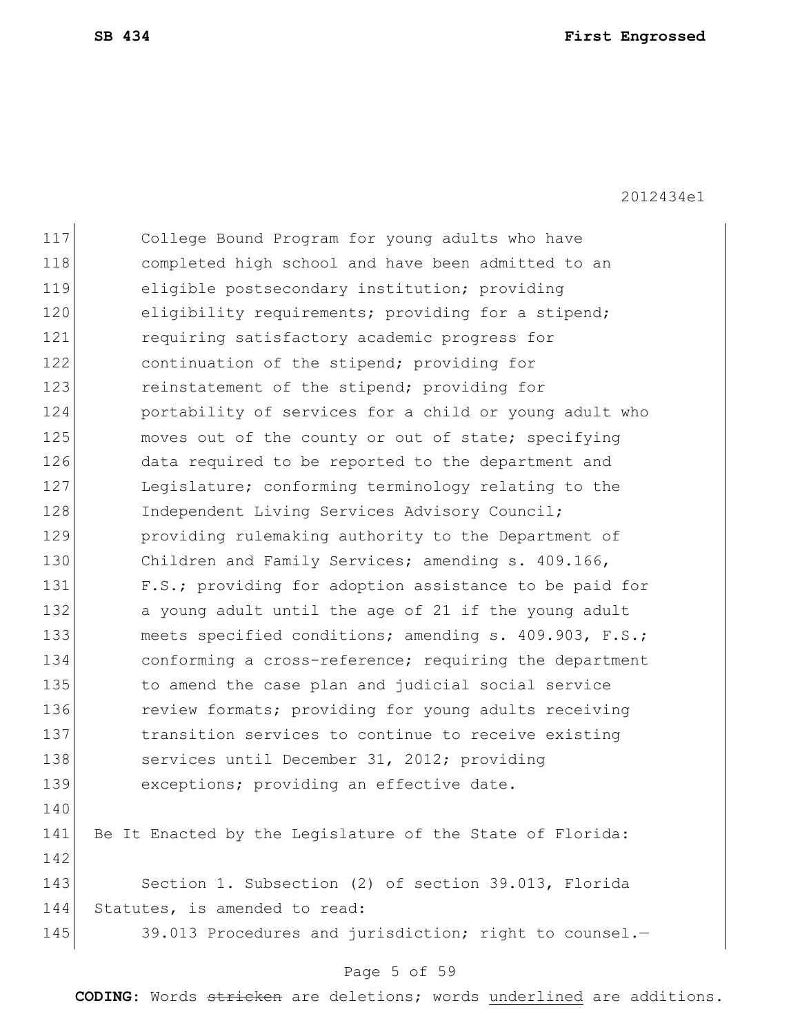College Bound Program for young adults who have completed high school and have been admitted to an eligible postsecondary institution; providing eligibility requirements; providing for a stipend; requiring satisfactory academic progress for continuation of the stipend; providing for reinstatement of the stipend; providing for portability of services for a child or young adult who moves out of the county or out of state; specifying data required to be reported to the department and Legislature; conforming terminology relating to the Independent Living Services Advisory Council; providing rulemaking authority to the Department of Children and Family Services; amending s. 409.166, F.S.; providing for adoption assistance to be paid for a young adult until the age of 21 if the young adult meets specified conditions; amending s. 409.903, F.S.; conforming a cross-reference; requiring the department to amend the case plan and judicial social service review formats; providing for young adults receiving transition services to continue to receive existing services until December 31, 2012; providing exceptions; providing an effective date.

Be It Enacted by the Legislature of the State of Florida:

Section 1. Subsection (2) of section 39.013, Florida Statutes, is amended to read:

39.013 Procedures and jurisdiction; right to counsel.—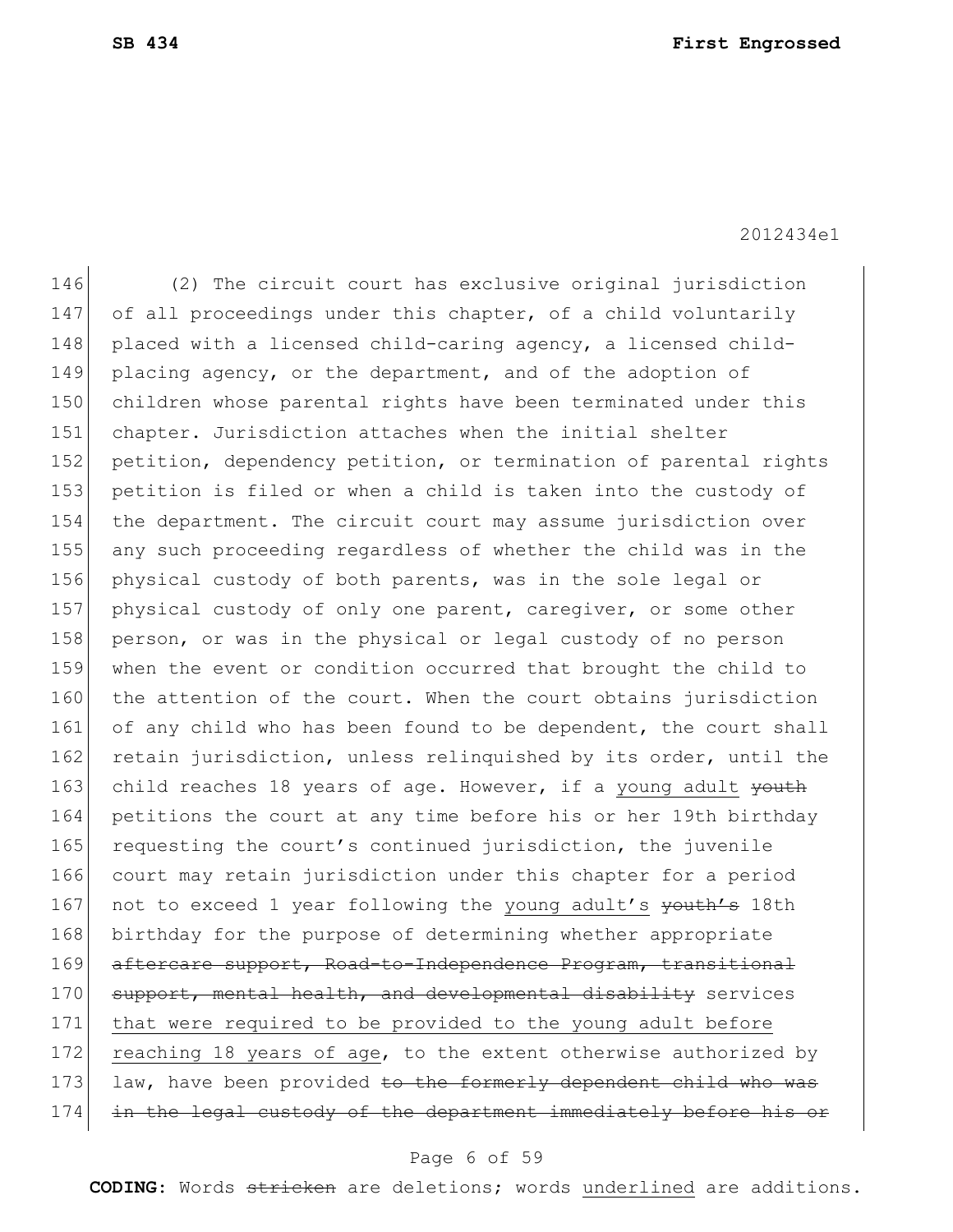(2) The circuit court has exclusive original jurisdiction of all proceedings under this chapter, of a child voluntarily placed with a licensed child-caring agency, a licensed child-placing agency, or the department, and of the adoption of children whose parental rights have been terminated under this chapter. Jurisdiction attaches when the initial shelter petition, dependency petition, or termination of parental rights petition is filed or when a child is taken into the custody of the department. The circuit court may assume jurisdiction over any such proceeding regardless of whether the child was in the physical custody of both parents, was in the sole legal or physical custody of only one parent, caregiver, or some other person, or was in the physical or legal custody of no person when the event or condition occurred that brought the child to the attention of the court. When the court obtains jurisdiction of any child who has been found to be dependent, the court shall retain jurisdiction, unless relinquished by its order, until the child reaches 18 years of age. However, if a young adult ~~youth~~ petitions the court at any time before his or her 19th birthday requesting the court's continued jurisdiction, the juvenile court may retain jurisdiction under this chapter for a period not to exceed 1 year following the young adult's ~~youth's~~ 18th birthday for the purpose of determining whether appropriate ~~aftercare support, Road-to-Independence Program, transitional support, mental health, and developmental disability~~ services that were required to be provided to the young adult before reaching 18 years of age, to the extent otherwise authorized by law, have been provided ~~to the formerly dependent child who was in the legal custody of the department immediately before his or~~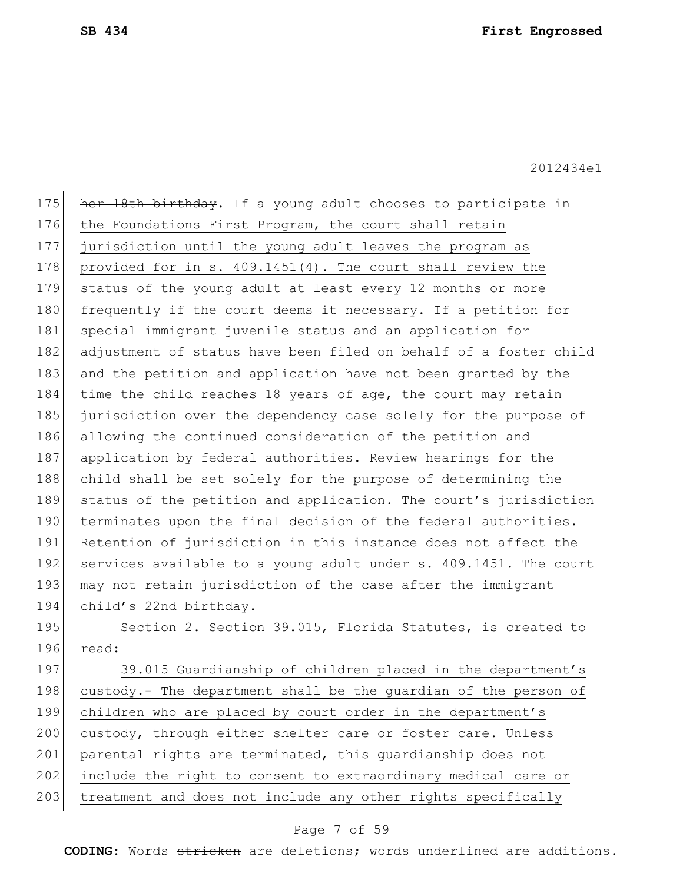~~her 18th birthday~~. <u>If a young adult chooses to participate in the Foundations First Program, the court shall retain jurisdiction until the young adult leaves the program as provided for in s. 409.1451(4). The court shall review the status of the young adult at least every 12 months or more frequently if the court deems it necessary.</u> If a petition for special immigrant juvenile status and an application for adjustment of status have been filed on behalf of a foster child and the petition and application have not been granted by the time the child reaches 18 years of age, the court may retain jurisdiction over the dependency case solely for the purpose of allowing the continued consideration of the petition and application by federal authorities. Review hearings for the child shall be set solely for the purpose of determining the status of the petition and application. The court's jurisdiction terminates upon the final decision of the federal authorities. Retention of jurisdiction in this instance does not affect the services available to a young adult under s. 409.1451. The court may not retain jurisdiction of the case after the immigrant child's 22nd birthday.

Section 2. Section 39.015, Florida Statutes, is created to read:

<u>39.015 Guardianship of children placed in the department's custody.- The department shall be the guardian of the person of children who are placed by court order in the department's custody, through either shelter care or foster care. Unless parental rights are terminated, this guardianship does not include the right to consent to extraordinary medical care or treatment and does not include any other rights specifically</u>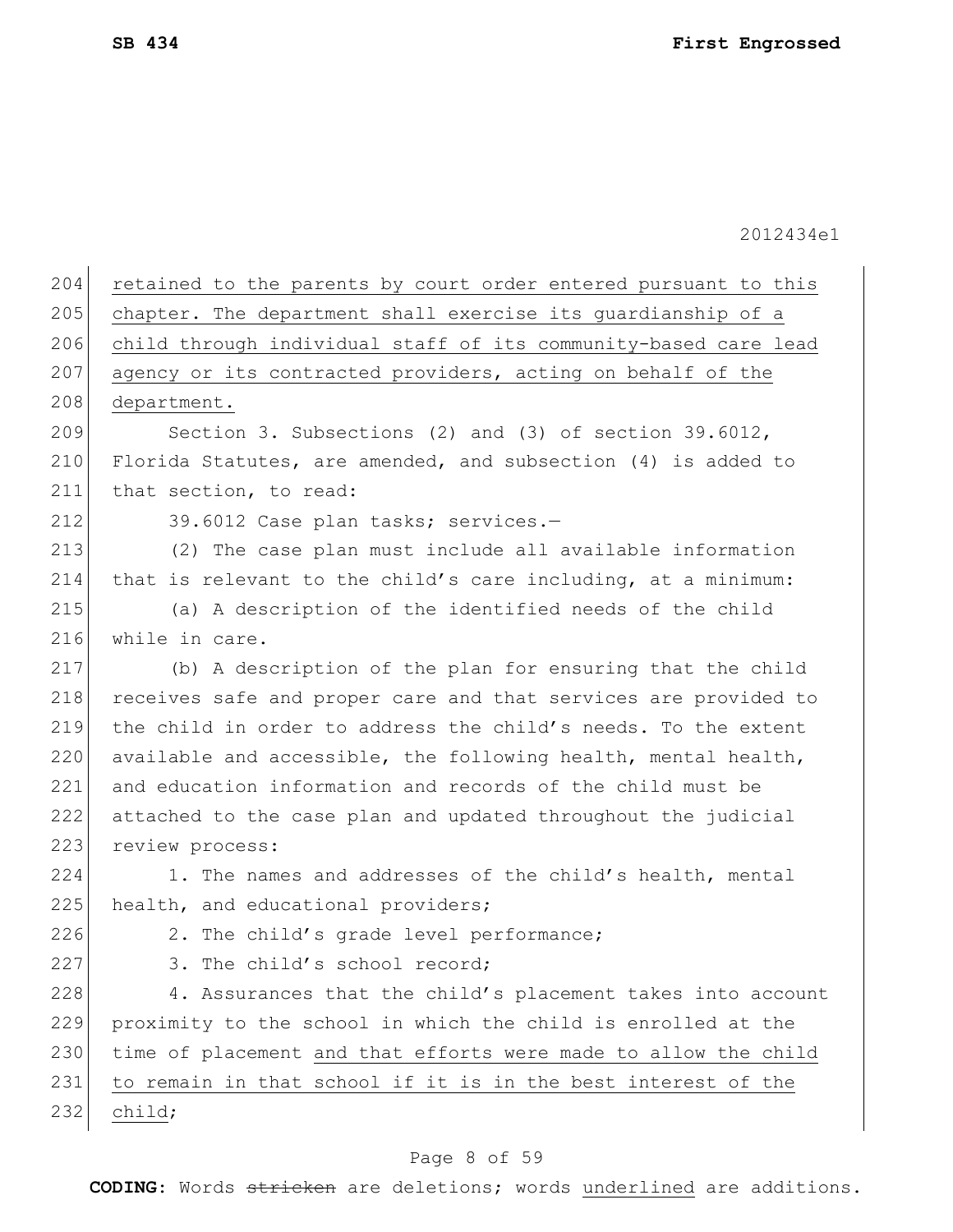retained to the parents by court order entered pursuant to this chapter. The department shall exercise its guardianship of a child through individual staff of its community-based care lead agency or its contracted providers, acting on behalf of the department.

Section 3. Subsections (2) and (3) of section 39.6012, Florida Statutes, are amended, and subsection (4) is added to that section, to read:

39.6012 Case plan tasks; services.—

(2) The case plan must include all available information that is relevant to the child's care including, at a minimum:

(a) A description of the identified needs of the child while in care.

(b) A description of the plan for ensuring that the child receives safe and proper care and that services are provided to the child in order to address the child's needs. To the extent available and accessible, the following health, mental health, and education information and records of the child must be attached to the case plan and updated throughout the judicial review process:

1. The names and addresses of the child's health, mental health, and educational providers;

2. The child's grade level performance;

3. The child's school record;

4. Assurances that the child's placement takes into account proximity to the school in which the child is enrolled at the time of placement and that efforts were made to allow the child to remain in that school if it is in the best interest of the child;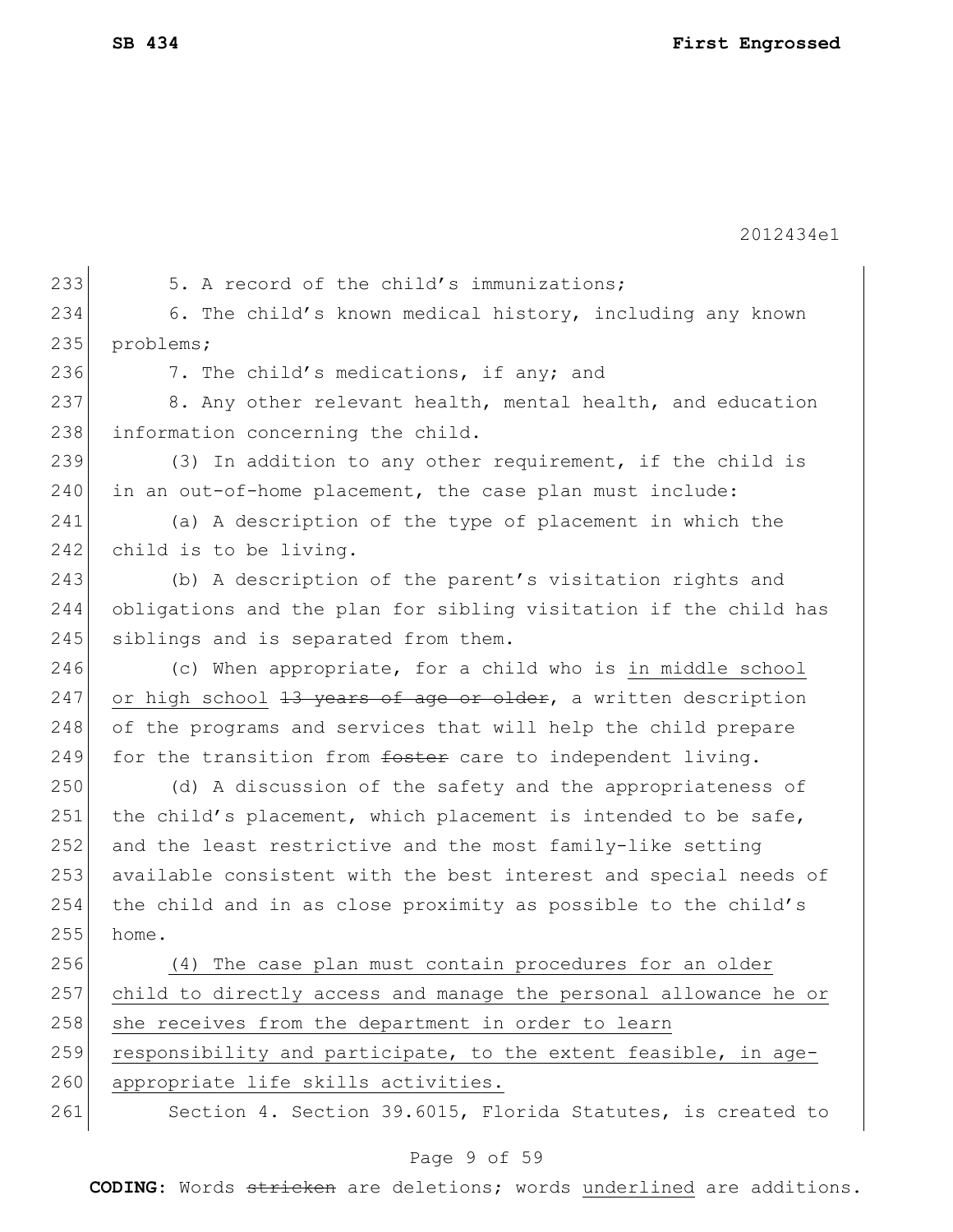5. A record of the child's immunizations;

6. The child's known medical history, including any known problems;

7. The child's medications, if any; and

8. Any other relevant health, mental health, and education information concerning the child.

(3) In addition to any other requirement, if the child is in an out-of-home placement, the case plan must include:

(a) A description of the type of placement in which the child is to be living.

(b) A description of the parent's visitation rights and obligations and the plan for sibling visitation if the child has siblings and is separated from them.

(c) When appropriate, for a child who is <u>in middle school or high school</u> ~~13 years of age or older~~, a written description of the programs and services that will help the child prepare for the transition from ~~foster~~ care to independent living.

(d) A discussion of the safety and the appropriateness of the child's placement, which placement is intended to be safe, and the least restrictive and the most family-like setting available consistent with the best interest and special needs of the child and in as close proximity as possible to the child's home.

<u>(4) The case plan must contain procedures for an older child to directly access and manage the personal allowance he or she receives from the department in order to learn responsibility and participate, to the extent feasible, in age-appropriate life skills activities.</u>

Section 4. Section 39.6015, Florida Statutes, is created to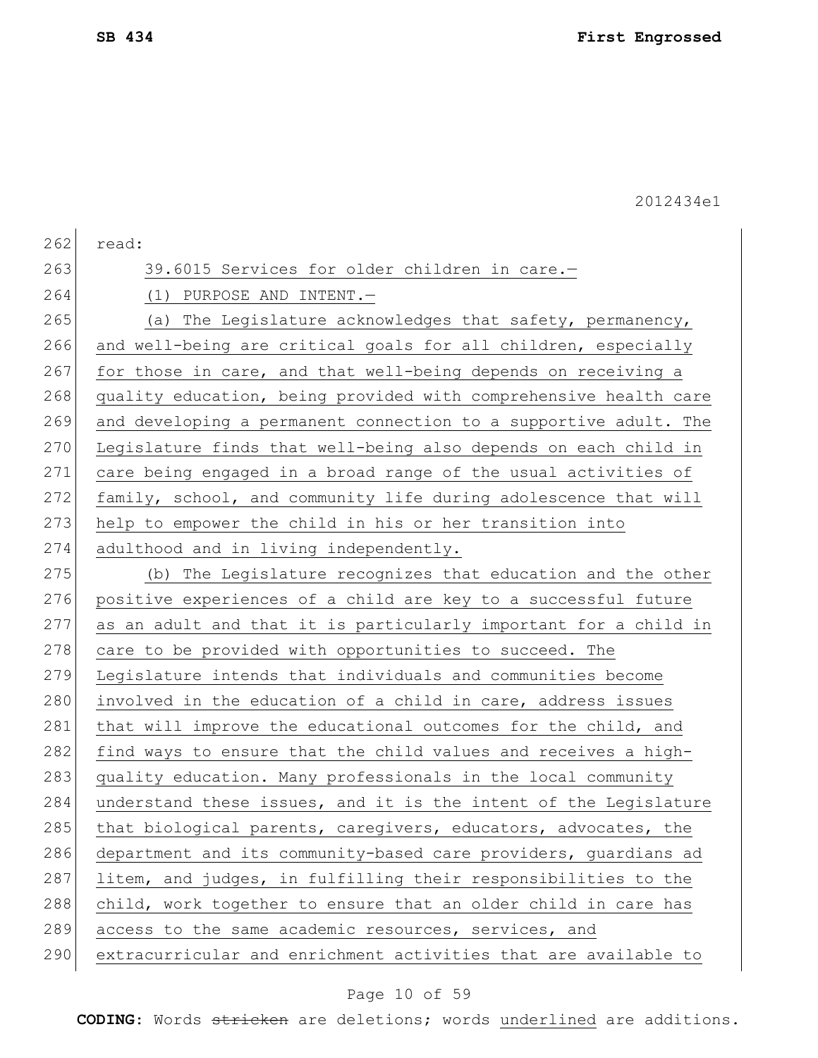read:

39.6015 Services for older children in care.—

(1) PURPOSE AND INTENT.—

(a) The Legislature acknowledges that safety, permanency, and well-being are critical goals for all children, especially for those in care, and that well-being depends on receiving a quality education, being provided with comprehensive health care and developing a permanent connection to a supportive adult. The Legislature finds that well-being also depends on each child in care being engaged in a broad range of the usual activities of family, school, and community life during adolescence that will help to empower the child in his or her transition into adulthood and in living independently.

(b) The Legislature recognizes that education and the other positive experiences of a child are key to a successful future as an adult and that it is particularly important for a child in care to be provided with opportunities to succeed. The Legislature intends that individuals and communities become involved in the education of a child in care, address issues that will improve the educational outcomes for the child, and find ways to ensure that the child values and receives a high-quality education. Many professionals in the local community understand these issues, and it is the intent of the Legislature that biological parents, caregivers, educators, advocates, the department and its community-based care providers, guardians ad litem, and judges, in fulfilling their responsibilities to the child, work together to ensure that an older child in care has access to the same academic resources, services, and extracurricular and enrichment activities that are available to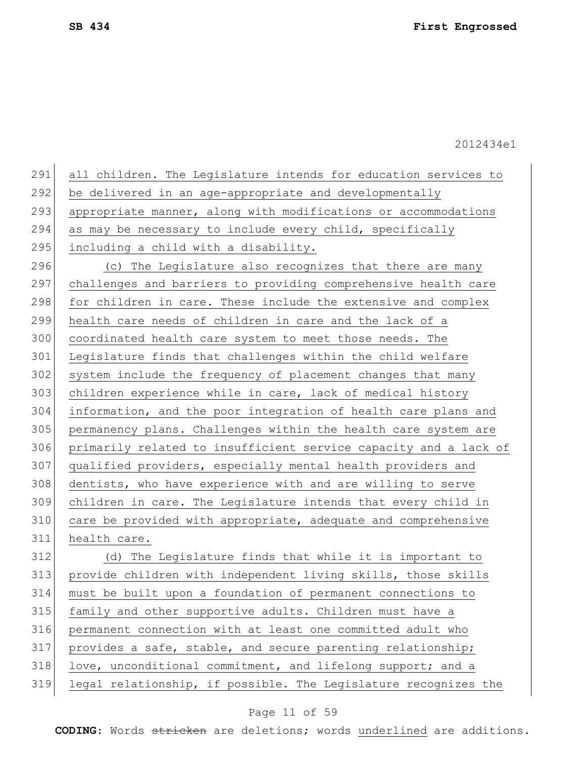all children. The Legislature intends for education services to be delivered in an age-appropriate and developmentally appropriate manner, along with modifications or accommodations as may be necessary to include every child, specifically including a child with a disability.

(c) The Legislature also recognizes that there are many challenges and barriers to providing comprehensive health care for children in care. These include the extensive and complex health care needs of children in care and the lack of a coordinated health care system to meet those needs. The Legislature finds that challenges within the child welfare system include the frequency of placement changes that many children experience while in care, lack of medical history information, and the poor integration of health care plans and permanency plans. Challenges within the health care system are primarily related to insufficient service capacity and a lack of qualified providers, especially mental health providers and dentists, who have experience with and are willing to serve children in care. The Legislature intends that every child in care be provided with appropriate, adequate and comprehensive health care.

(d) The Legislature finds that while it is important to provide children with independent living skills, those skills must be built upon a foundation of permanent connections to family and other supportive adults. Children must have a permanent connection with at least one committed adult who provides a safe, stable, and secure parenting relationship; love, unconditional commitment, and lifelong support; and a legal relationship, if possible. The Legislature recognizes the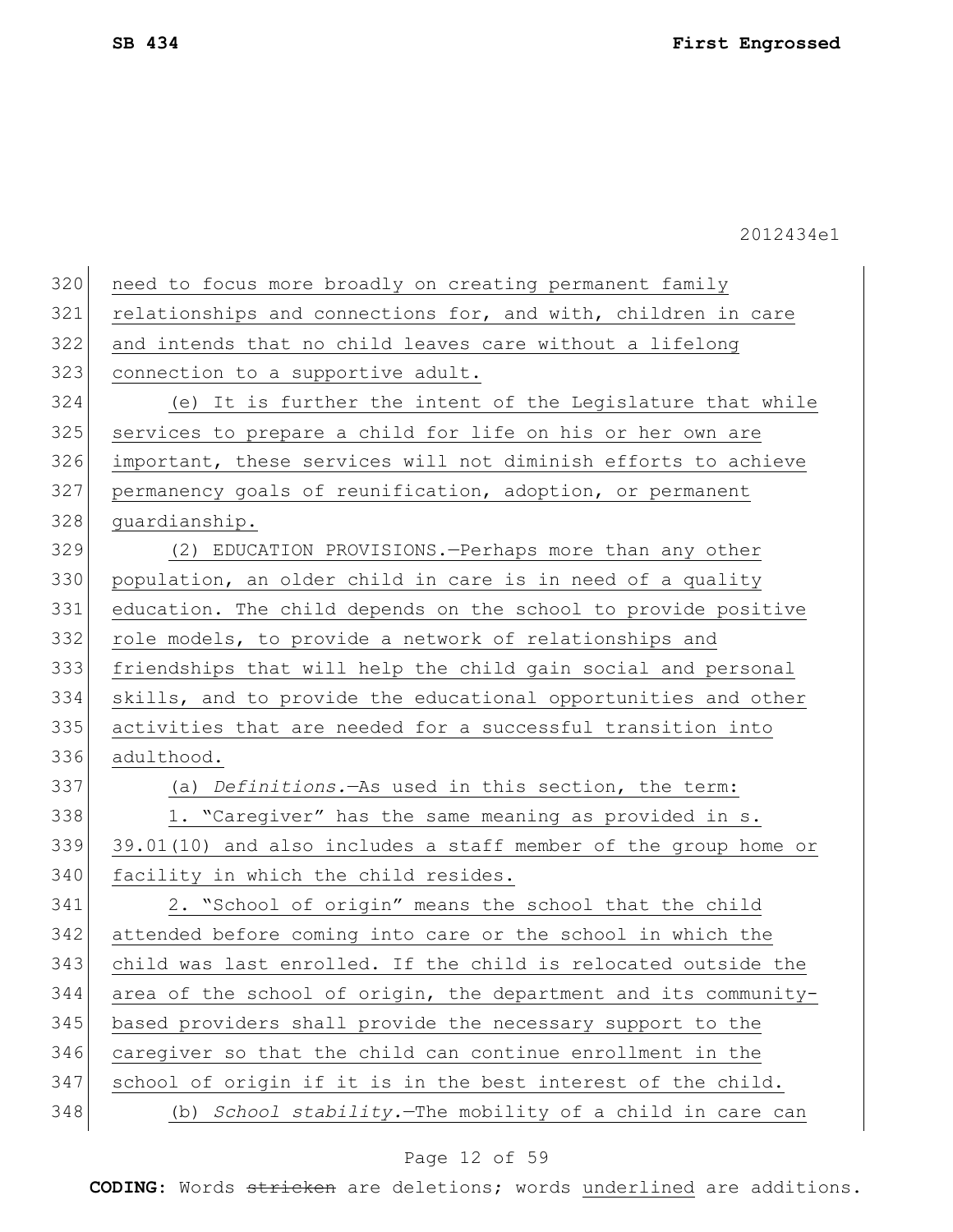need to focus more broadly on creating permanent family relationships and connections for, and with, children in care and intends that no child leaves care without a lifelong connection to a supportive adult.

(e) It is further the intent of the Legislature that while services to prepare a child for life on his or her own are important, these services will not diminish efforts to achieve permanency goals of reunification, adoption, or permanent guardianship.

(2) EDUCATION PROVISIONS.—Perhaps more than any other population, an older child in care is in need of a quality education. The child depends on the school to provide positive role models, to provide a network of relationships and friendships that will help the child gain social and personal skills, and to provide the educational opportunities and other activities that are needed for a successful transition into adulthood.

(a) *Definitions.*—As used in this section, the term:

1. "Caregiver" has the same meaning as provided in s. 39.01(10) and also includes a staff member of the group home or facility in which the child resides.

2. "School of origin" means the school that the child attended before coming into care or the school in which the child was last enrolled. If the child is relocated outside the area of the school of origin, the department and its community-based providers shall provide the necessary support to the caregiver so that the child can continue enrollment in the school of origin if it is in the best interest of the child.

(b) *School stability.*—The mobility of a child in care can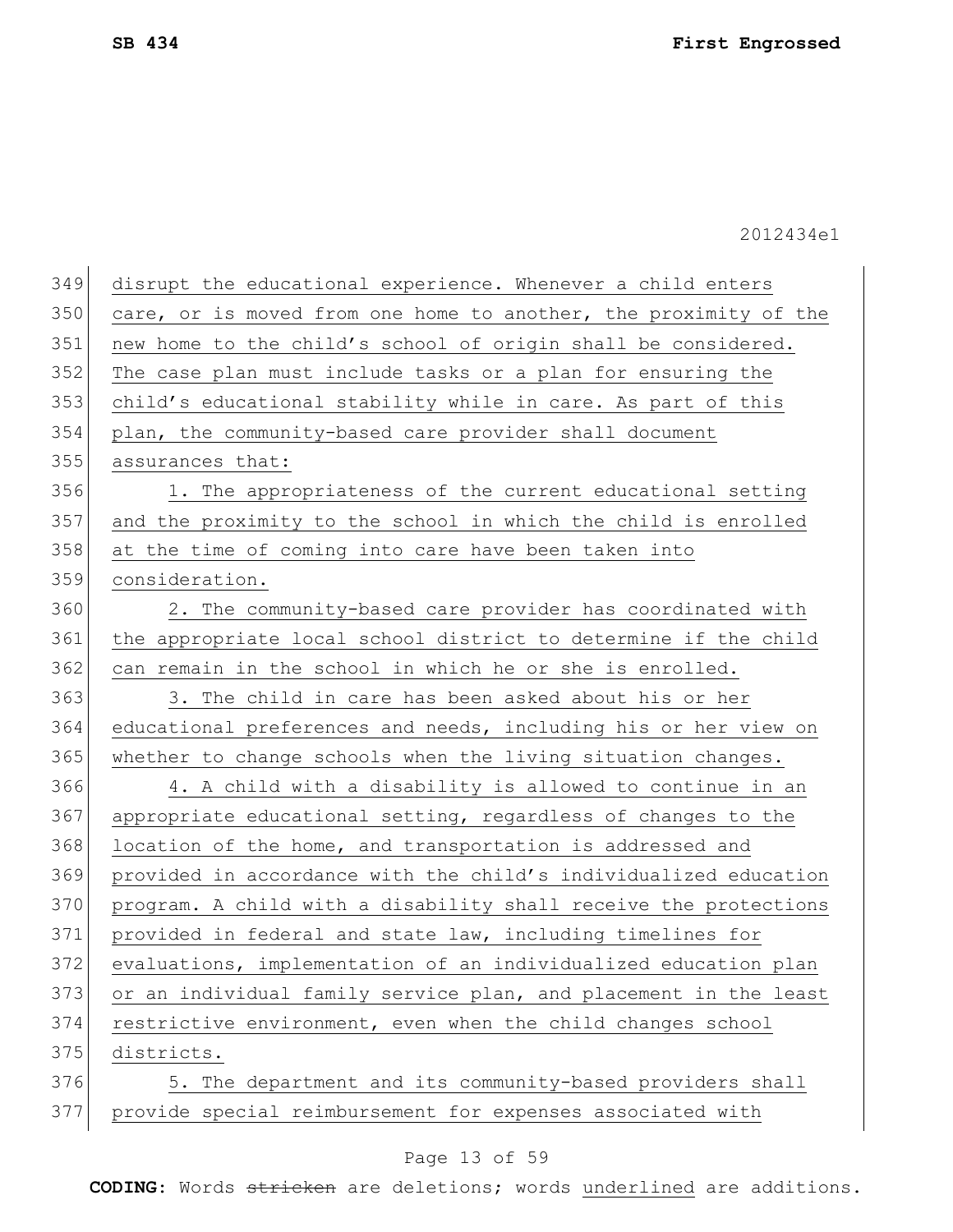disrupt the educational experience. Whenever a child enters care, or is moved from one home to another, the proximity of the new home to the child's school of origin shall be considered. The case plan must include tasks or a plan for ensuring the child's educational stability while in care. As part of this plan, the community-based care provider shall document assurances that:

1. The appropriateness of the current educational setting and the proximity to the school in which the child is enrolled at the time of coming into care have been taken into consideration.

2. The community-based care provider has coordinated with the appropriate local school district to determine if the child can remain in the school in which he or she is enrolled.

3. The child in care has been asked about his or her educational preferences and needs, including his or her view on whether to change schools when the living situation changes.

4. A child with a disability is allowed to continue in an appropriate educational setting, regardless of changes to the location of the home, and transportation is addressed and provided in accordance with the child's individualized education program. A child with a disability shall receive the protections provided in federal and state law, including timelines for evaluations, implementation of an individualized education plan or an individual family service plan, and placement in the least restrictive environment, even when the child changes school districts.

5. The department and its community-based providers shall provide special reimbursement for expenses associated with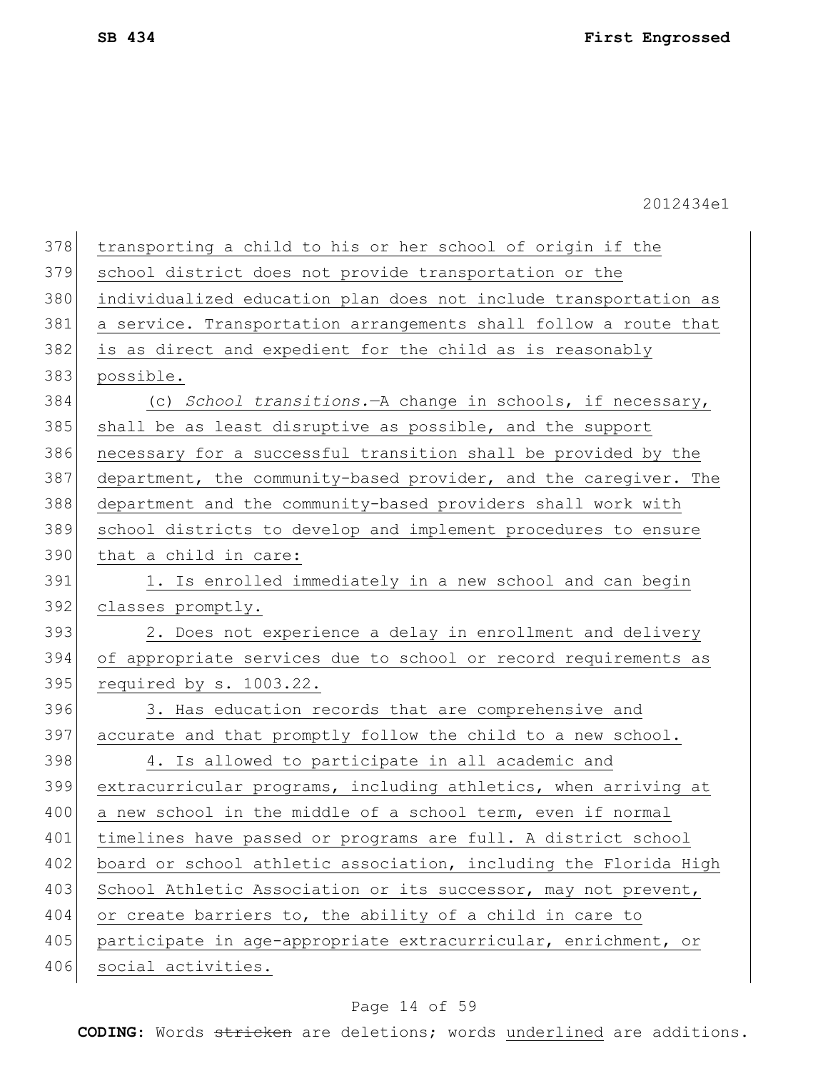transporting a child to his or her school of origin if the school district does not provide transportation or the individualized education plan does not include transportation as a service. Transportation arrangements shall follow a route that is as direct and expedient for the child as is reasonably possible.

(c) *School transitions.*—A change in schools, if necessary, shall be as least disruptive as possible, and the support necessary for a successful transition shall be provided by the department, the community-based provider, and the caregiver. The department and the community-based providers shall work with school districts to develop and implement procedures to ensure that a child in care:

1. Is enrolled immediately in a new school and can begin classes promptly.

2. Does not experience a delay in enrollment and delivery of appropriate services due to school or record requirements as required by s. 1003.22.

3. Has education records that are comprehensive and accurate and that promptly follow the child to a new school.

4. Is allowed to participate in all academic and extracurricular programs, including athletics, when arriving at a new school in the middle of a school term, even if normal timelines have passed or programs are full. A district school board or school athletic association, including the Florida High School Athletic Association or its successor, may not prevent, or create barriers to, the ability of a child in care to participate in age-appropriate extracurricular, enrichment, or social activities.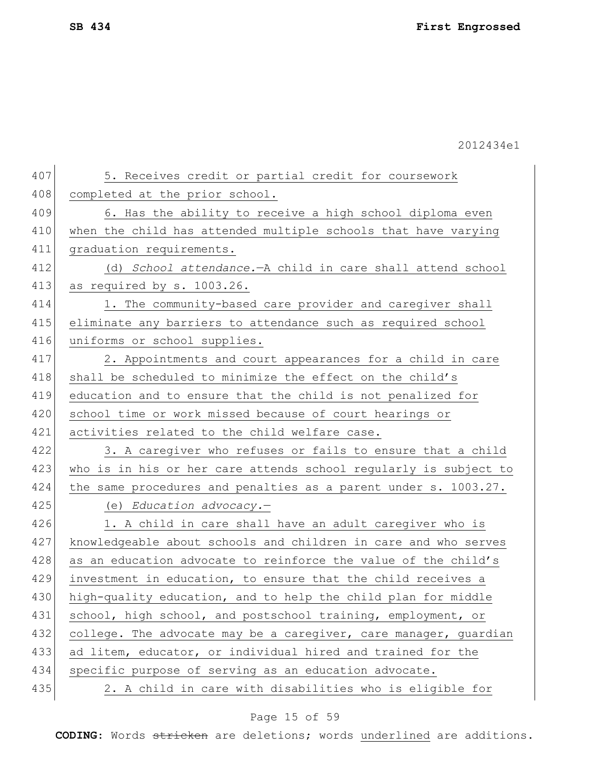5. Receives credit or partial credit for coursework completed at the prior school.

6. Has the ability to receive a high school diploma even when the child has attended multiple schools that have varying graduation requirements.

(d) *School attendance.*—A child in care shall attend school as required by s. 1003.26.

1. The community-based care provider and caregiver shall eliminate any barriers to attendance such as required school uniforms or school supplies.

2. Appointments and court appearances for a child in care shall be scheduled to minimize the effect on the child's education and to ensure that the child is not penalized for school time or work missed because of court hearings or activities related to the child welfare case.

3. A caregiver who refuses or fails to ensure that a child who is in his or her care attends school regularly is subject to the same procedures and penalties as a parent under s. 1003.27.

(e) *Education advocacy.*—

1. A child in care shall have an adult caregiver who is knowledgeable about schools and children in care and who serves as an education advocate to reinforce the value of the child's investment in education, to ensure that the child receives a high-quality education, and to help the child plan for middle school, high school, and postschool training, employment, or college. The advocate may be a caregiver, care manager, guardian ad litem, educator, or individual hired and trained for the specific purpose of serving as an education advocate.

2. A child in care with disabilities who is eligible for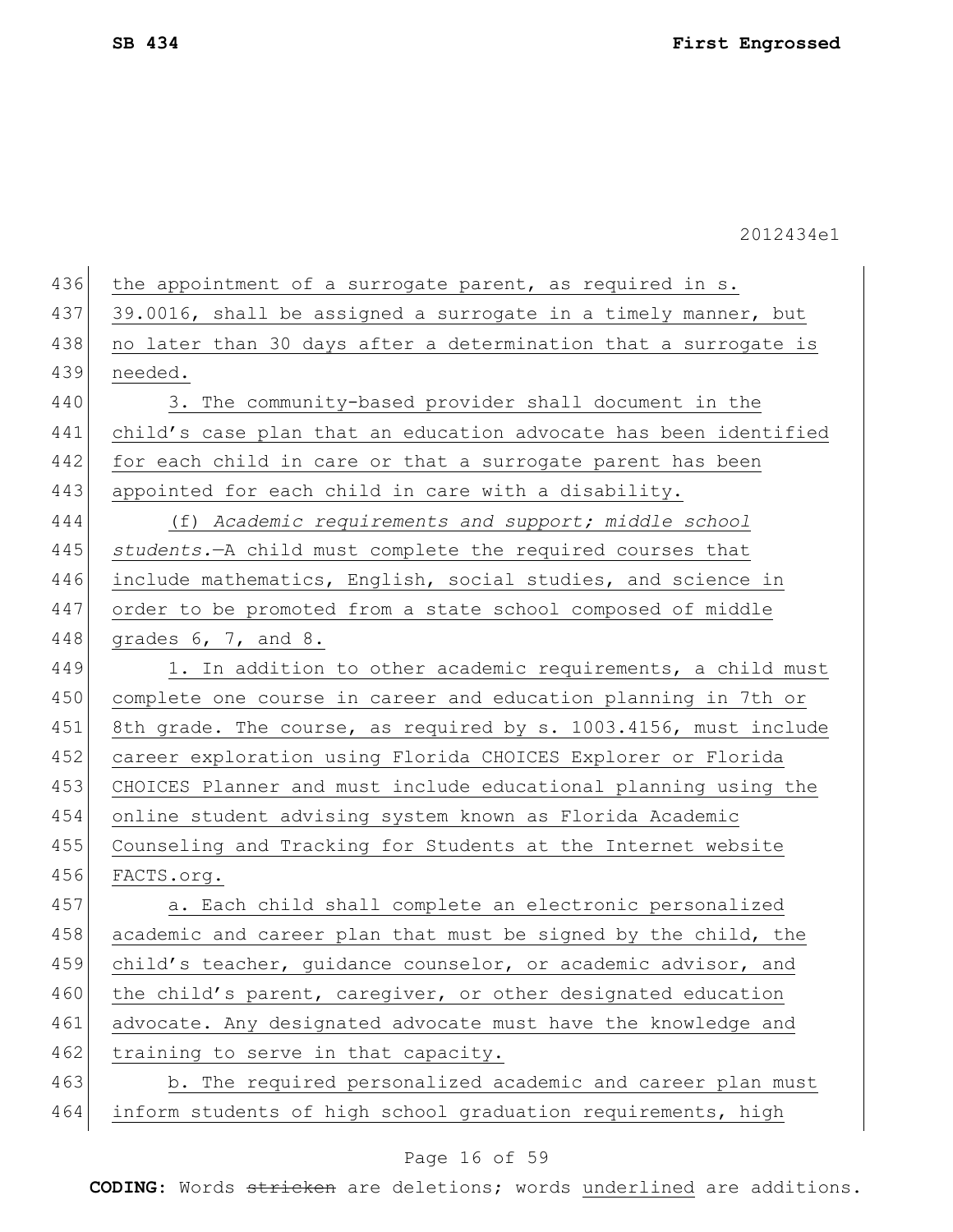the appointment of a surrogate parent, as required in s. 39.0016, shall be assigned a surrogate in a timely manner, but no later than 30 days after a determination that a surrogate is needed.

3. The community-based provider shall document in the child's case plan that an education advocate has been identified for each child in care or that a surrogate parent has been appointed for each child in care with a disability.

(f) *Academic requirements and support; middle school students.*—A child must complete the required courses that include mathematics, English, social studies, and science in order to be promoted from a state school composed of middle grades 6, 7, and 8.

1. In addition to other academic requirements, a child must complete one course in career and education planning in 7th or 8th grade. The course, as required by s. 1003.4156, must include career exploration using Florida CHOICES Explorer or Florida CHOICES Planner and must include educational planning using the online student advising system known as Florida Academic Counseling and Tracking for Students at the Internet website FACTS.org.

a. Each child shall complete an electronic personalized academic and career plan that must be signed by the child, the child's teacher, guidance counselor, or academic advisor, and the child's parent, caregiver, or other designated education advocate. Any designated advocate must have the knowledge and training to serve in that capacity.

b. The required personalized academic and career plan must inform students of high school graduation requirements, high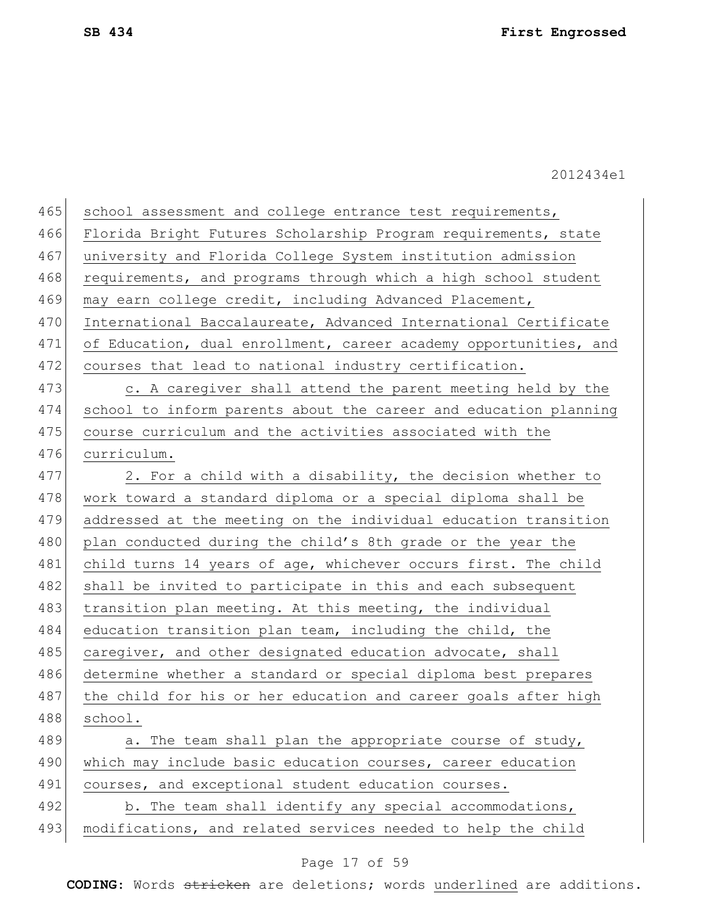school assessment and college entrance test requirements, Florida Bright Futures Scholarship Program requirements, state university and Florida College System institution admission requirements, and programs through which a high school student may earn college credit, including Advanced Placement, International Baccalaureate, Advanced International Certificate of Education, dual enrollment, career academy opportunities, and courses that lead to national industry certification.

c. A caregiver shall attend the parent meeting held by the school to inform parents about the career and education planning course curriculum and the activities associated with the curriculum.

2. For a child with a disability, the decision whether to work toward a standard diploma or a special diploma shall be addressed at the meeting on the individual education transition plan conducted during the child's 8th grade or the year the child turns 14 years of age, whichever occurs first. The child shall be invited to participate in this and each subsequent transition plan meeting. At this meeting, the individual education transition plan team, including the child, the caregiver, and other designated education advocate, shall determine whether a standard or special diploma best prepares the child for his or her education and career goals after high school.

a. The team shall plan the appropriate course of study, which may include basic education courses, career education courses, and exceptional student education courses.

b. The team shall identify any special accommodations, modifications, and related services needed to help the child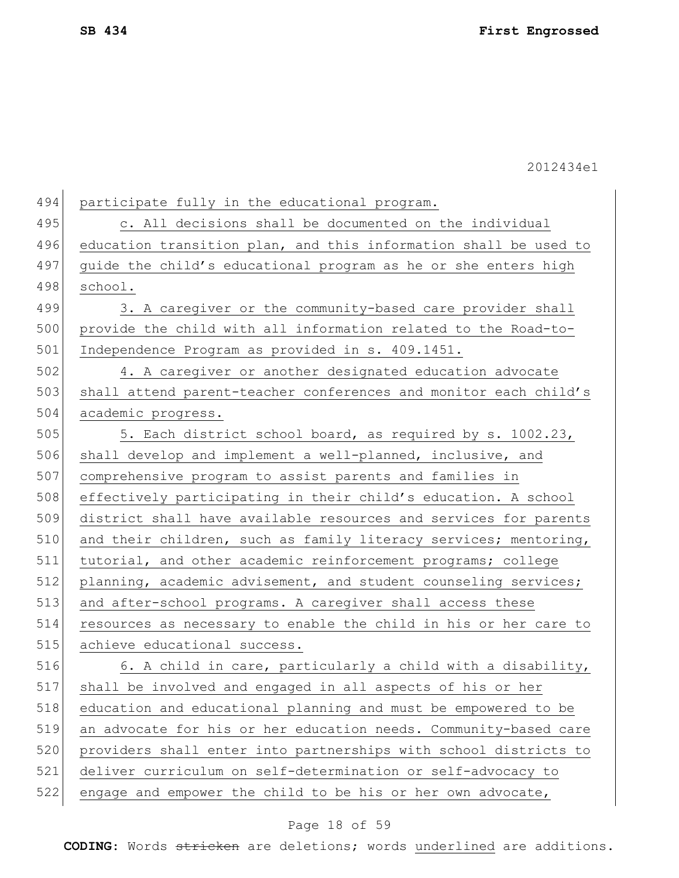participate fully in the educational program.

c. All decisions shall be documented on the individual education transition plan, and this information shall be used to guide the child's educational program as he or she enters high school.

3. A caregiver or the community-based care provider shall provide the child with all information related to the Road-to-Independence Program as provided in s. 409.1451.

4. A caregiver or another designated education advocate shall attend parent-teacher conferences and monitor each child's academic progress.

5. Each district school board, as required by s. 1002.23, shall develop and implement a well-planned, inclusive, and comprehensive program to assist parents and families in effectively participating in their child's education. A school district shall have available resources and services for parents and their children, such as family literacy services; mentoring, tutorial, and other academic reinforcement programs; college planning, academic advisement, and student counseling services; and after-school programs. A caregiver shall access these resources as necessary to enable the child in his or her care to achieve educational success.

6. A child in care, particularly a child with a disability, shall be involved and engaged in all aspects of his or her education and educational planning and must be empowered to be an advocate for his or her education needs. Community-based care providers shall enter into partnerships with school districts to deliver curriculum on self-determination or self-advocacy to engage and empower the child to be his or her own advocate,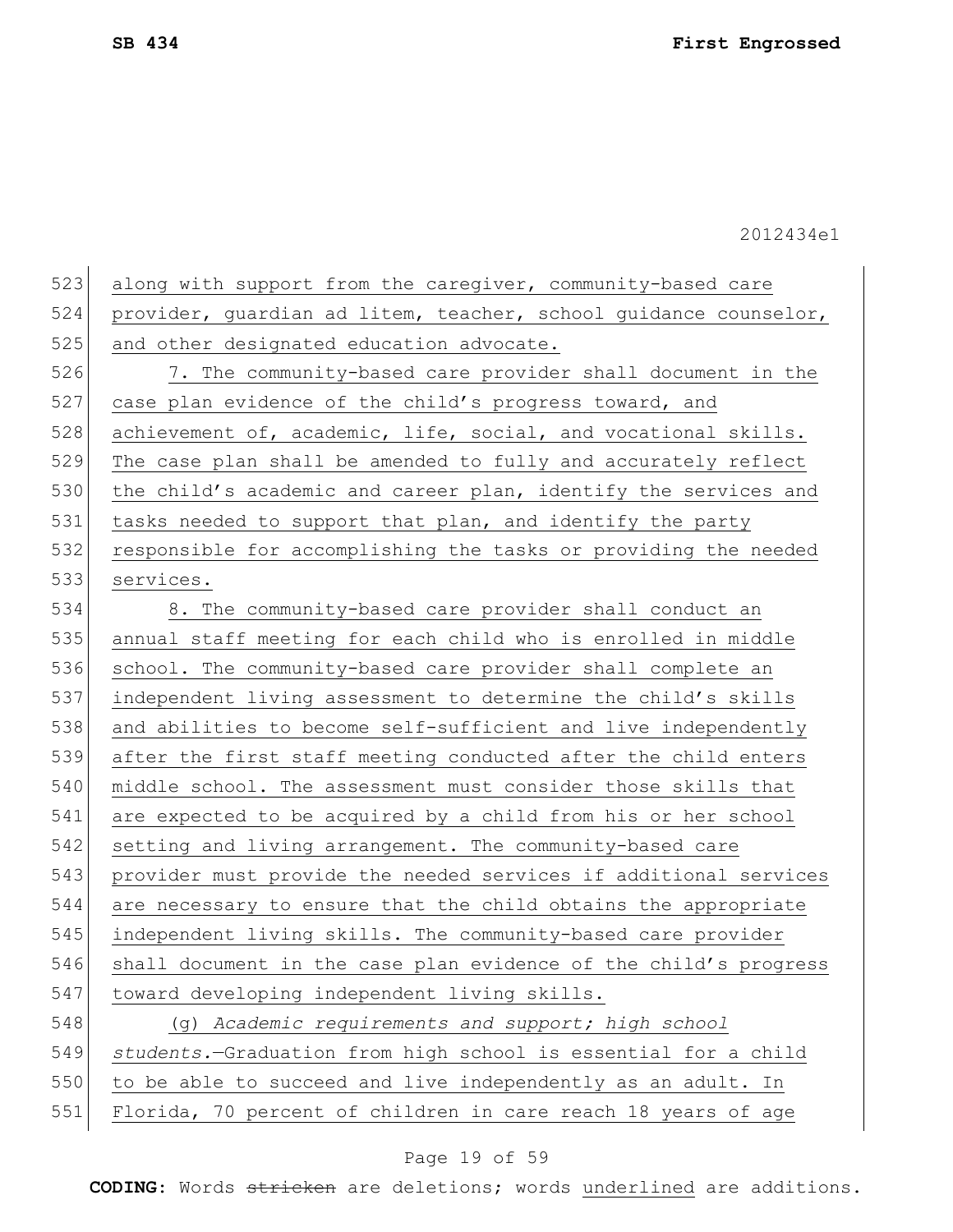along with support from the caregiver, community-based care provider, guardian ad litem, teacher, school guidance counselor, and other designated education advocate.

7. The community-based care provider shall document in the case plan evidence of the child's progress toward, and achievement of, academic, life, social, and vocational skills. The case plan shall be amended to fully and accurately reflect the child's academic and career plan, identify the services and tasks needed to support that plan, and identify the party responsible for accomplishing the tasks or providing the needed services.

8. The community-based care provider shall conduct an annual staff meeting for each child who is enrolled in middle school. The community-based care provider shall complete an independent living assessment to determine the child's skills and abilities to become self-sufficient and live independently after the first staff meeting conducted after the child enters middle school. The assessment must consider those skills that are expected to be acquired by a child from his or her school setting and living arrangement. The community-based care provider must provide the needed services if additional services are necessary to ensure that the child obtains the appropriate independent living skills. The community-based care provider shall document in the case plan evidence of the child's progress toward developing independent living skills.

(g) *Academic requirements and support; high school students.*—Graduation from high school is essential for a child to be able to succeed and live independently as an adult. In Florida, 70 percent of children in care reach 18 years of age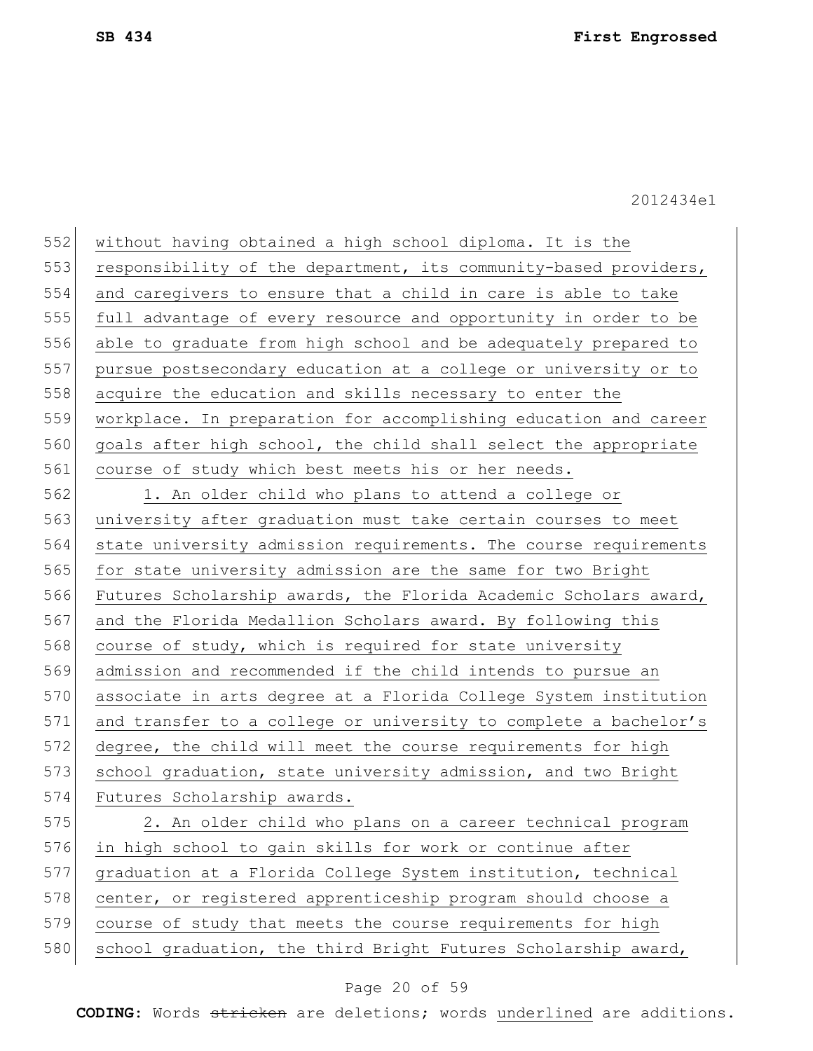without having obtained a high school diploma. It is the responsibility of the department, its community-based providers, and caregivers to ensure that a child in care is able to take full advantage of every resource and opportunity in order to be able to graduate from high school and be adequately prepared to pursue postsecondary education at a college or university or to acquire the education and skills necessary to enter the workplace. In preparation for accomplishing education and career goals after high school, the child shall select the appropriate course of study which best meets his or her needs.

1. An older child who plans to attend a college or university after graduation must take certain courses to meet state university admission requirements. The course requirements for state university admission are the same for two Bright Futures Scholarship awards, the Florida Academic Scholars award, and the Florida Medallion Scholars award. By following this course of study, which is required for state university admission and recommended if the child intends to pursue an associate in arts degree at a Florida College System institution and transfer to a college or university to complete a bachelor's degree, the child will meet the course requirements for high school graduation, state university admission, and two Bright Futures Scholarship awards.

2. An older child who plans on a career technical program in high school to gain skills for work or continue after graduation at a Florida College System institution, technical center, or registered apprenticeship program should choose a course of study that meets the course requirements for high school graduation, the third Bright Futures Scholarship award,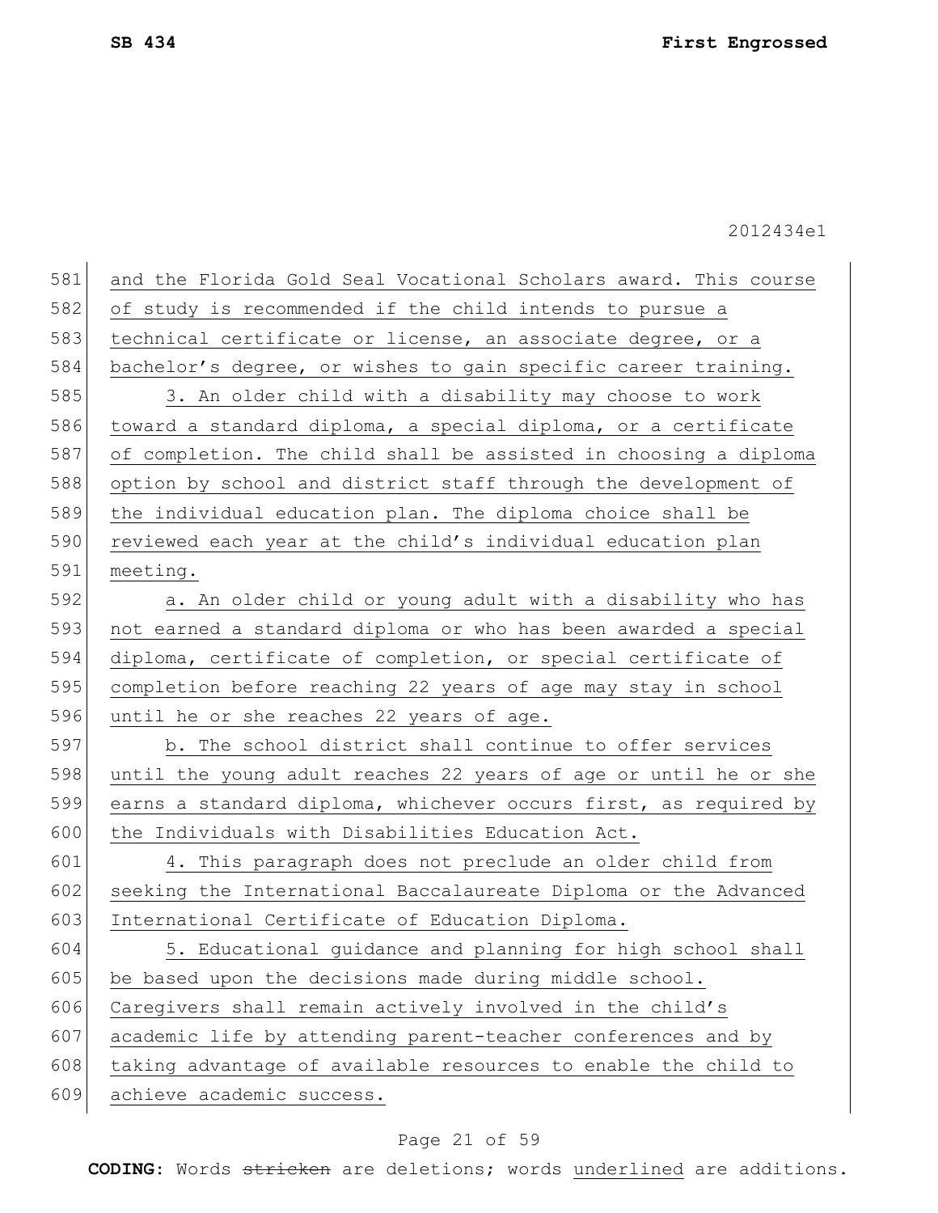and the Florida Gold Seal Vocational Scholars award. This course of study is recommended if the child intends to pursue a technical certificate or license, an associate degree, or a bachelor's degree, or wishes to gain specific career training.

3. An older child with a disability may choose to work toward a standard diploma, a special diploma, or a certificate of completion. The child shall be assisted in choosing a diploma option by school and district staff through the development of the individual education plan. The diploma choice shall be reviewed each year at the child's individual education plan meeting.

a. An older child or young adult with a disability who has not earned a standard diploma or who has been awarded a special diploma, certificate of completion, or special certificate of completion before reaching 22 years of age may stay in school until he or she reaches 22 years of age.

b. The school district shall continue to offer services until the young adult reaches 22 years of age or until he or she earns a standard diploma, whichever occurs first, as required by the Individuals with Disabilities Education Act.

4. This paragraph does not preclude an older child from seeking the International Baccalaureate Diploma or the Advanced International Certificate of Education Diploma.

5. Educational guidance and planning for high school shall be based upon the decisions made during middle school. Caregivers shall remain actively involved in the child's academic life by attending parent-teacher conferences and by taking advantage of available resources to enable the child to achieve academic success.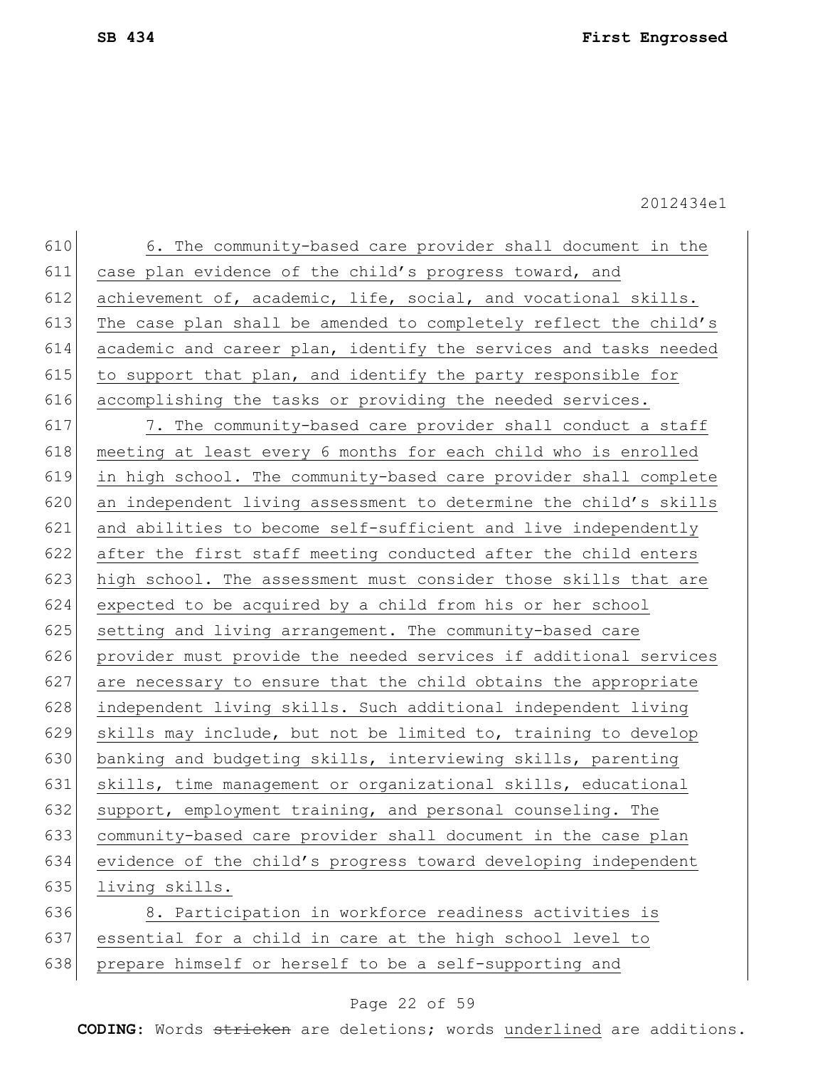6. The community-based care provider shall document in the case plan evidence of the child's progress toward, and achievement of, academic, life, social, and vocational skills. The case plan shall be amended to completely reflect the child's academic and career plan, identify the services and tasks needed to support that plan, and identify the party responsible for accomplishing the tasks or providing the needed services.

7. The community-based care provider shall conduct a staff meeting at least every 6 months for each child who is enrolled in high school. The community-based care provider shall complete an independent living assessment to determine the child's skills and abilities to become self-sufficient and live independently after the first staff meeting conducted after the child enters high school. The assessment must consider those skills that are expected to be acquired by a child from his or her school setting and living arrangement. The community-based care provider must provide the needed services if additional services are necessary to ensure that the child obtains the appropriate independent living skills. Such additional independent living skills may include, but not be limited to, training to develop banking and budgeting skills, interviewing skills, parenting skills, time management or organizational skills, educational support, employment training, and personal counseling. The community-based care provider shall document in the case plan evidence of the child's progress toward developing independent living skills.

8. Participation in workforce readiness activities is essential for a child in care at the high school level to prepare himself or herself to be a self-supporting and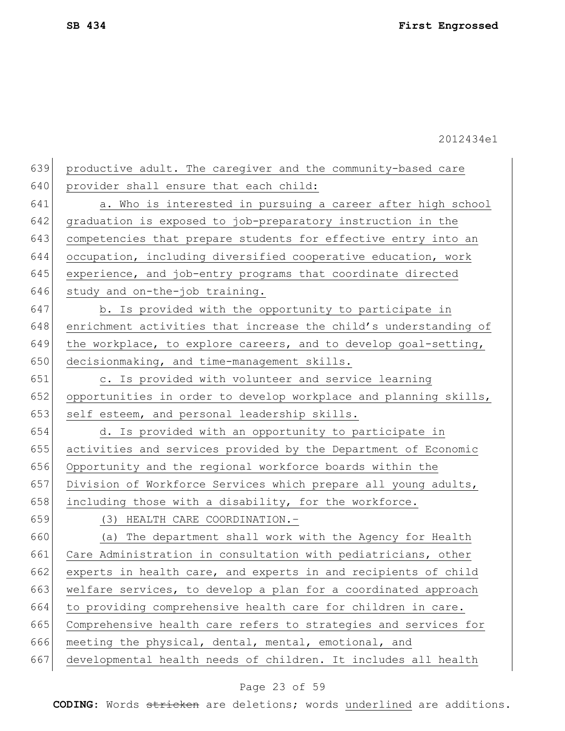productive adult. The caregiver and the community-based care provider shall ensure that each child:

a. Who is interested in pursuing a career after high school graduation is exposed to job-preparatory instruction in the competencies that prepare students for effective entry into an occupation, including diversified cooperative education, work experience, and job-entry programs that coordinate directed study and on-the-job training.

b. Is provided with the opportunity to participate in enrichment activities that increase the child's understanding of the workplace, to explore careers, and to develop goal-setting, decisionmaking, and time-management skills.

c. Is provided with volunteer and service learning opportunities in order to develop workplace and planning skills, self esteem, and personal leadership skills.

d. Is provided with an opportunity to participate in activities and services provided by the Department of Economic Opportunity and the regional workforce boards within the Division of Workforce Services which prepare all young adults, including those with a disability, for the workforce.

(3) HEALTH CARE COORDINATION.—

(a) The department shall work with the Agency for Health Care Administration in consultation with pediatricians, other experts in health care, and experts in and recipients of child welfare services, to develop a plan for a coordinated approach to providing comprehensive health care for children in care. Comprehensive health care refers to strategies and services for meeting the physical, dental, mental, emotional, and developmental health needs of children. It includes all health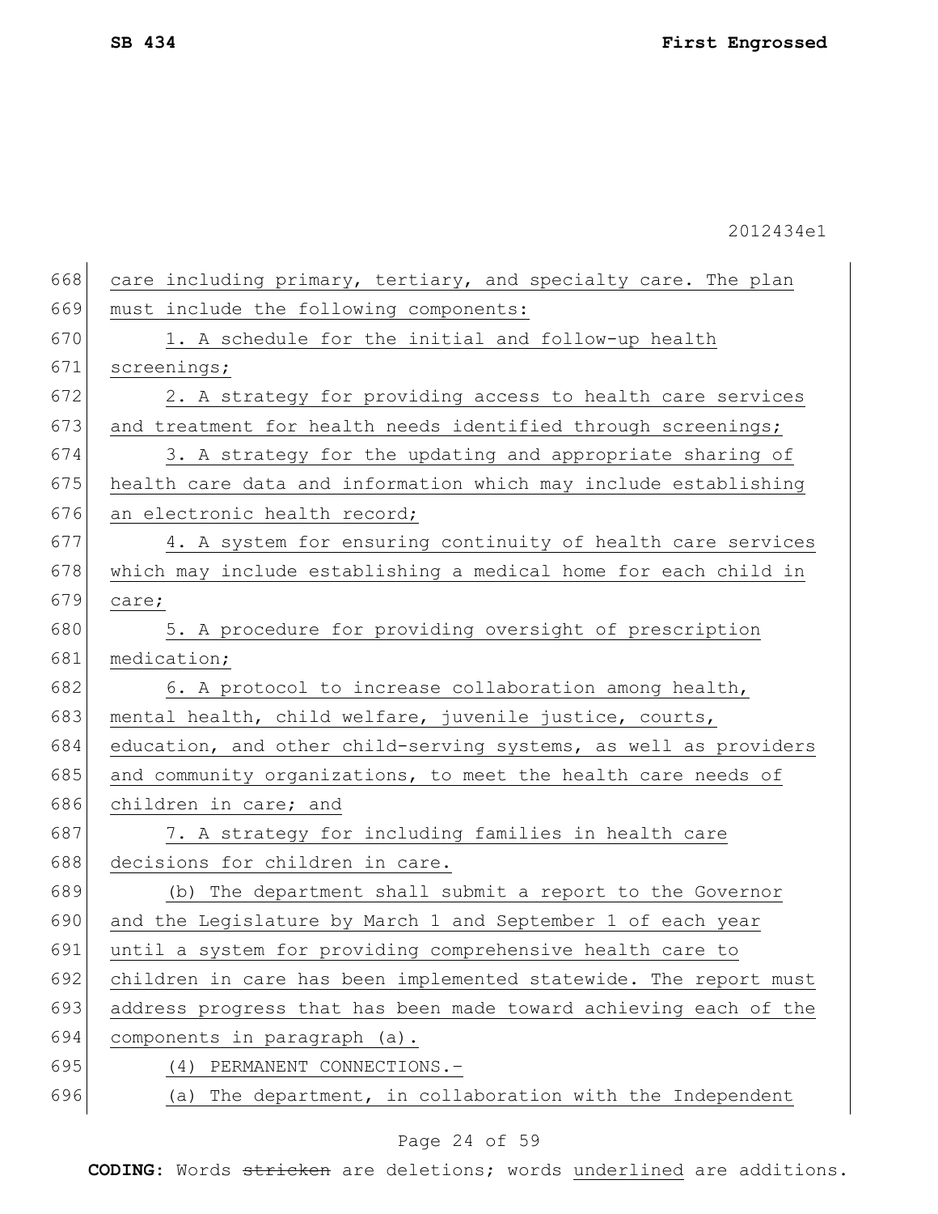care including primary, tertiary, and specialty care. The plan must include the following components:

1. A schedule for the initial and follow-up health screenings;

2. A strategy for providing access to health care services and treatment for health needs identified through screenings;

3. A strategy for the updating and appropriate sharing of health care data and information which may include establishing an electronic health record;

4. A system for ensuring continuity of health care services which may include establishing a medical home for each child in care;

5. A procedure for providing oversight of prescription medication;

6. A protocol to increase collaboration among health, mental health, child welfare, juvenile justice, courts, education, and other child-serving systems, as well as providers and community organizations, to meet the health care needs of children in care; and

7. A strategy for including families in health care decisions for children in care.

(b) The department shall submit a report to the Governor and the Legislature by March 1 and September 1 of each year until a system for providing comprehensive health care to children in care has been implemented statewide. The report must address progress that has been made toward achieving each of the components in paragraph (a).

(4) PERMANENT CONNECTIONS.—

(a) The department, in collaboration with the Independent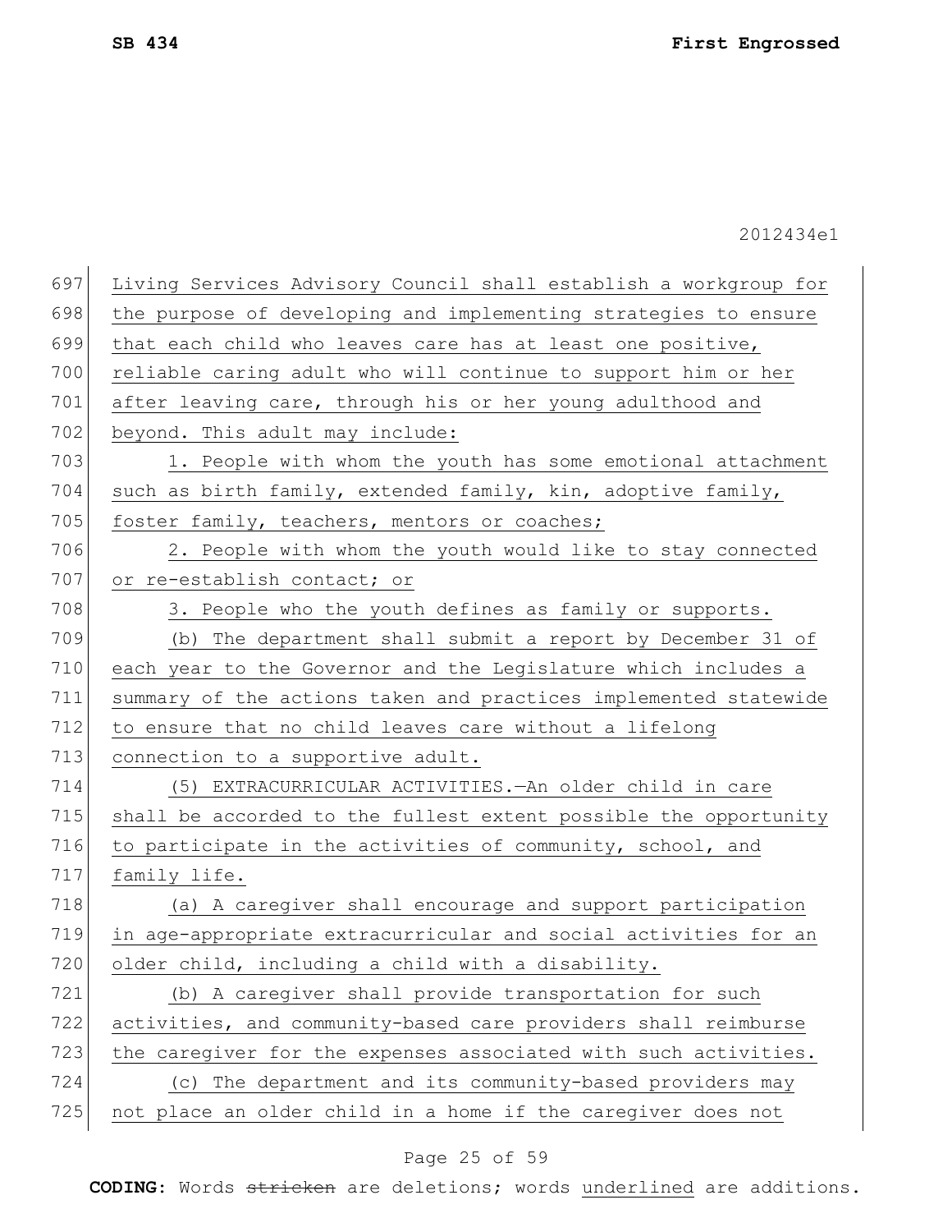Living Services Advisory Council shall establish a workgroup for the purpose of developing and implementing strategies to ensure that each child who leaves care has at least one positive, reliable caring adult who will continue to support him or her after leaving care, through his or her young adulthood and beyond. This adult may include:

1. People with whom the youth has some emotional attachment such as birth family, extended family, kin, adoptive family, foster family, teachers, mentors or coaches;

2. People with whom the youth would like to stay connected or re-establish contact; or

3. People who the youth defines as family or supports.

(b) The department shall submit a report by December 31 of each year to the Governor and the Legislature which includes a summary of the actions taken and practices implemented statewide to ensure that no child leaves care without a lifelong connection to a supportive adult.

(5) EXTRACURRICULAR ACTIVITIES.—An older child in care shall be accorded to the fullest extent possible the opportunity to participate in the activities of community, school, and family life.

(a) A caregiver shall encourage and support participation in age-appropriate extracurricular and social activities for an older child, including a child with a disability.

(b) A caregiver shall provide transportation for such activities, and community-based care providers shall reimburse the caregiver for the expenses associated with such activities.

(c) The department and its community-based providers may not place an older child in a home if the caregiver does not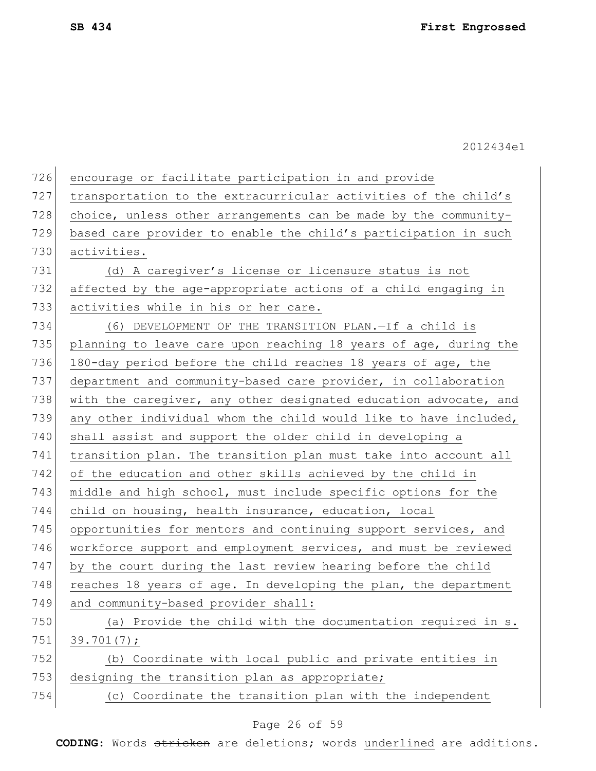encourage or facilitate participation in and provide transportation to the extracurricular activities of the child's choice, unless other arrangements can be made by the community-based care provider to enable the child's participation in such activities.

(d) A caregiver's license or licensure status is not affected by the age-appropriate actions of a child engaging in activities while in his or her care.

(6) DEVELOPMENT OF THE TRANSITION PLAN.—If a child is planning to leave care upon reaching 18 years of age, during the 180-day period before the child reaches 18 years of age, the department and community-based care provider, in collaboration with the caregiver, any other designated education advocate, and any other individual whom the child would like to have included, shall assist and support the older child in developing a transition plan. The transition plan must take into account all of the education and other skills achieved by the child in middle and high school, must include specific options for the child on housing, health insurance, education, local opportunities for mentors and continuing support services, and workforce support and employment services, and must be reviewed by the court during the last review hearing before the child reaches 18 years of age. In developing the plan, the department and community-based provider shall:

(a) Provide the child with the documentation required in s. 39.701(7);

(b) Coordinate with local public and private entities in designing the transition plan as appropriate;

(c) Coordinate the transition plan with the independent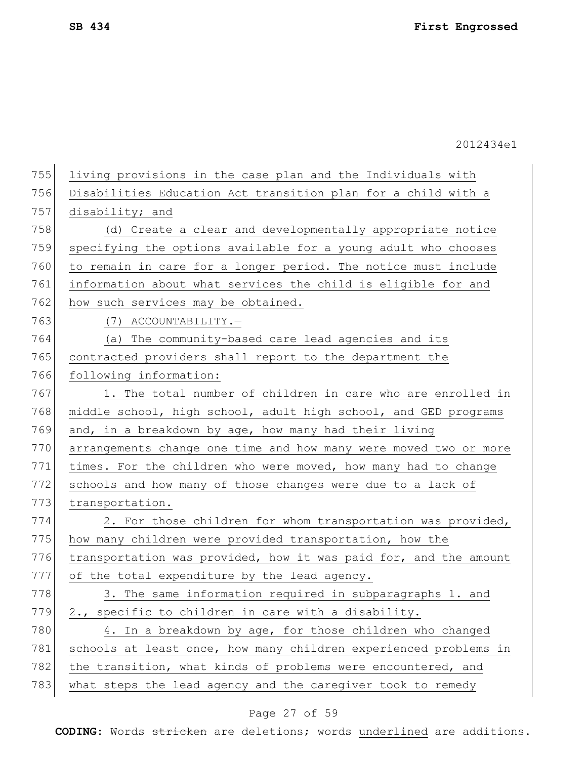living provisions in the case plan and the Individuals with Disabilities Education Act transition plan for a child with a disability; and

(d) Create a clear and developmentally appropriate notice specifying the options available for a young adult who chooses to remain in care for a longer period. The notice must include information about what services the child is eligible for and how such services may be obtained.

(7) ACCOUNTABILITY.—

(a) The community-based care lead agencies and its contracted providers shall report to the department the following information:

1. The total number of children in care who are enrolled in middle school, high school, adult high school, and GED programs and, in a breakdown by age, how many had their living arrangements change one time and how many were moved two or more times. For the children who were moved, how many had to change schools and how many of those changes were due to a lack of transportation.

2. For those children for whom transportation was provided, how many children were provided transportation, how the transportation was provided, how it was paid for, and the amount of the total expenditure by the lead agency.

3. The same information required in subparagraphs 1. and 2., specific to children in care with a disability.

4. In a breakdown by age, for those children who changed schools at least once, how many children experienced problems in the transition, what kinds of problems were encountered, and what steps the lead agency and the caregiver took to remedy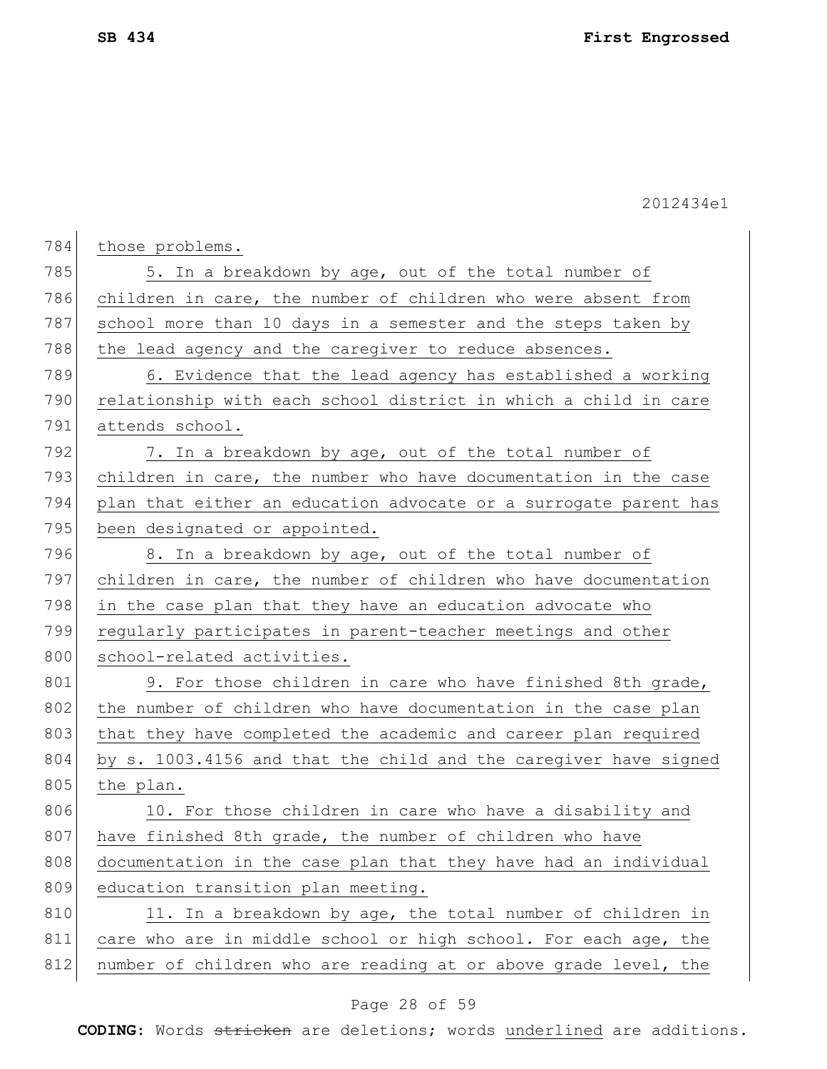those problems.

5. In a breakdown by age, out of the total number of children in care, the number of children who were absent from school more than 10 days in a semester and the steps taken by the lead agency and the caregiver to reduce absences.

6. Evidence that the lead agency has established a working relationship with each school district in which a child in care attends school.

7. In a breakdown by age, out of the total number of children in care, the number who have documentation in the case plan that either an education advocate or a surrogate parent has been designated or appointed.

8. In a breakdown by age, out of the total number of children in care, the number of children who have documentation in the case plan that they have an education advocate who regularly participates in parent-teacher meetings and other school-related activities.

9. For those children in care who have finished 8th grade, the number of children who have documentation in the case plan that they have completed the academic and career plan required by s. 1003.4156 and that the child and the caregiver have signed the plan.

10. For those children in care who have a disability and have finished 8th grade, the number of children who have documentation in the case plan that they have had an individual education transition plan meeting.

11. In a breakdown by age, the total number of children in care who are in middle school or high school. For each age, the number of children who are reading at or above grade level, the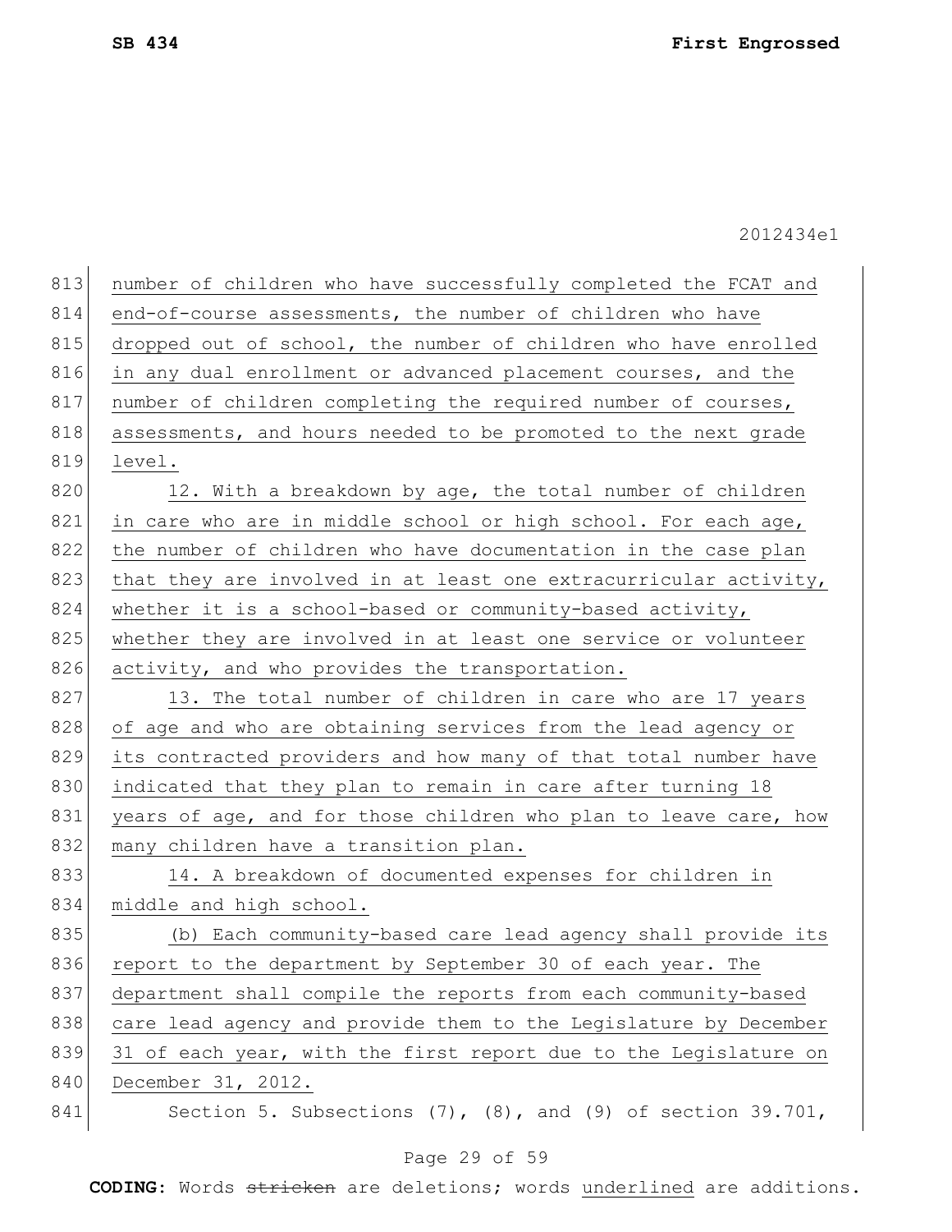number of children who have successfully completed the FCAT and end-of-course assessments, the number of children who have dropped out of school, the number of children who have enrolled in any dual enrollment or advanced placement courses, and the number of children completing the required number of courses, assessments, and hours needed to be promoted to the next grade level.

12. With a breakdown by age, the total number of children in care who are in middle school or high school. For each age, the number of children who have documentation in the case plan that they are involved in at least one extracurricular activity, whether it is a school-based or community-based activity, whether they are involved in at least one service or volunteer activity, and who provides the transportation.

13. The total number of children in care who are 17 years of age and who are obtaining services from the lead agency or its contracted providers and how many of that total number have indicated that they plan to remain in care after turning 18 years of age, and for those children who plan to leave care, how many children have a transition plan.

14. A breakdown of documented expenses for children in middle and high school.

(b) Each community-based care lead agency shall provide its report to the department by September 30 of each year. The department shall compile the reports from each community-based care lead agency and provide them to the Legislature by December 31 of each year, with the first report due to the Legislature on December 31, 2012.

Section 5. Subsections (7), (8), and (9) of section 39.701,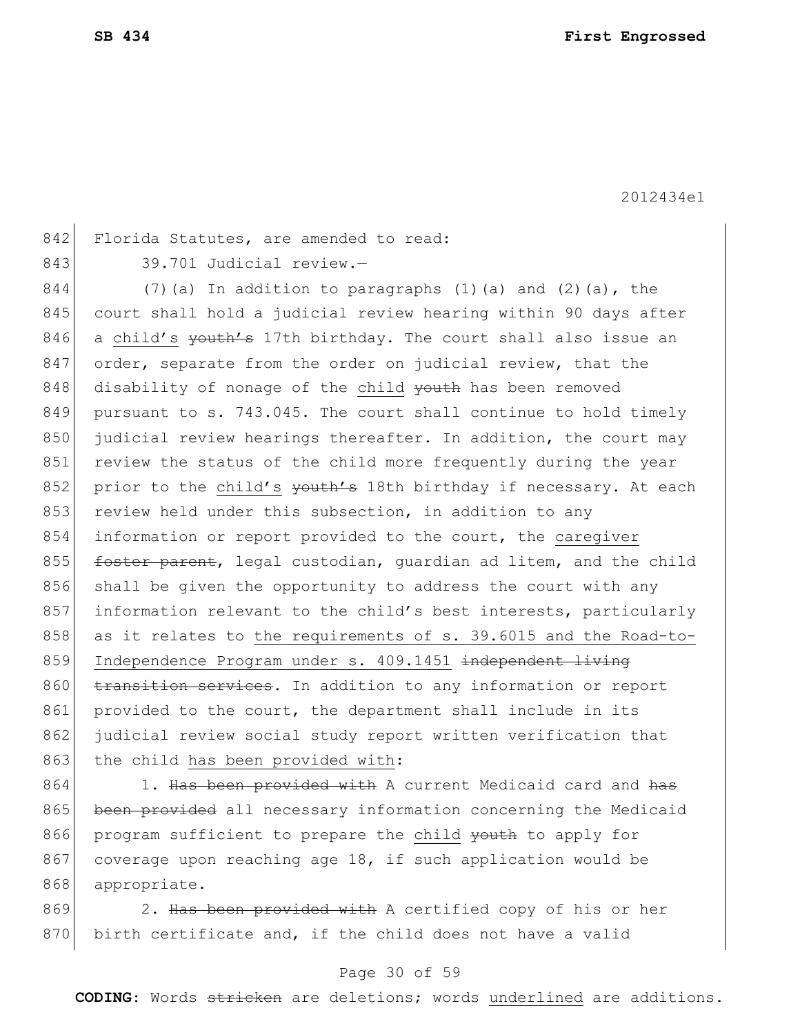Florida Statutes, are amended to read:

39.701 Judicial review.—

(7)(a) In addition to paragraphs (1)(a) and (2)(a), the court shall hold a judicial review hearing within 90 days after a child's ~~youth's~~ 17th birthday. The court shall also issue an order, separate from the order on judicial review, that the disability of nonage of the child ~~youth~~ has been removed pursuant to s. 743.045. The court shall continue to hold timely judicial review hearings thereafter. In addition, the court may review the status of the child more frequently during the year prior to the child's ~~youth's~~ 18th birthday if necessary. At each review held under this subsection, in addition to any information or report provided to the court, the caregiver ~~foster parent~~, legal custodian, guardian ad litem, and the child shall be given the opportunity to address the court with any information relevant to the child's best interests, particularly as it relates to the requirements of s. 39.6015 and the Road-to-Independence Program under s. 409.1451 ~~independent living transition services~~. In addition to any information or report provided to the court, the department shall include in its judicial review social study report written verification that the child has been provided with:

1. ~~Has been provided with~~ A current Medicaid card and ~~has been provided~~ all necessary information concerning the Medicaid program sufficient to prepare the child ~~youth~~ to apply for coverage upon reaching age 18, if such application would be appropriate.

2. ~~Has been provided with~~ A certified copy of his or her birth certificate and, if the child does not have a valid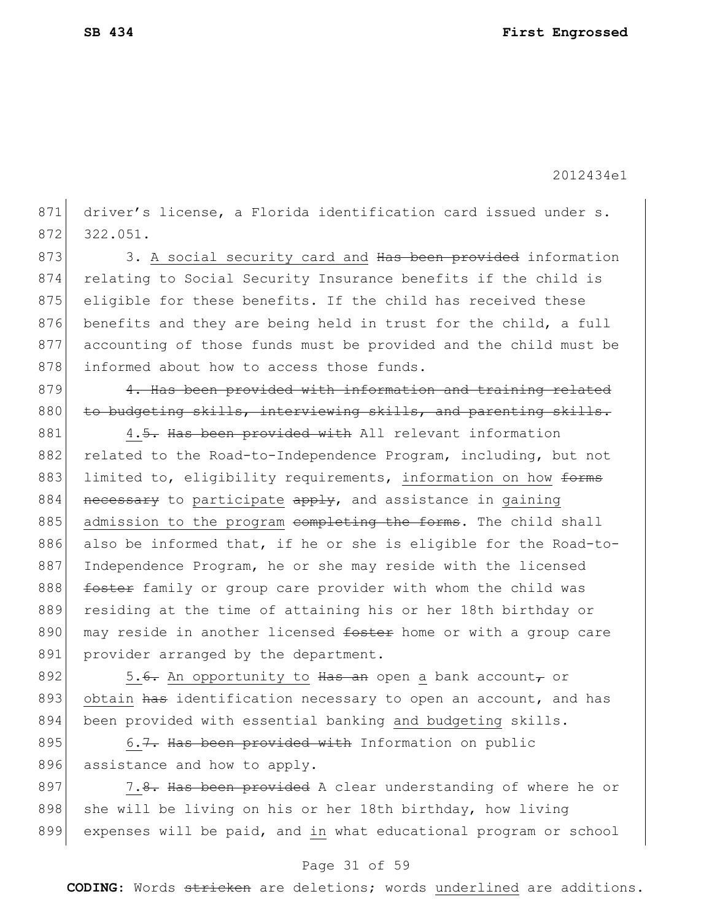driver's license, a Florida identification card issued under s. 322.051.

3. <u>A social security card and</u> ~~Has been provided~~ information relating to Social Security Insurance benefits if the child is eligible for these benefits. If the child has received these benefits and they are being held in trust for the child, a full accounting of those funds must be provided and the child must be informed about how to access those funds.

~~4. Has been provided with information and training related to budgeting skills, interviewing skills, and parenting skills.~~

<u>4.</u>~~5.~~ ~~Has been provided with~~ All relevant information related to the Road-to-Independence Program, including, but not limited to, eligibility requirements, <u>information on how</u> ~~forms necessary~~ to <u>participate</u> ~~apply~~, and assistance in <u>gaining admission to the program</u> ~~completing the forms~~. The child shall also be informed that, if he or she is eligible for the Road-to-Independence Program, he or she may reside with the licensed ~~foster~~ family or group care provider with whom the child was residing at the time of attaining his or her 18th birthday or may reside in another licensed ~~foster~~ home or with a group care provider arranged by the department.

<u>5.</u>~~6.~~ <u>An opportunity to</u> ~~Has an~~ open <u>a</u> bank account~~,~~ or <u>obtain</u> ~~has~~ identification necessary to open an account, and has been provided with essential banking <u>and budgeting</u> skills.

<u>6.</u>~~7.~~ ~~Has been provided with~~ Information on public assistance and how to apply.

<u>7.</u>~~8.~~ ~~Has been provided~~ A clear understanding of where he or she will be living on his or her 18th birthday, how living expenses will be paid, and <u>in</u> what educational program or school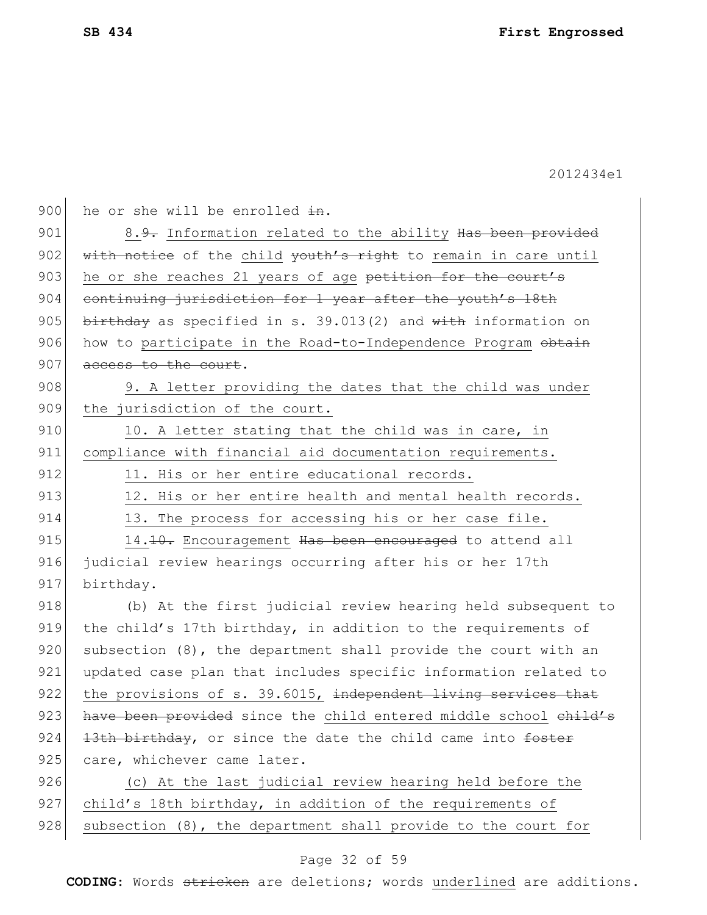he or she will be enrolled ~~in~~.

8.~~9.~~ Information related to the ability ~~Has been provided with notice~~ of the child ~~youth's right~~ to remain in care until he or she reaches 21 years of age ~~petition for the court's continuing jurisdiction for 1 year after the youth's 18th birthday~~ as specified in s. 39.013(2) and ~~with~~ information on how to participate in the Road-to-Independence Program ~~obtain access to the court~~.

9. A letter providing the dates that the child was under the jurisdiction of the court.

10. A letter stating that the child was in care, in compliance with financial aid documentation requirements.

11. His or her entire educational records.

12. His or her entire health and mental health records.

13. The process for accessing his or her case file.

14.~~10.~~ Encouragement ~~Has been encouraged~~ to attend all judicial review hearings occurring after his or her 17th birthday.

(b) At the first judicial review hearing held subsequent to the child's 17th birthday, in addition to the requirements of subsection (8), the department shall provide the court with an updated case plan that includes specific information related to the provisions of s. 39.6015, ~~independent living services that have been provided~~ since the child entered middle school ~~child's 13th birthday~~, or since the date the child came into ~~foster~~ care, whichever came later.

(c) At the last judicial review hearing held before the child's 18th birthday, in addition of the requirements of subsection (8), the department shall provide to the court for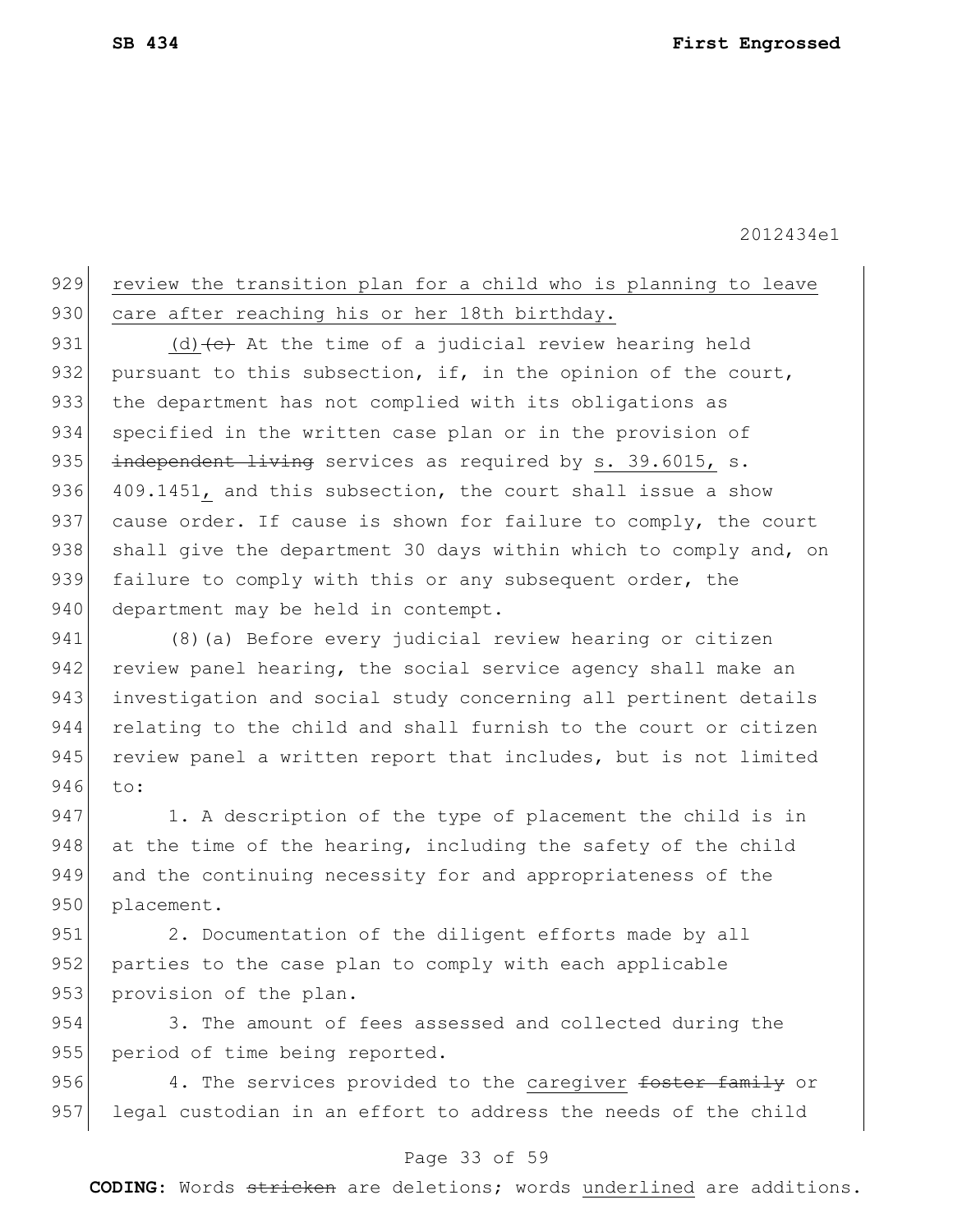review the transition plan for a child who is planning to leave care after reaching his or her 18th birthday.

(d)~~(c)~~ At the time of a judicial review hearing held pursuant to this subsection, if, in the opinion of the court, the department has not complied with its obligations as specified in the written case plan or in the provision of ~~independent living~~ services as required by s. 39.6015, s. 409.1451, and this subsection, the court shall issue a show cause order. If cause is shown for failure to comply, the court shall give the department 30 days within which to comply and, on failure to comply with this or any subsequent order, the department may be held in contempt.

(8)(a) Before every judicial review hearing or citizen review panel hearing, the social service agency shall make an investigation and social study concerning all pertinent details relating to the child and shall furnish to the court or citizen review panel a written report that includes, but is not limited to:

1. A description of the type of placement the child is in at the time of the hearing, including the safety of the child and the continuing necessity for and appropriateness of the placement.

2. Documentation of the diligent efforts made by all parties to the case plan to comply with each applicable provision of the plan.

3. The amount of fees assessed and collected during the period of time being reported.

4. The services provided to the caregiver ~~foster family~~ or legal custodian in an effort to address the needs of the child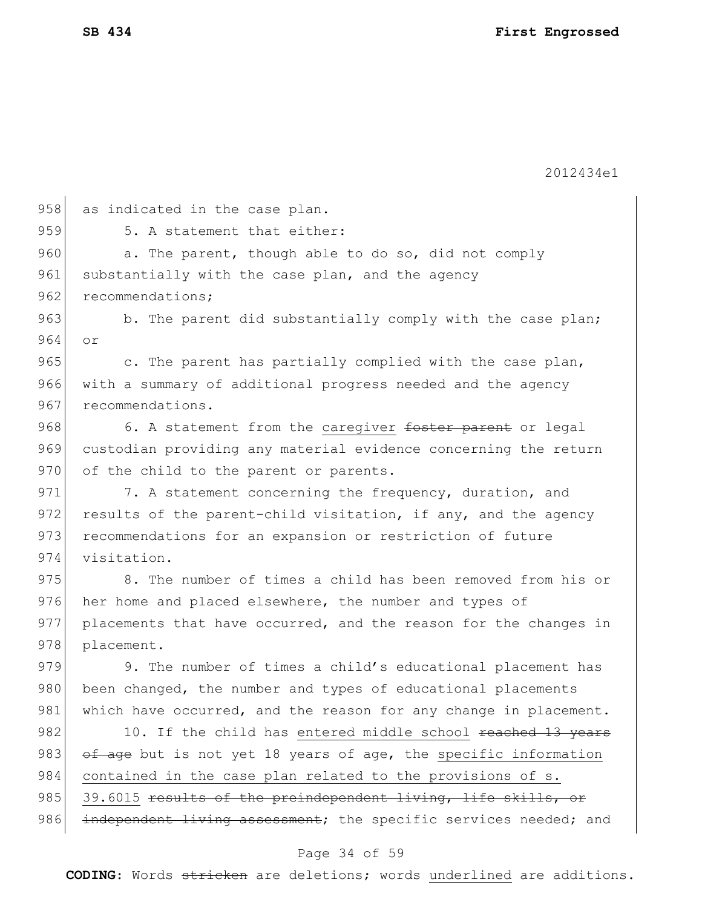as indicated in the case plan.

5. A statement that either:

a. The parent, though able to do so, did not comply substantially with the case plan, and the agency recommendations;

b. The parent did substantially comply with the case plan; or

c. The parent has partially complied with the case plan, with a summary of additional progress needed and the agency recommendations.

6. A statement from the caregiver ~~foster parent~~ or legal custodian providing any material evidence concerning the return of the child to the parent or parents.

7. A statement concerning the frequency, duration, and results of the parent-child visitation, if any, and the agency recommendations for an expansion or restriction of future visitation.

8. The number of times a child has been removed from his or her home and placed elsewhere, the number and types of placements that have occurred, and the reason for the changes in placement.

9. The number of times a child's educational placement has been changed, the number and types of educational placements which have occurred, and the reason for any change in placement.

10. If the child has entered middle school ~~reached 13 years of age~~ but is not yet 18 years of age, the specific information contained in the case plan related to the provisions of s. 39.6015 ~~results of the preindependent living, life skills, or independent living assessment~~; the specific services needed; and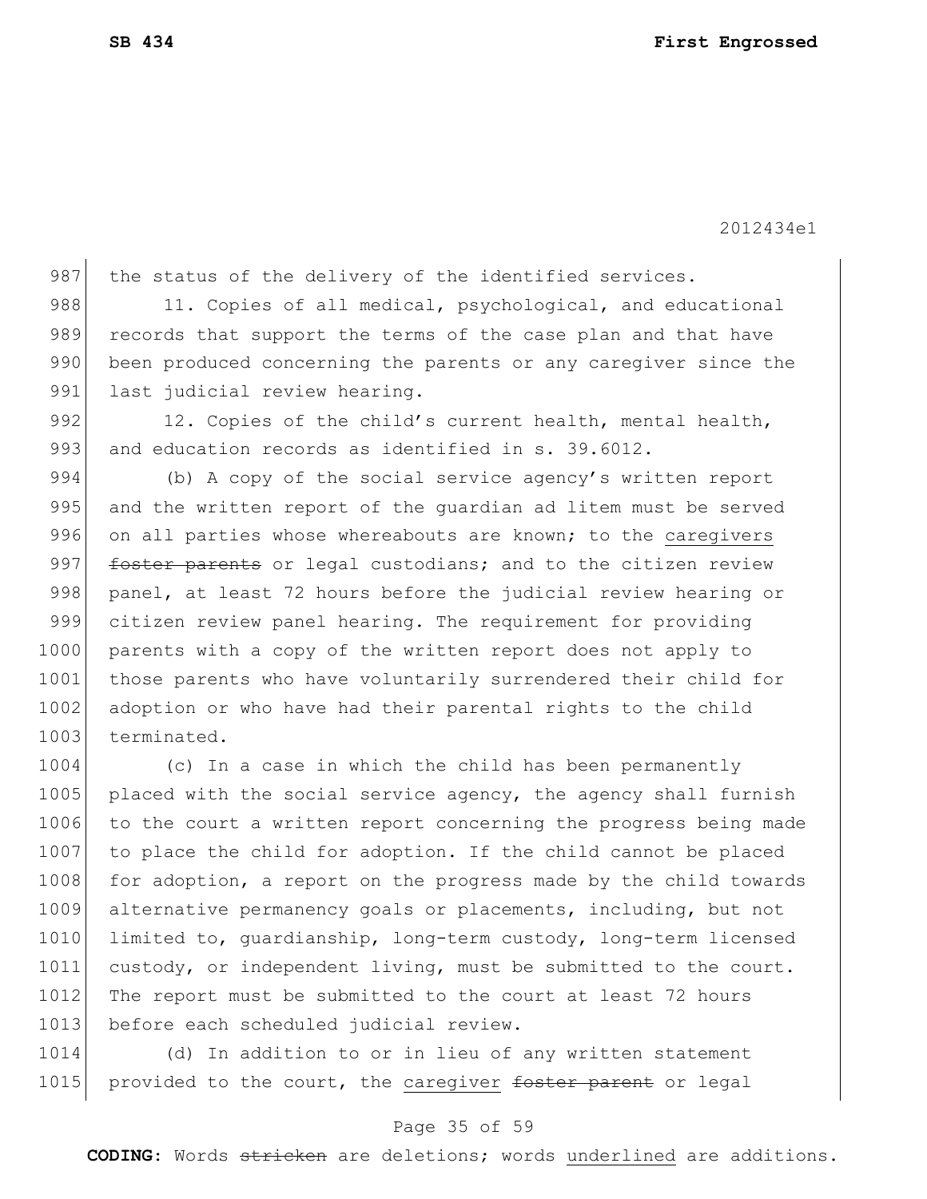the status of the delivery of the identified services.

11. Copies of all medical, psychological, and educational records that support the terms of the case plan and that have been produced concerning the parents or any caregiver since the last judicial review hearing.

12. Copies of the child's current health, mental health, and education records as identified in s. 39.6012.

(b) A copy of the social service agency's written report and the written report of the guardian ad litem must be served on all parties whose whereabouts are known; to the <u>caregivers</u> ~~foster parents~~ or legal custodians; and to the citizen review panel, at least 72 hours before the judicial review hearing or citizen review panel hearing. The requirement for providing parents with a copy of the written report does not apply to those parents who have voluntarily surrendered their child for adoption or who have had their parental rights to the child terminated.

(c) In a case in which the child has been permanently placed with the social service agency, the agency shall furnish to the court a written report concerning the progress being made to place the child for adoption. If the child cannot be placed for adoption, a report on the progress made by the child towards alternative permanency goals or placements, including, but not limited to, guardianship, long-term custody, long-term licensed custody, or independent living, must be submitted to the court. The report must be submitted to the court at least 72 hours before each scheduled judicial review.

(d) In addition to or in lieu of any written statement provided to the court, the <u>caregiver</u> ~~foster parent~~ or legal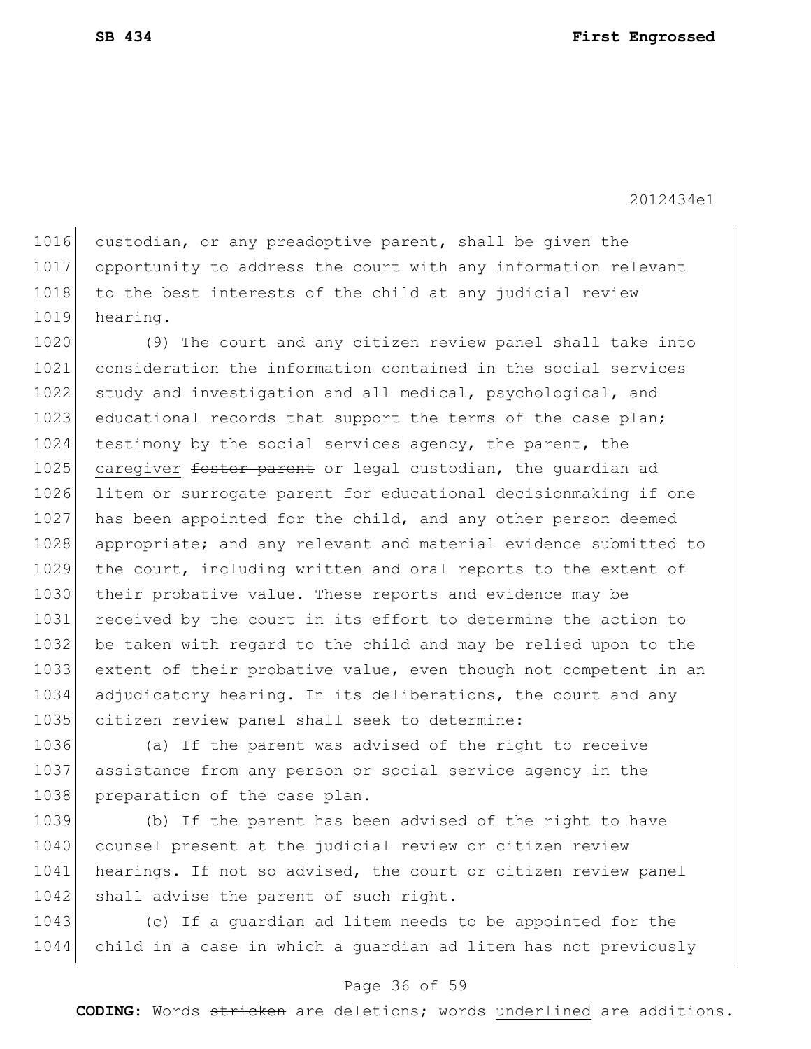custodian, or any preadoptive parent, shall be given the opportunity to address the court with any information relevant to the best interests of the child at any judicial review hearing.

(9) The court and any citizen review panel shall take into consideration the information contained in the social services study and investigation and all medical, psychological, and educational records that support the terms of the case plan; testimony by the social services agency, the parent, the <u>caregiver</u> ~~foster parent~~ or legal custodian, the guardian ad litem or surrogate parent for educational decisionmaking if one has been appointed for the child, and any other person deemed appropriate; and any relevant and material evidence submitted to the court, including written and oral reports to the extent of their probative value. These reports and evidence may be received by the court in its effort to determine the action to be taken with regard to the child and may be relied upon to the extent of their probative value, even though not competent in an adjudicatory hearing. In its deliberations, the court and any citizen review panel shall seek to determine:

(a) If the parent was advised of the right to receive assistance from any person or social service agency in the preparation of the case plan.

(b) If the parent has been advised of the right to have counsel present at the judicial review or citizen review hearings. If not so advised, the court or citizen review panel shall advise the parent of such right.

(c) If a guardian ad litem needs to be appointed for the child in a case in which a guardian ad litem has not previously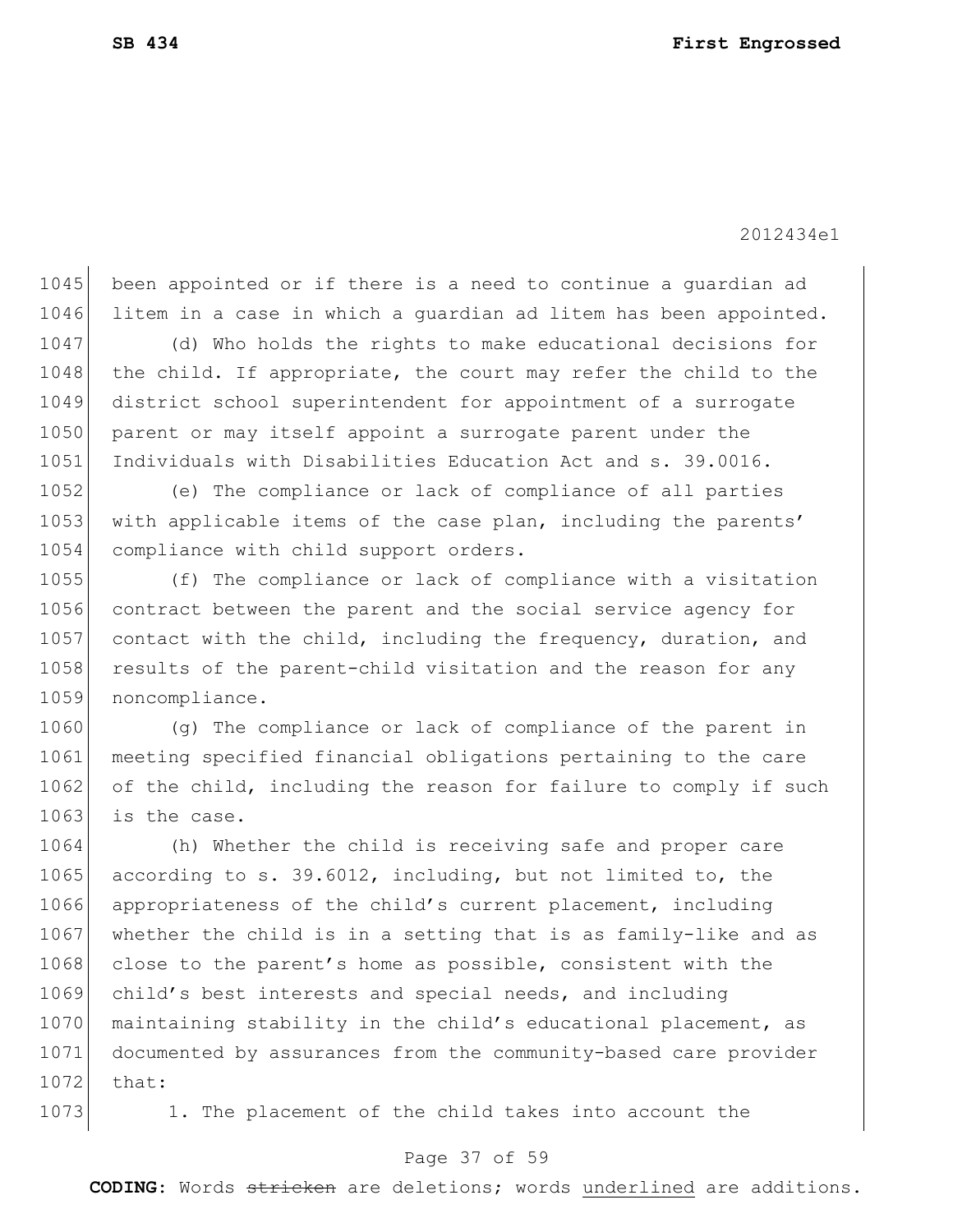been appointed or if there is a need to continue a guardian ad litem in a case in which a guardian ad litem has been appointed.

(d) Who holds the rights to make educational decisions for the child. If appropriate, the court may refer the child to the district school superintendent for appointment of a surrogate parent or may itself appoint a surrogate parent under the Individuals with Disabilities Education Act and s. 39.0016.

(e) The compliance or lack of compliance of all parties with applicable items of the case plan, including the parents' compliance with child support orders.

(f) The compliance or lack of compliance with a visitation contract between the parent and the social service agency for contact with the child, including the frequency, duration, and results of the parent-child visitation and the reason for any noncompliance.

(g) The compliance or lack of compliance of the parent in meeting specified financial obligations pertaining to the care of the child, including the reason for failure to comply if such is the case.

(h) Whether the child is receiving safe and proper care according to s. 39.6012, including, but not limited to, the appropriateness of the child's current placement, including whether the child is in a setting that is as family-like and as close to the parent's home as possible, consistent with the child's best interests and special needs, and including maintaining stability in the child's educational placement, as documented by assurances from the community-based care provider that:

1. The placement of the child takes into account the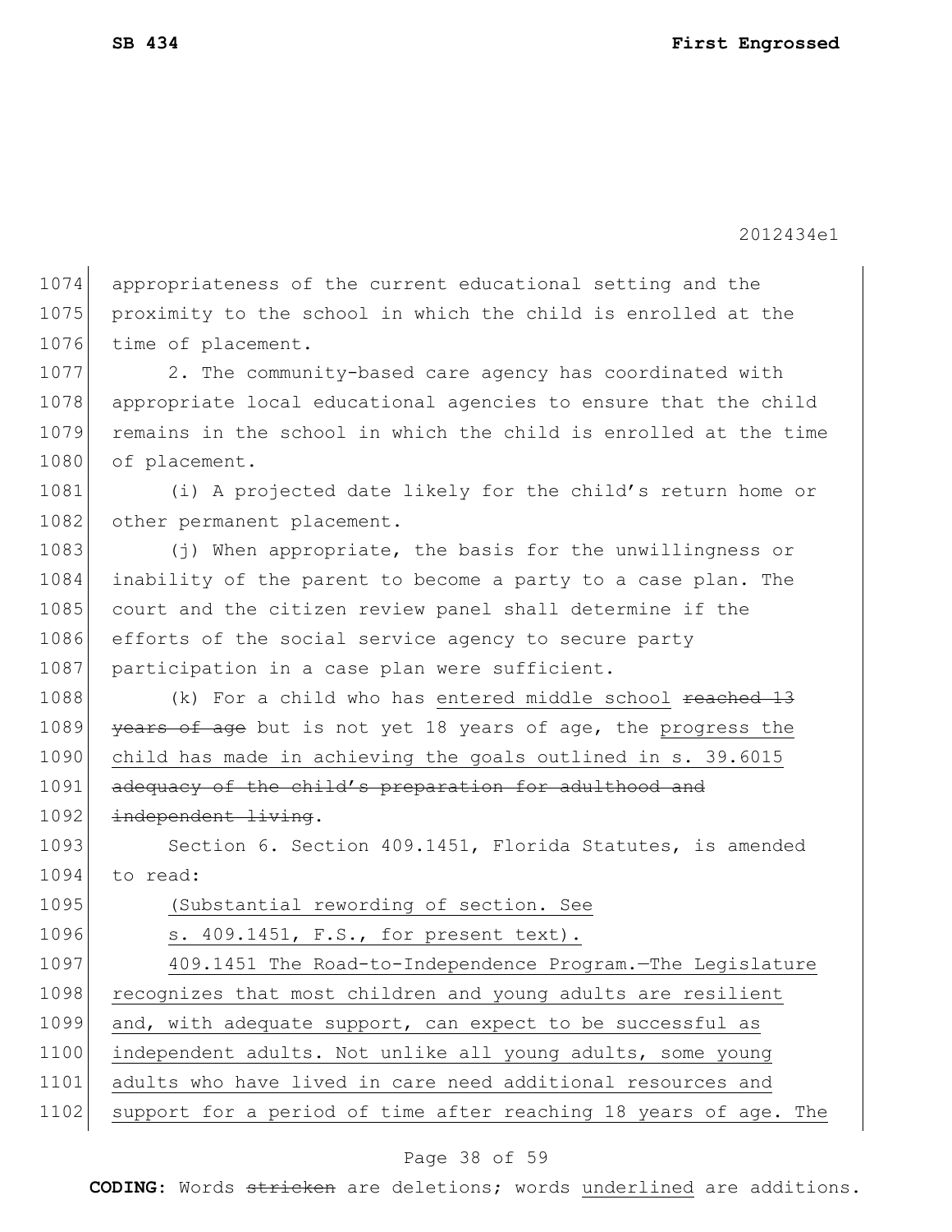appropriateness of the current educational setting and the proximity to the school in which the child is enrolled at the time of placement.

2. The community-based care agency has coordinated with appropriate local educational agencies to ensure that the child remains in the school in which the child is enrolled at the time of placement.

(i) A projected date likely for the child's return home or other permanent placement.

(j) When appropriate, the basis for the unwillingness or inability of the parent to become a party to a case plan. The court and the citizen review panel shall determine if the efforts of the social service agency to secure party participation in a case plan were sufficient.

(k) For a child who has <u>entered middle school</u> ~~reached 13 years of age~~ but is not yet 18 years of age, the <u>progress the child has made in achieving the goals outlined in s. 39.6015</u> ~~adequacy of the child's preparation for adulthood and independent living~~.

Section 6. Section 409.1451, Florida Statutes, is amended to read:

<u>(Substantial rewording of section. See s. 409.1451, F.S., for present text).</u>

<u>409.1451 The Road-to-Independence Program.—The Legislature recognizes that most children and young adults are resilient and, with adequate support, can expect to be successful as independent adults. Not unlike all young adults, some young adults who have lived in care need additional resources and support for a period of time after reaching 18 years of age. The</u>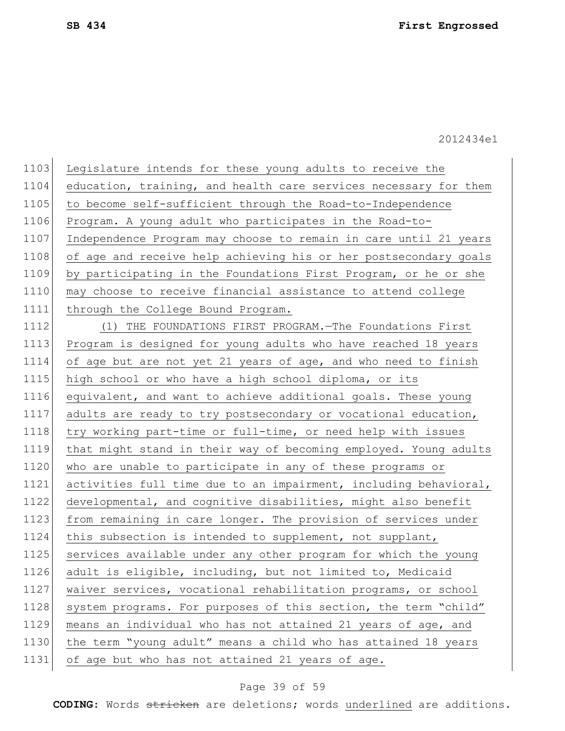Legislature intends for these young adults to receive the education, training, and health care services necessary for them to become self-sufficient through the Road-to-Independence Program. A young adult who participates in the Road-to-Independence Program may choose to remain in care until 21 years of age and receive help achieving his or her postsecondary goals by participating in the Foundations First Program, or he or she may choose to receive financial assistance to attend college through the College Bound Program.

(1) THE FOUNDATIONS FIRST PROGRAM.—The Foundations First Program is designed for young adults who have reached 18 years of age but are not yet 21 years of age, and who need to finish high school or who have a high school diploma, or its equivalent, and want to achieve additional goals. These young adults are ready to try postsecondary or vocational education, try working part-time or full-time, or need help with issues that might stand in their way of becoming employed. Young adults who are unable to participate in any of these programs or activities full time due to an impairment, including behavioral, developmental, and cognitive disabilities, might also benefit from remaining in care longer. The provision of services under this subsection is intended to supplement, not supplant, services available under any other program for which the young adult is eligible, including, but not limited to, Medicaid waiver services, vocational rehabilitation programs, or school system programs. For purposes of this section, the term "child" means an individual who has not attained 21 years of age, and the term "young adult" means a child who has attained 18 years of age but who has not attained 21 years of age.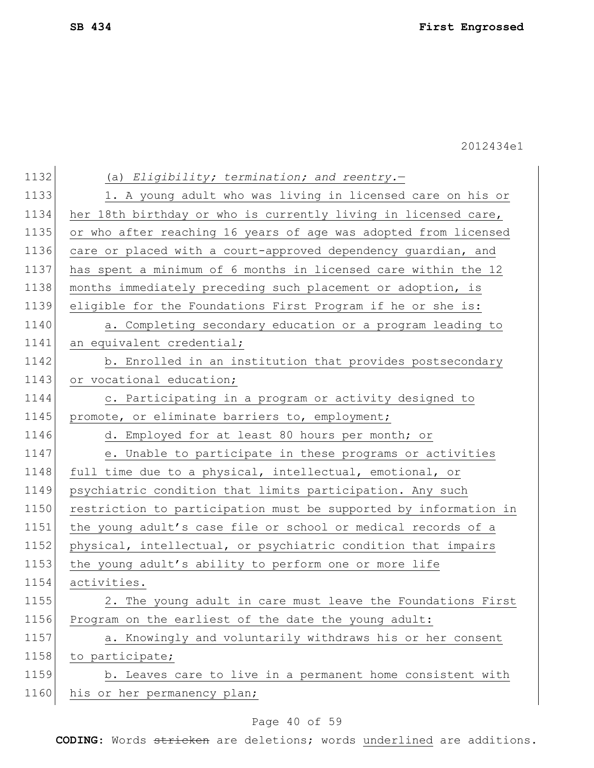(a) *Eligibility; termination; and reentry.*—

1. A young adult who was living in licensed care on his or her 18th birthday or who is currently living in licensed care, or who after reaching 16 years of age was adopted from licensed care or placed with a court-approved dependency guardian, and has spent a minimum of 6 months in licensed care within the 12 months immediately preceding such placement or adoption, is eligible for the Foundations First Program if he or she is:

a. Completing secondary education or a program leading to an equivalent credential;

b. Enrolled in an institution that provides postsecondary or vocational education;

c. Participating in a program or activity designed to promote, or eliminate barriers to, employment;

d. Employed for at least 80 hours per month; or

e. Unable to participate in these programs or activities full time due to a physical, intellectual, emotional, or psychiatric condition that limits participation. Any such restriction to participation must be supported by information in the young adult's case file or school or medical records of a physical, intellectual, or psychiatric condition that impairs the young adult's ability to perform one or more life activities.

2. The young adult in care must leave the Foundations First Program on the earliest of the date the young adult:

a. Knowingly and voluntarily withdraws his or her consent to participate;

b. Leaves care to live in a permanent home consistent with his or her permanency plan;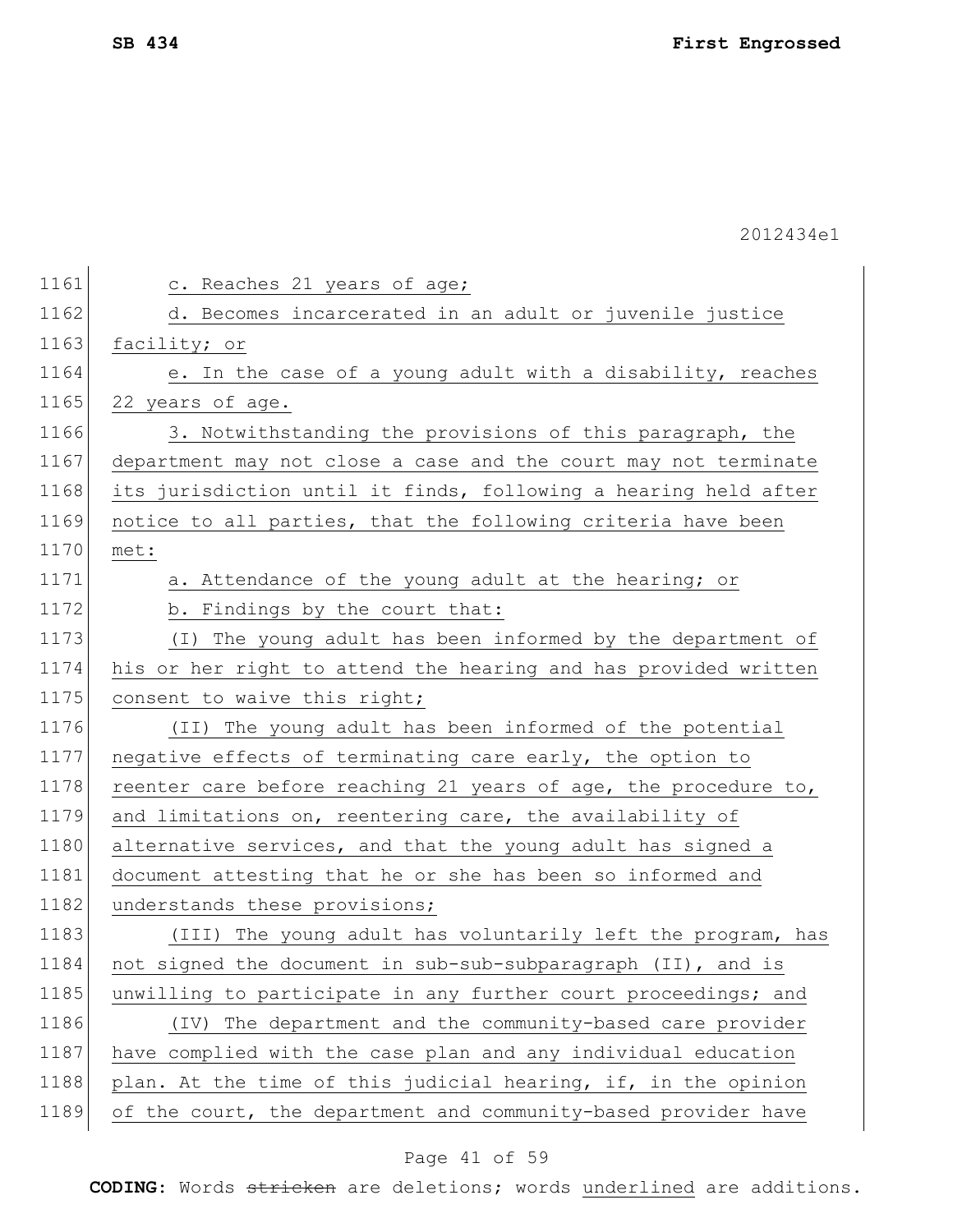c. Reaches 21 years of age;

d. Becomes incarcerated in an adult or juvenile justice facility; or

e. In the case of a young adult with a disability, reaches 22 years of age.

3. Notwithstanding the provisions of this paragraph, the department may not close a case and the court may not terminate its jurisdiction until it finds, following a hearing held after notice to all parties, that the following criteria have been met:

a. Attendance of the young adult at the hearing; or

b. Findings by the court that:

(I) The young adult has been informed by the department of his or her right to attend the hearing and has provided written consent to waive this right;

(II) The young adult has been informed of the potential negative effects of terminating care early, the option to reenter care before reaching 21 years of age, the procedure to, and limitations on, reentering care, the availability of alternative services, and that the young adult has signed a document attesting that he or she has been so informed and understands these provisions;

(III) The young adult has voluntarily left the program, has not signed the document in sub-sub-subparagraph (II), and is unwilling to participate in any further court proceedings; and

(IV) The department and the community-based care provider have complied with the case plan and any individual education plan. At the time of this judicial hearing, if, in the opinion of the court, the department and community-based provider have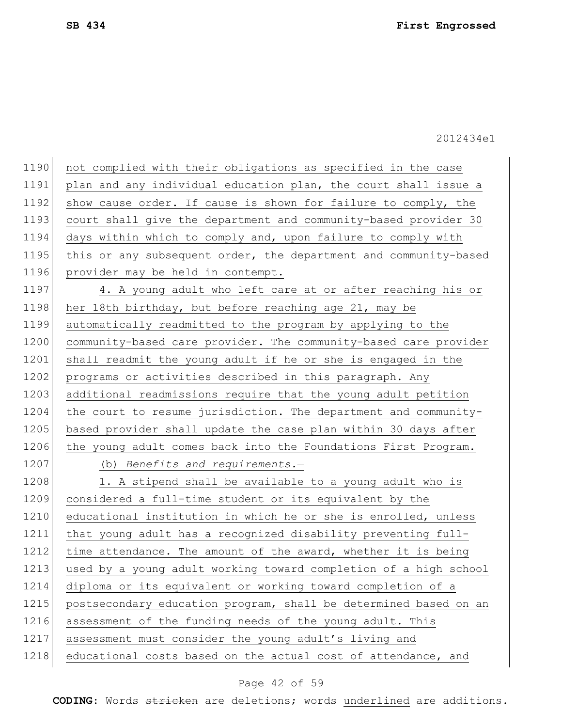not complied with their obligations as specified in the case plan and any individual education plan, the court shall issue a show cause order. If cause is shown for failure to comply, the court shall give the department and community-based provider 30 days within which to comply and, upon failure to comply with this or any subsequent order, the department and community-based provider may be held in contempt.

4. A young adult who left care at or after reaching his or her 18th birthday, but before reaching age 21, may be automatically readmitted to the program by applying to the community-based care provider. The community-based care provider shall readmit the young adult if he or she is engaged in the programs or activities described in this paragraph. Any additional readmissions require that the young adult petition the court to resume jurisdiction. The department and community-based provider shall update the case plan within 30 days after the young adult comes back into the Foundations First Program.

(b) *Benefits and requirements.*—

1. A stipend shall be available to a young adult who is considered a full-time student or its equivalent by the educational institution in which he or she is enrolled, unless that young adult has a recognized disability preventing full-time attendance. The amount of the award, whether it is being used by a young adult working toward completion of a high school diploma or its equivalent or working toward completion of a postsecondary education program, shall be determined based on an assessment of the funding needs of the young adult. This assessment must consider the young adult's living and educational costs based on the actual cost of attendance, and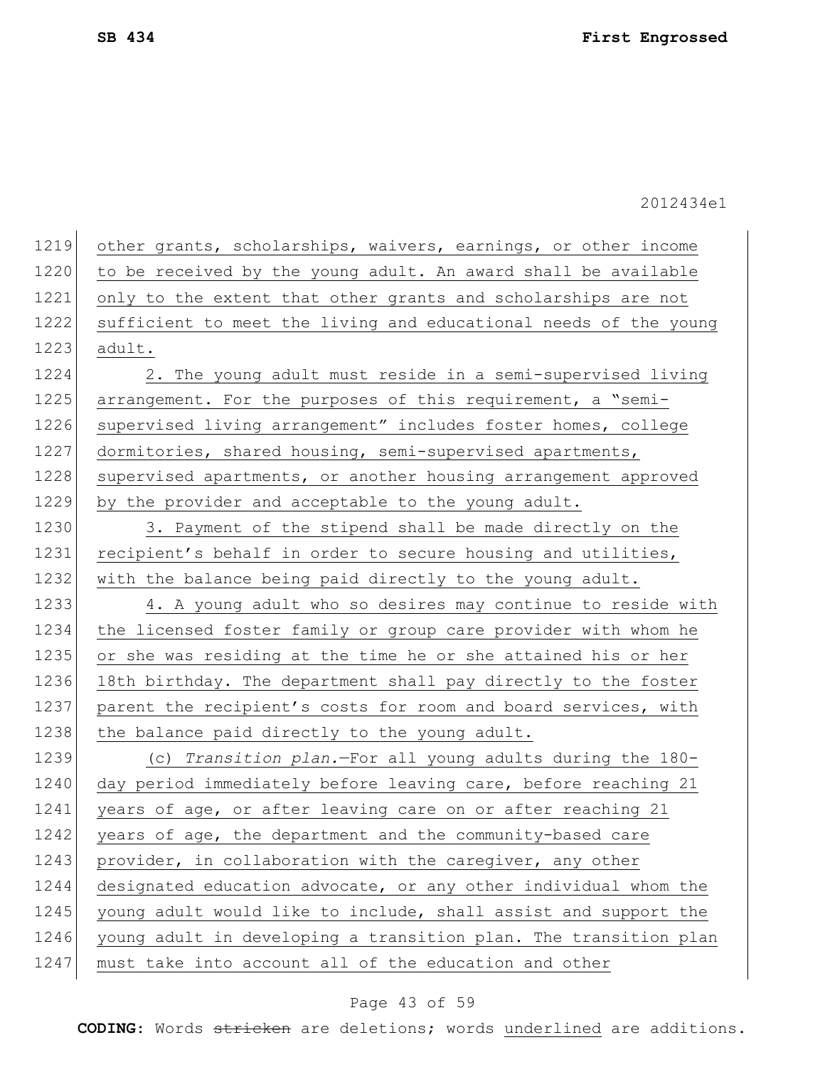other grants, scholarships, waivers, earnings, or other income to be received by the young adult. An award shall be available only to the extent that other grants and scholarships are not sufficient to meet the living and educational needs of the young adult.

2. The young adult must reside in a semi-supervised living arrangement. For the purposes of this requirement, a "semi-supervised living arrangement" includes foster homes, college dormitories, shared housing, semi-supervised apartments, supervised apartments, or another housing arrangement approved by the provider and acceptable to the young adult.

3. Payment of the stipend shall be made directly on the recipient's behalf in order to secure housing and utilities, with the balance being paid directly to the young adult.

4. A young adult who so desires may continue to reside with the licensed foster family or group care provider with whom he or she was residing at the time he or she attained his or her 18th birthday. The department shall pay directly to the foster parent the recipient's costs for room and board services, with the balance paid directly to the young adult.

(c) *Transition plan.*—For all young adults during the 180-day period immediately before leaving care, before reaching 21 years of age, or after leaving care on or after reaching 21 years of age, the department and the community-based care provider, in collaboration with the caregiver, any other designated education advocate, or any other individual whom the young adult would like to include, shall assist and support the young adult in developing a transition plan. The transition plan must take into account all of the education and other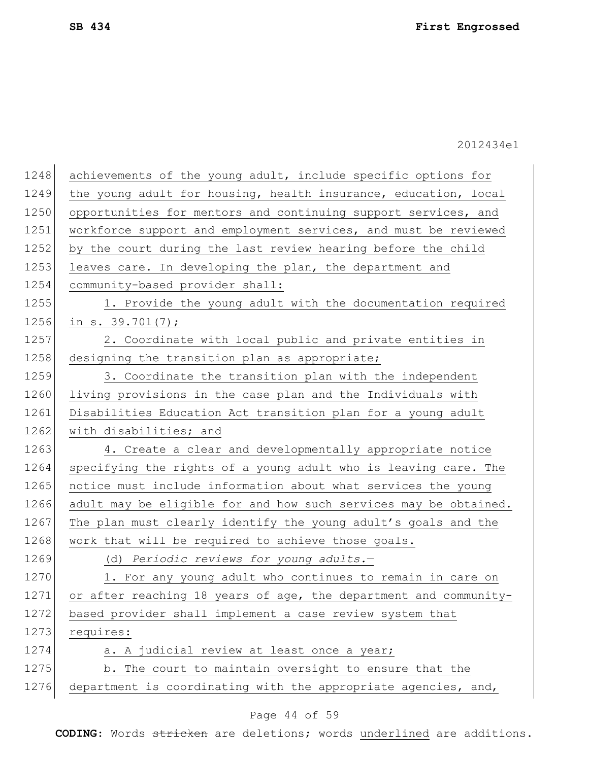achievements of the young adult, include specific options for the young adult for housing, health insurance, education, local opportunities for mentors and continuing support services, and workforce support and employment services, and must be reviewed by the court during the last review hearing before the child leaves care. In developing the plan, the department and community-based provider shall:

1. Provide the young adult with the documentation required in s. 39.701(7);

2. Coordinate with local public and private entities in designing the transition plan as appropriate;

3. Coordinate the transition plan with the independent living provisions in the case plan and the Individuals with Disabilities Education Act transition plan for a young adult with disabilities; and

4. Create a clear and developmentally appropriate notice specifying the rights of a young adult who is leaving care. The notice must include information about what services the young adult may be eligible for and how such services may be obtained. The plan must clearly identify the young adult's goals and the work that will be required to achieve those goals.

(d) *Periodic reviews for young adults.*—

1. For any young adult who continues to remain in care on or after reaching 18 years of age, the department and community-based provider shall implement a case review system that requires:

a. A judicial review at least once a year;

b. The court to maintain oversight to ensure that the department is coordinating with the appropriate agencies, and,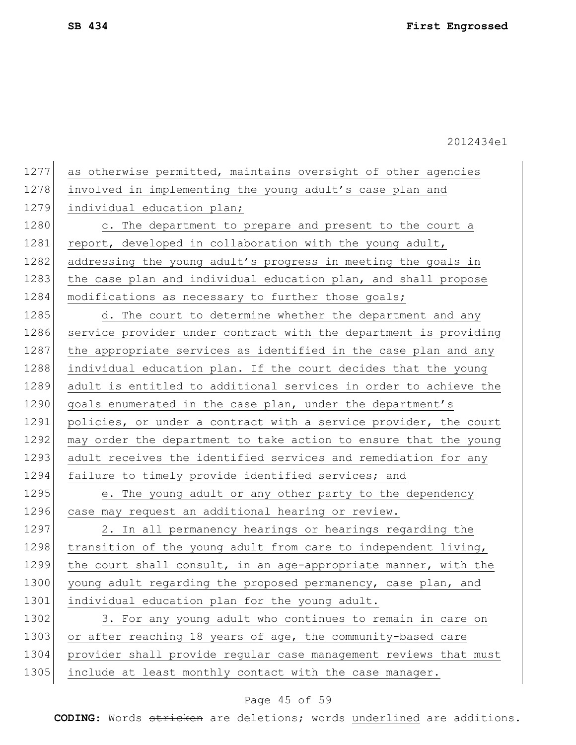as otherwise permitted, maintains oversight of other agencies involved in implementing the young adult's case plan and individual education plan;

c. The department to prepare and present to the court a report, developed in collaboration with the young adult, addressing the young adult's progress in meeting the goals in the case plan and individual education plan, and shall propose modifications as necessary to further those goals;

d. The court to determine whether the department and any service provider under contract with the department is providing the appropriate services as identified in the case plan and any individual education plan. If the court decides that the young adult is entitled to additional services in order to achieve the goals enumerated in the case plan, under the department's policies, or under a contract with a service provider, the court may order the department to take action to ensure that the young adult receives the identified services and remediation for any failure to timely provide identified services; and

e. The young adult or any other party to the dependency case may request an additional hearing or review.

2. In all permanency hearings or hearings regarding the transition of the young adult from care to independent living, the court shall consult, in an age-appropriate manner, with the young adult regarding the proposed permanency, case plan, and individual education plan for the young adult.

3. For any young adult who continues to remain in care on or after reaching 18 years of age, the community-based care provider shall provide regular case management reviews that must include at least monthly contact with the case manager.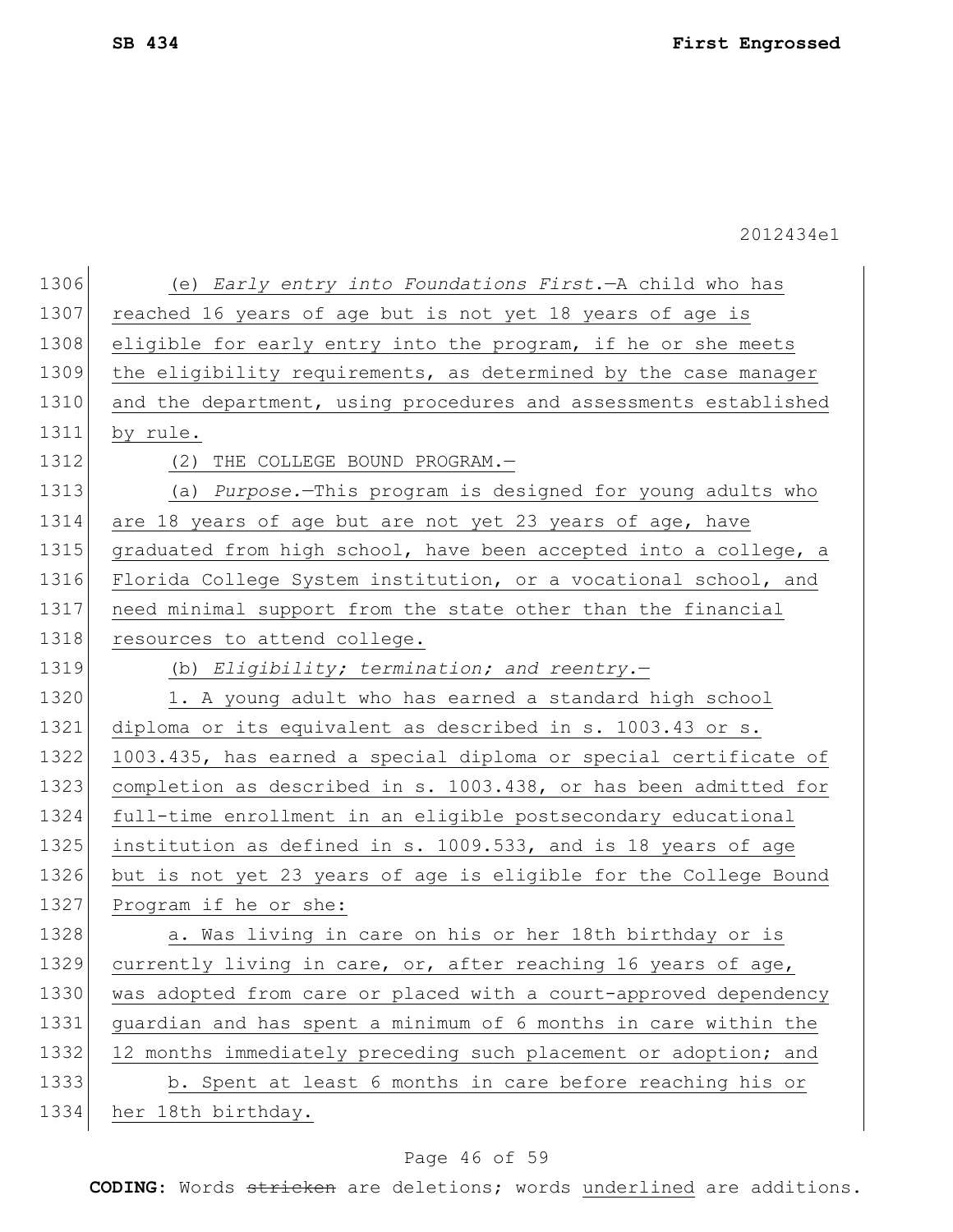(e) *Early entry into Foundations First.*—A child who has reached 16 years of age but is not yet 18 years of age is eligible for early entry into the program, if he or she meets the eligibility requirements, as determined by the case manager and the department, using procedures and assessments established by rule.

(2) THE COLLEGE BOUND PROGRAM.—

(a) *Purpose.*—This program is designed for young adults who are 18 years of age but are not yet 23 years of age, have graduated from high school, have been accepted into a college, a Florida College System institution, or a vocational school, and need minimal support from the state other than the financial resources to attend college.

(b) *Eligibility; termination; and reentry.*—

1. A young adult who has earned a standard high school diploma or its equivalent as described in s. 1003.43 or s. 1003.435, has earned a special diploma or special certificate of completion as described in s. 1003.438, or has been admitted for full-time enrollment in an eligible postsecondary educational institution as defined in s. 1009.533, and is 18 years of age but is not yet 23 years of age is eligible for the College Bound Program if he or she:

a. Was living in care on his or her 18th birthday or is currently living in care, or, after reaching 16 years of age, was adopted from care or placed with a court-approved dependency guardian and has spent a minimum of 6 months in care within the 12 months immediately preceding such placement or adoption; and

b. Spent at least 6 months in care before reaching his or her 18th birthday.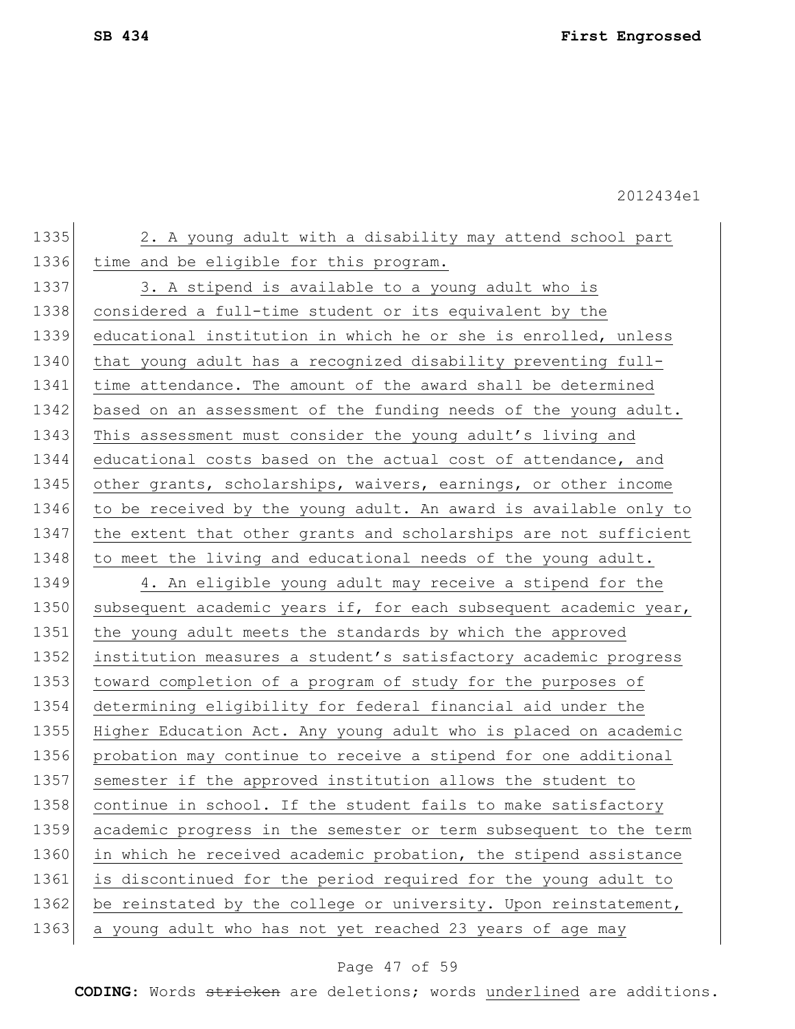2. A young adult with a disability may attend school part time and be eligible for this program.

3. A stipend is available to a young adult who is considered a full-time student or its equivalent by the educational institution in which he or she is enrolled, unless that young adult has a recognized disability preventing full-time attendance. The amount of the award shall be determined based on an assessment of the funding needs of the young adult. This assessment must consider the young adult's living and educational costs based on the actual cost of attendance, and other grants, scholarships, waivers, earnings, or other income to be received by the young adult. An award is available only to the extent that other grants and scholarships are not sufficient to meet the living and educational needs of the young adult.

4. An eligible young adult may receive a stipend for the subsequent academic years if, for each subsequent academic year, the young adult meets the standards by which the approved institution measures a student's satisfactory academic progress toward completion of a program of study for the purposes of determining eligibility for federal financial aid under the Higher Education Act. Any young adult who is placed on academic probation may continue to receive a stipend for one additional semester if the approved institution allows the student to continue in school. If the student fails to make satisfactory academic progress in the semester or term subsequent to the term in which he received academic probation, the stipend assistance is discontinued for the period required for the young adult to be reinstated by the college or university. Upon reinstatement, a young adult who has not yet reached 23 years of age may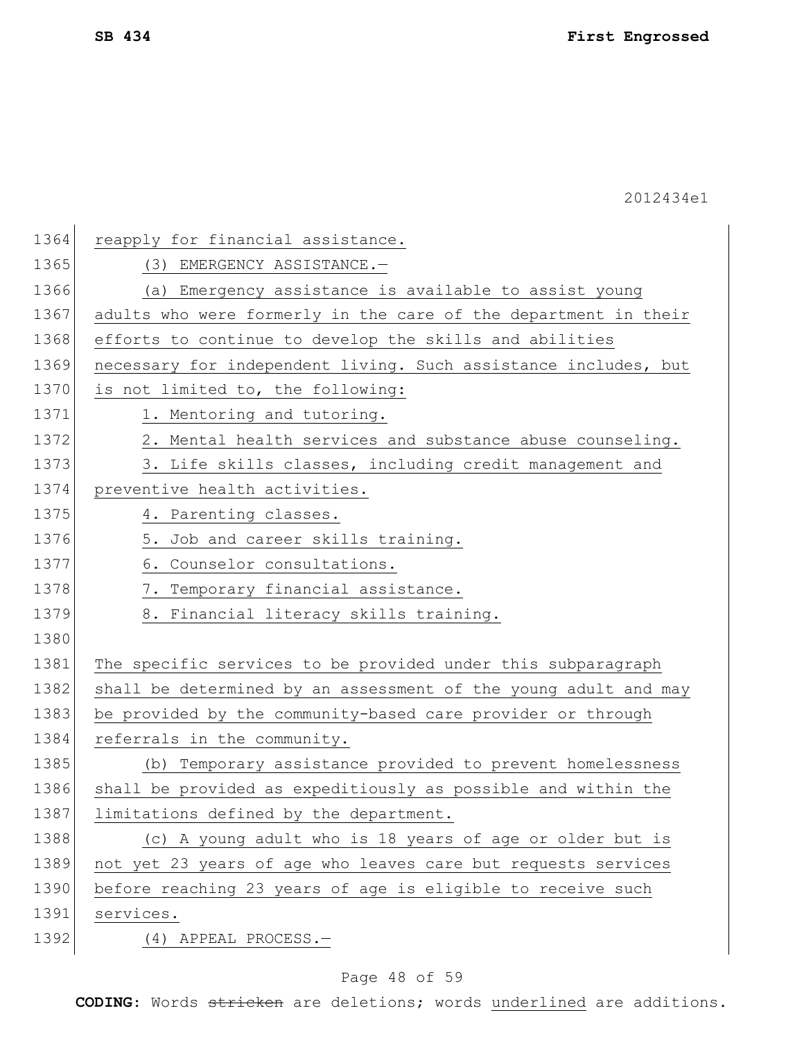reapply for financial assistance.

(3) EMERGENCY ASSISTANCE.—

(a) Emergency assistance is available to assist young adults who were formerly in the care of the department in their efforts to continue to develop the skills and abilities necessary for independent living. Such assistance includes, but is not limited to, the following:

1. Mentoring and tutoring.
2. Mental health services and substance abuse counseling.
3. Life skills classes, including credit management and preventive health activities.
4. Parenting classes.
5. Job and career skills training.
6. Counselor consultations.
7. Temporary financial assistance.
8. Financial literacy skills training.

The specific services to be provided under this subparagraph shall be determined by an assessment of the young adult and may be provided by the community-based care provider or through referrals in the community.

(b) Temporary assistance provided to prevent homelessness shall be provided as expeditiously as possible and within the limitations defined by the department.

(c) A young adult who is 18 years of age or older but is not yet 23 years of age who leaves care but requests services before reaching 23 years of age is eligible to receive such services.

(4) APPEAL PROCESS.—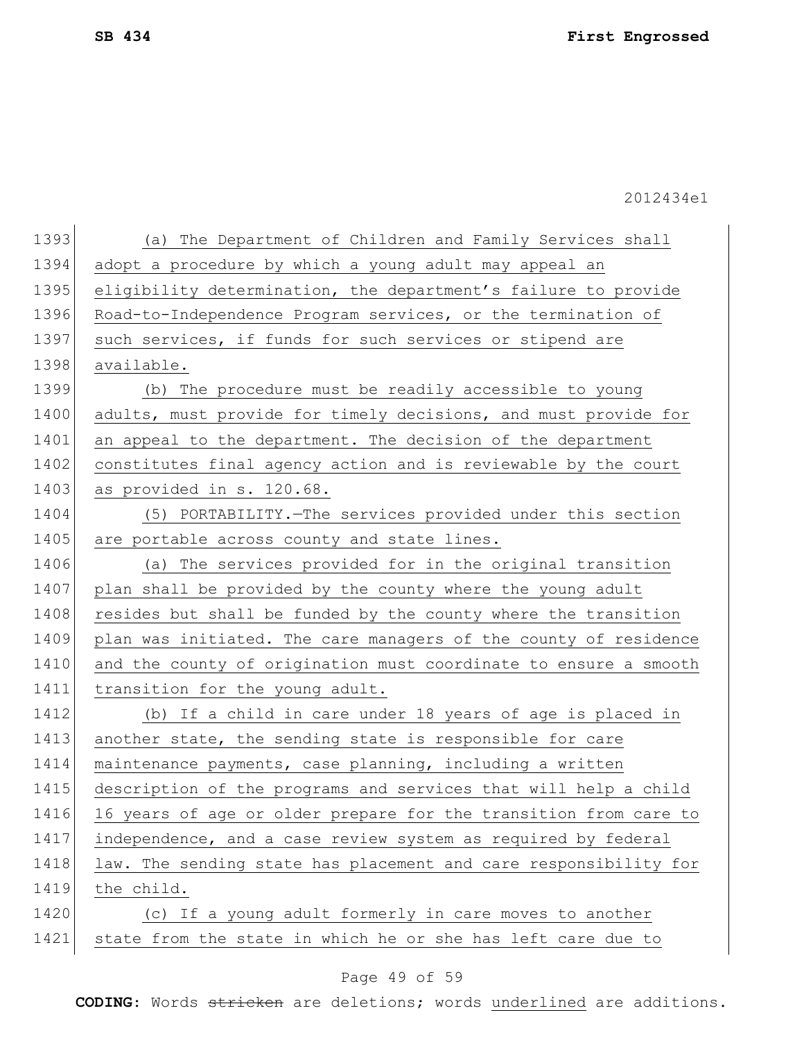(a) The Department of Children and Family Services shall adopt a procedure by which a young adult may appeal an eligibility determination, the department's failure to provide Road-to-Independence Program services, or the termination of such services, if funds for such services or stipend are available.

(b) The procedure must be readily accessible to young adults, must provide for timely decisions, and must provide for an appeal to the department. The decision of the department constitutes final agency action and is reviewable by the court as provided in s. 120.68.

(5) PORTABILITY.—The services provided under this section are portable across county and state lines.

(a) The services provided for in the original transition plan shall be provided by the county where the young adult resides but shall be funded by the county where the transition plan was initiated. The care managers of the county of residence and the county of origination must coordinate to ensure a smooth transition for the young adult.

(b) If a child in care under 18 years of age is placed in another state, the sending state is responsible for care maintenance payments, case planning, including a written description of the programs and services that will help a child 16 years of age or older prepare for the transition from care to independence, and a case review system as required by federal law. The sending state has placement and care responsibility for the child.

(c) If a young adult formerly in care moves to another state from the state in which he or she has left care due to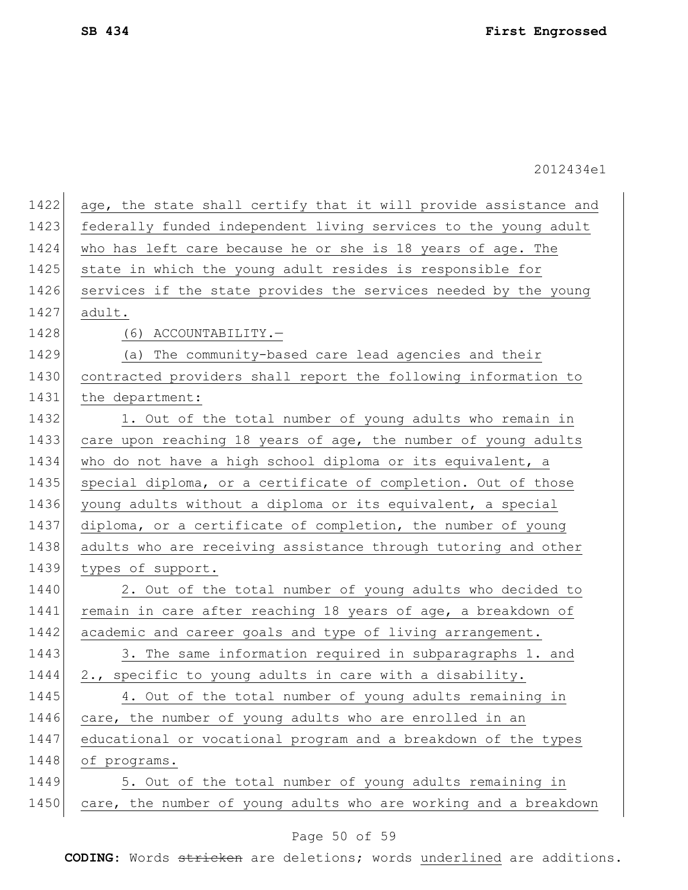age, the state shall certify that it will provide assistance and federally funded independent living services to the young adult who has left care because he or she is 18 years of age. The state in which the young adult resides is responsible for services if the state provides the services needed by the young adult.

(6) ACCOUNTABILITY.—

(a) The community-based care lead agencies and their contracted providers shall report the following information to the department:

1. Out of the total number of young adults who remain in care upon reaching 18 years of age, the number of young adults who do not have a high school diploma or its equivalent, a special diploma, or a certificate of completion. Out of those young adults without a diploma or its equivalent, a special diploma, or a certificate of completion, the number of young adults who are receiving assistance through tutoring and other types of support.

2. Out of the total number of young adults who decided to remain in care after reaching 18 years of age, a breakdown of academic and career goals and type of living arrangement.

3. The same information required in subparagraphs 1. and 2., specific to young adults in care with a disability.

4. Out of the total number of young adults remaining in care, the number of young adults who are enrolled in an educational or vocational program and a breakdown of the types of programs.

5. Out of the total number of young adults remaining in care, the number of young adults who are working and a breakdown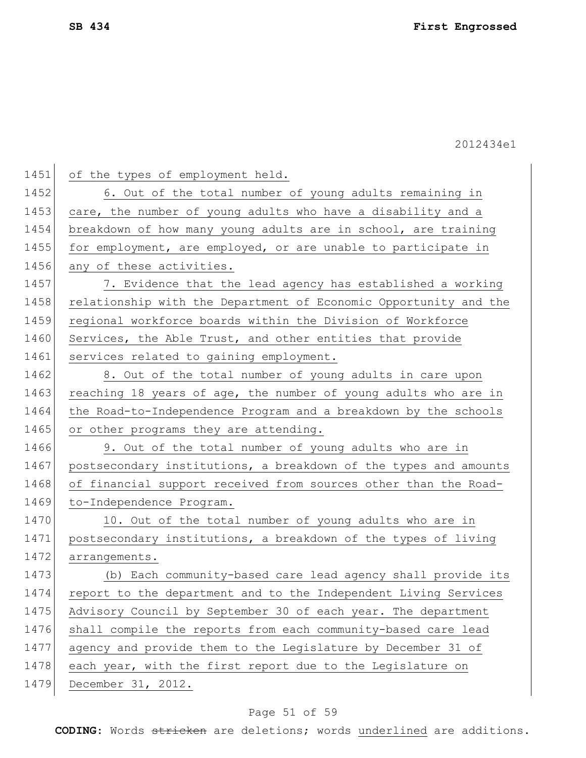of the types of employment held.

6. Out of the total number of young adults remaining in care, the number of young adults who have a disability and a breakdown of how many young adults are in school, are training for employment, are employed, or are unable to participate in any of these activities.

7. Evidence that the lead agency has established a working relationship with the Department of Economic Opportunity and the regional workforce boards within the Division of Workforce Services, the Able Trust, and other entities that provide services related to gaining employment.

8. Out of the total number of young adults in care upon reaching 18 years of age, the number of young adults who are in the Road-to-Independence Program and a breakdown by the schools or other programs they are attending.

9. Out of the total number of young adults who are in postsecondary institutions, a breakdown of the types and amounts of financial support received from sources other than the Road-to-Independence Program.

10. Out of the total number of young adults who are in postsecondary institutions, a breakdown of the types of living arrangements.

(b) Each community-based care lead agency shall provide its report to the department and to the Independent Living Services Advisory Council by September 30 of each year. The department shall compile the reports from each community-based care lead agency and provide them to the Legislature by December 31 of each year, with the first report due to the Legislature on December 31, 2012.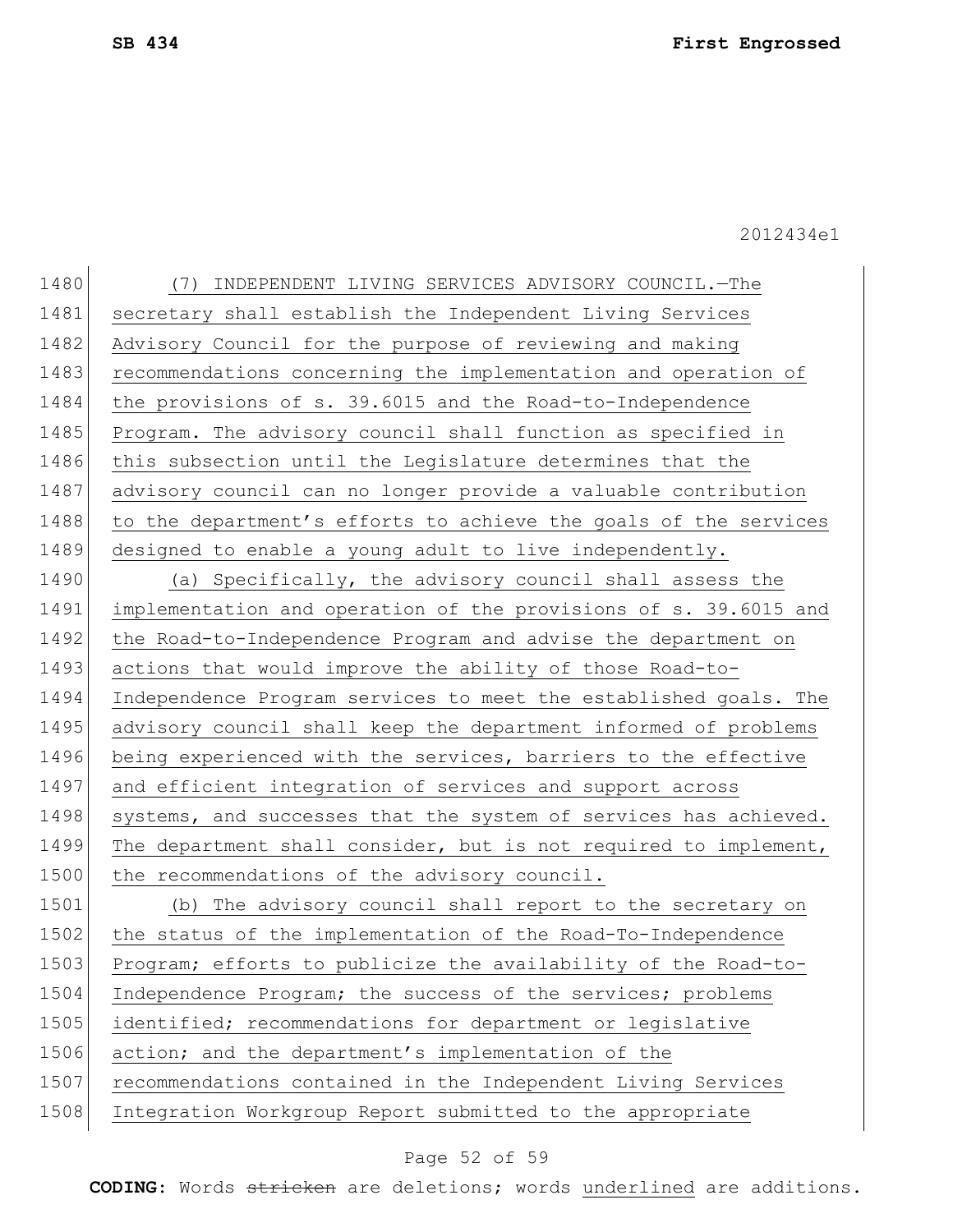(7) INDEPENDENT LIVING SERVICES ADVISORY COUNCIL.—The secretary shall establish the Independent Living Services Advisory Council for the purpose of reviewing and making recommendations concerning the implementation and operation of the provisions of s. 39.6015 and the Road-to-Independence Program. The advisory council shall function as specified in this subsection until the Legislature determines that the advisory council can no longer provide a valuable contribution to the department's efforts to achieve the goals of the services designed to enable a young adult to live independently.

(a) Specifically, the advisory council shall assess the implementation and operation of the provisions of s. 39.6015 and the Road-to-Independence Program and advise the department on actions that would improve the ability of those Road-to-Independence Program services to meet the established goals. The advisory council shall keep the department informed of problems being experienced with the services, barriers to the effective and efficient integration of services and support across systems, and successes that the system of services has achieved. The department shall consider, but is not required to implement, the recommendations of the advisory council.

(b) The advisory council shall report to the secretary on the status of the implementation of the Road-To-Independence Program; efforts to publicize the availability of the Road-to-Independence Program; the success of the services; problems identified; recommendations for department or legislative action; and the department's implementation of the recommendations contained in the Independent Living Services Integration Workgroup Report submitted to the appropriate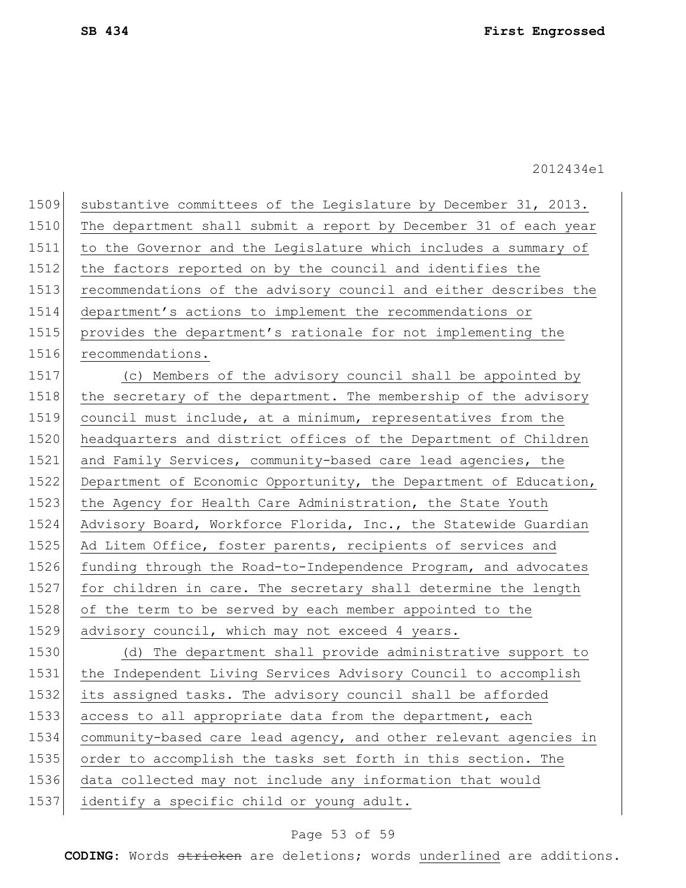substantive committees of the Legislature by December 31, 2013. The department shall submit a report by December 31 of each year to the Governor and the Legislature which includes a summary of the factors reported on by the council and identifies the recommendations of the advisory council and either describes the department's actions to implement the recommendations or provides the department's rationale for not implementing the recommendations.

(c) Members of the advisory council shall be appointed by the secretary of the department. The membership of the advisory council must include, at a minimum, representatives from the headquarters and district offices of the Department of Children and Family Services, community-based care lead agencies, the Department of Economic Opportunity, the Department of Education, the Agency for Health Care Administration, the State Youth Advisory Board, Workforce Florida, Inc., the Statewide Guardian Ad Litem Office, foster parents, recipients of services and funding through the Road-to-Independence Program, and advocates for children in care. The secretary shall determine the length of the term to be served by each member appointed to the advisory council, which may not exceed 4 years.

(d) The department shall provide administrative support to the Independent Living Services Advisory Council to accomplish its assigned tasks. The advisory council shall be afforded access to all appropriate data from the department, each community-based care lead agency, and other relevant agencies in order to accomplish the tasks set forth in this section. The data collected may not include any information that would identify a specific child or young adult.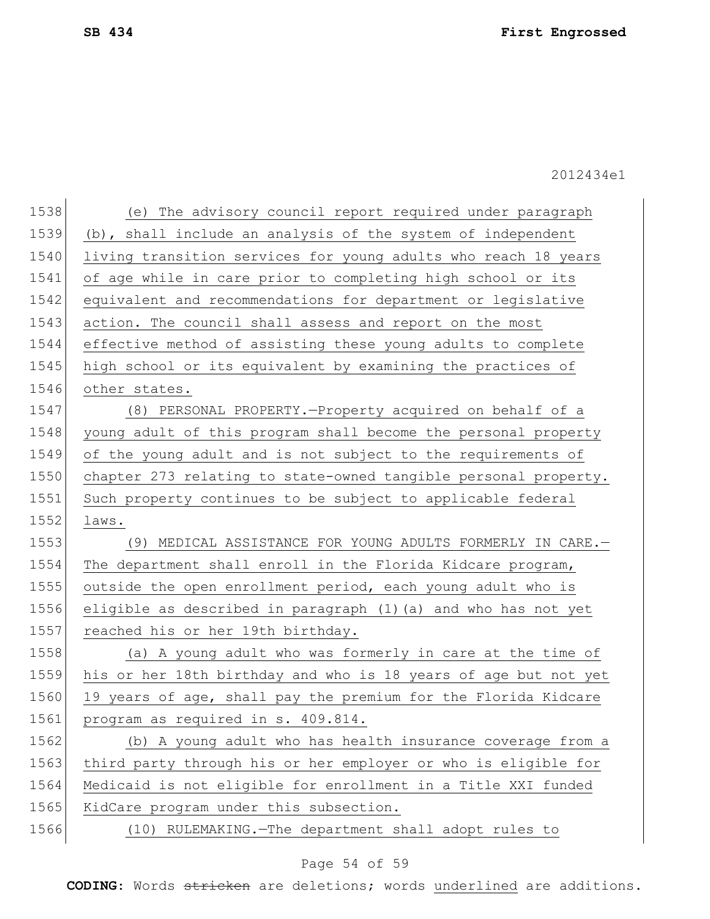(e) The advisory council report required under paragraph (b), shall include an analysis of the system of independent living transition services for young adults who reach 18 years of age while in care prior to completing high school or its equivalent and recommendations for department or legislative action. The council shall assess and report on the most effective method of assisting these young adults to complete high school or its equivalent by examining the practices of other states.

(8) PERSONAL PROPERTY.—Property acquired on behalf of a young adult of this program shall become the personal property of the young adult and is not subject to the requirements of chapter 273 relating to state-owned tangible personal property. Such property continues to be subject to applicable federal laws.

(9) MEDICAL ASSISTANCE FOR YOUNG ADULTS FORMERLY IN CARE.—The department shall enroll in the Florida Kidcare program, outside the open enrollment period, each young adult who is eligible as described in paragraph (1)(a) and who has not yet reached his or her 19th birthday.

(a) A young adult who was formerly in care at the time of his or her 18th birthday and who is 18 years of age but not yet 19 years of age, shall pay the premium for the Florida Kidcare program as required in s. 409.814.

(b) A young adult who has health insurance coverage from a third party through his or her employer or who is eligible for Medicaid is not eligible for enrollment in a Title XXI funded KidCare program under this subsection.

(10) RULEMAKING.—The department shall adopt rules to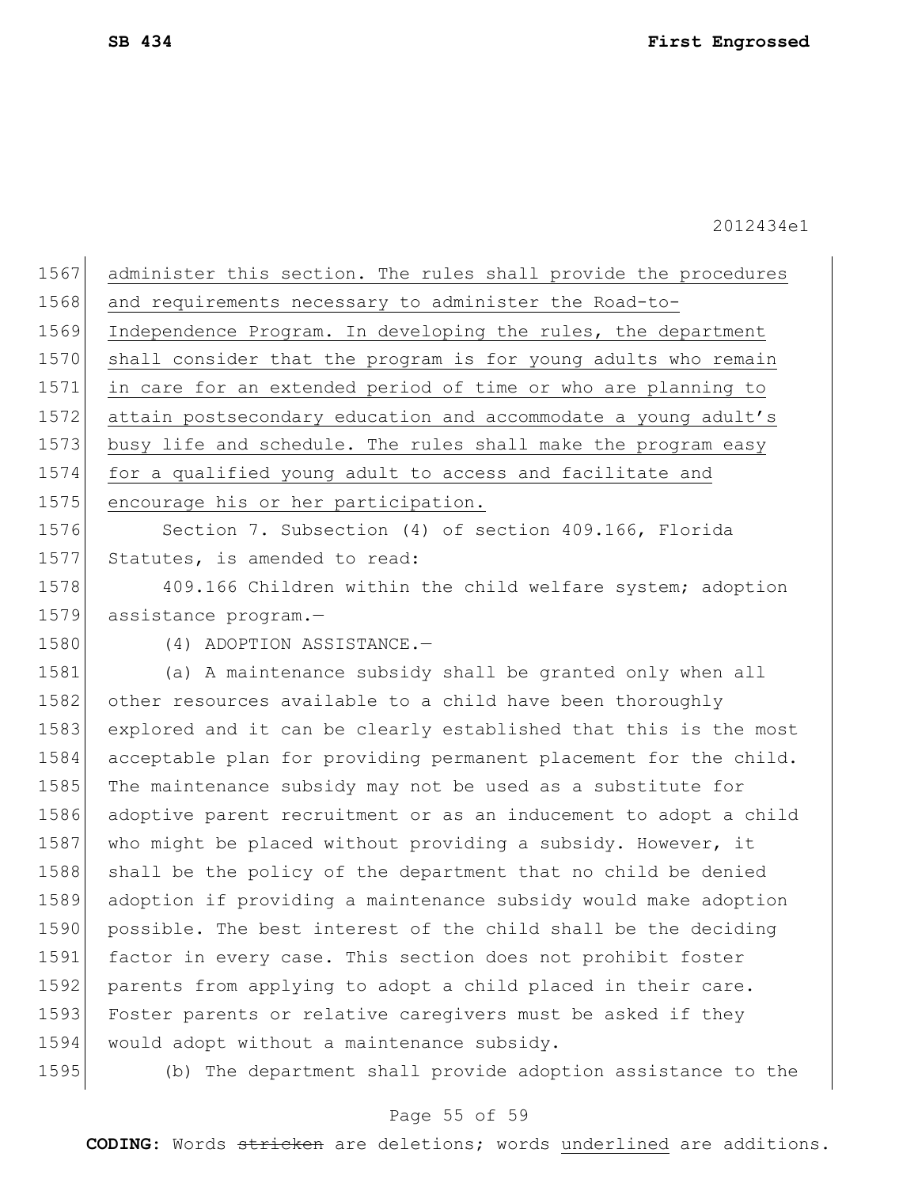administer this section. The rules shall provide the procedures and requirements necessary to administer the Road-to-Independence Program. In developing the rules, the department shall consider that the program is for young adults who remain in care for an extended period of time or who are planning to attain postsecondary education and accommodate a young adult's busy life and schedule. The rules shall make the program easy for a qualified young adult to access and facilitate and encourage his or her participation.

Section 7. Subsection (4) of section 409.166, Florida Statutes, is amended to read:

409.166 Children within the child welfare system; adoption assistance program.—

(4) ADOPTION ASSISTANCE.—

(a) A maintenance subsidy shall be granted only when all other resources available to a child have been thoroughly explored and it can be clearly established that this is the most acceptable plan for providing permanent placement for the child. The maintenance subsidy may not be used as a substitute for adoptive parent recruitment or as an inducement to adopt a child who might be placed without providing a subsidy. However, it shall be the policy of the department that no child be denied adoption if providing a maintenance subsidy would make adoption possible. The best interest of the child shall be the deciding factor in every case. This section does not prohibit foster parents from applying to adopt a child placed in their care. Foster parents or relative caregivers must be asked if they would adopt without a maintenance subsidy.

(b) The department shall provide adoption assistance to the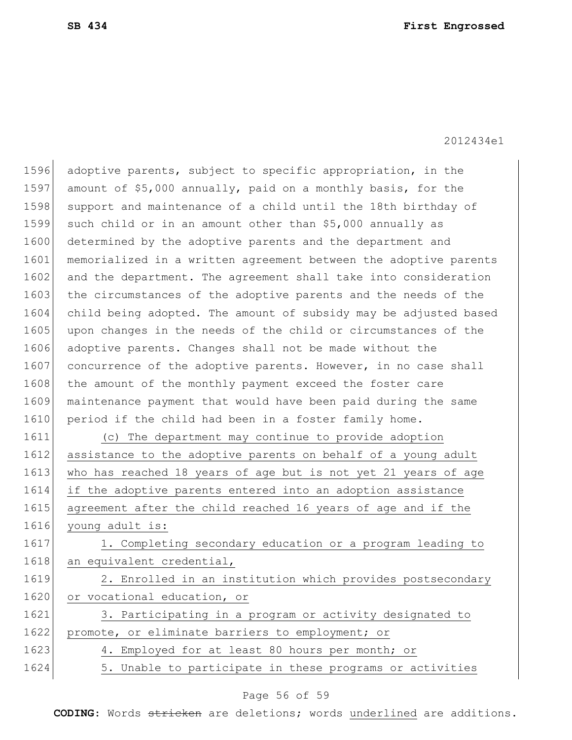adoptive parents, subject to specific appropriation, in the amount of $5,000 annually, paid on a monthly basis, for the support and maintenance of a child until the 18th birthday of such child or in an amount other than $5,000 annually as determined by the adoptive parents and the department and memorialized in a written agreement between the adoptive parents and the department. The agreement shall take into consideration the circumstances of the adoptive parents and the needs of the child being adopted. The amount of subsidy may be adjusted based upon changes in the needs of the child or circumstances of the adoptive parents. Changes shall not be made without the concurrence of the adoptive parents. However, in no case shall the amount of the monthly payment exceed the foster care maintenance payment that would have been paid during the same period if the child had been in a foster family home.

(c) The department may continue to provide adoption assistance to the adoptive parents on behalf of a young adult who has reached 18 years of age but is not yet 21 years of age if the adoptive parents entered into an adoption assistance agreement after the child reached 16 years of age and if the young adult is:

1. Completing secondary education or a program leading to an equivalent credential,

2. Enrolled in an institution which provides postsecondary or vocational education, or

3. Participating in a program or activity designated to promote, or eliminate barriers to employment; or

4. Employed for at least 80 hours per month; or

5. Unable to participate in these programs or activities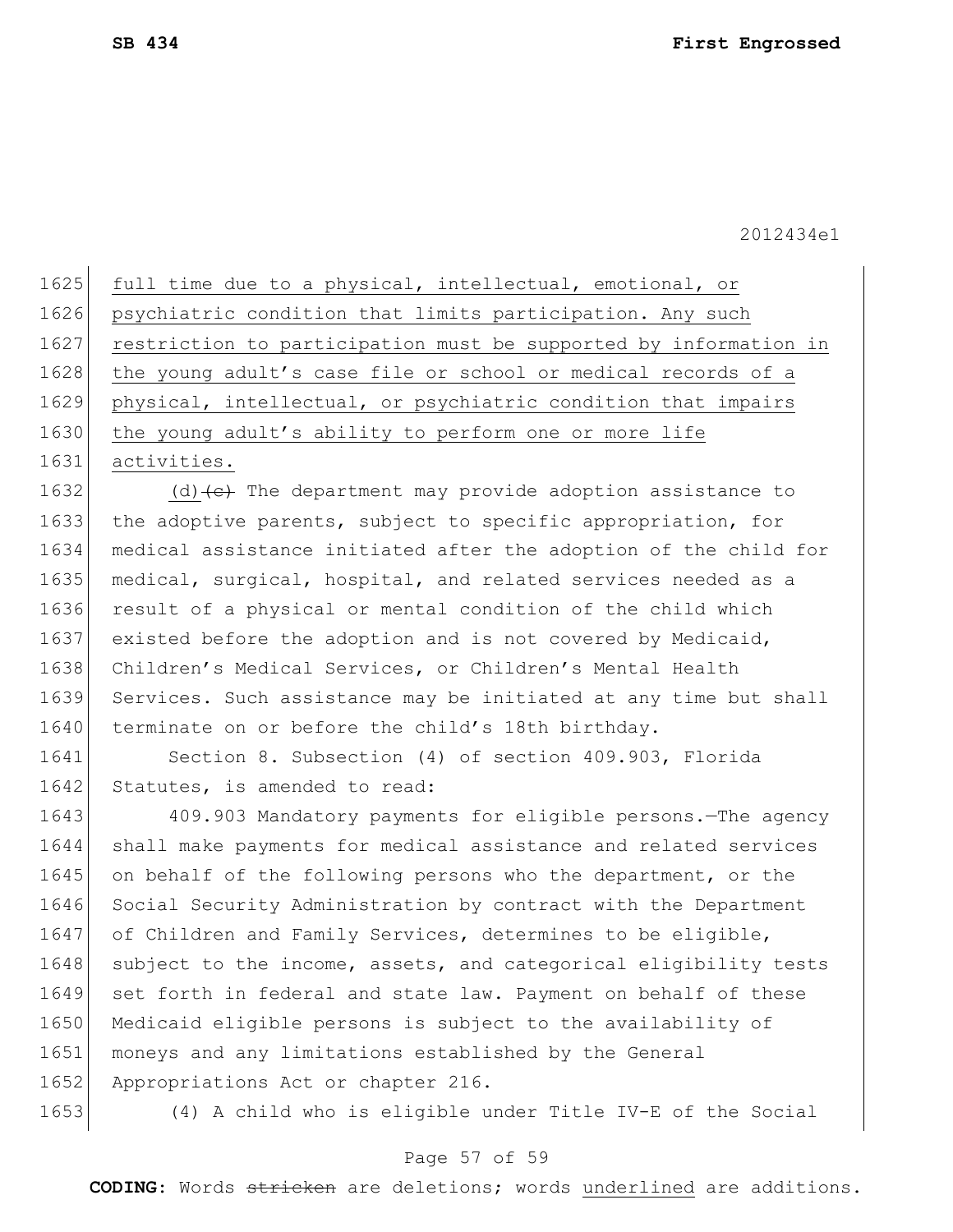full time due to a physical, intellectual, emotional, or psychiatric condition that limits participation. Any such restriction to participation must be supported by information in the young adult's case file or school or medical records of a physical, intellectual, or psychiatric condition that impairs the young adult's ability to perform one or more life activities.

(d) ~~(c)~~ The department may provide adoption assistance to the adoptive parents, subject to specific appropriation, for medical assistance initiated after the adoption of the child for medical, surgical, hospital, and related services needed as a result of a physical or mental condition of the child which existed before the adoption and is not covered by Medicaid, Children's Medical Services, or Children's Mental Health Services. Such assistance may be initiated at any time but shall terminate on or before the child's 18th birthday.

Section 8. Subsection (4) of section 409.903, Florida Statutes, is amended to read:

409.903 Mandatory payments for eligible persons.—The agency shall make payments for medical assistance and related services on behalf of the following persons who the department, or the Social Security Administration by contract with the Department of Children and Family Services, determines to be eligible, subject to the income, assets, and categorical eligibility tests set forth in federal and state law. Payment on behalf of these Medicaid eligible persons is subject to the availability of moneys and any limitations established by the General Appropriations Act or chapter 216.

(4) A child who is eligible under Title IV-E of the Social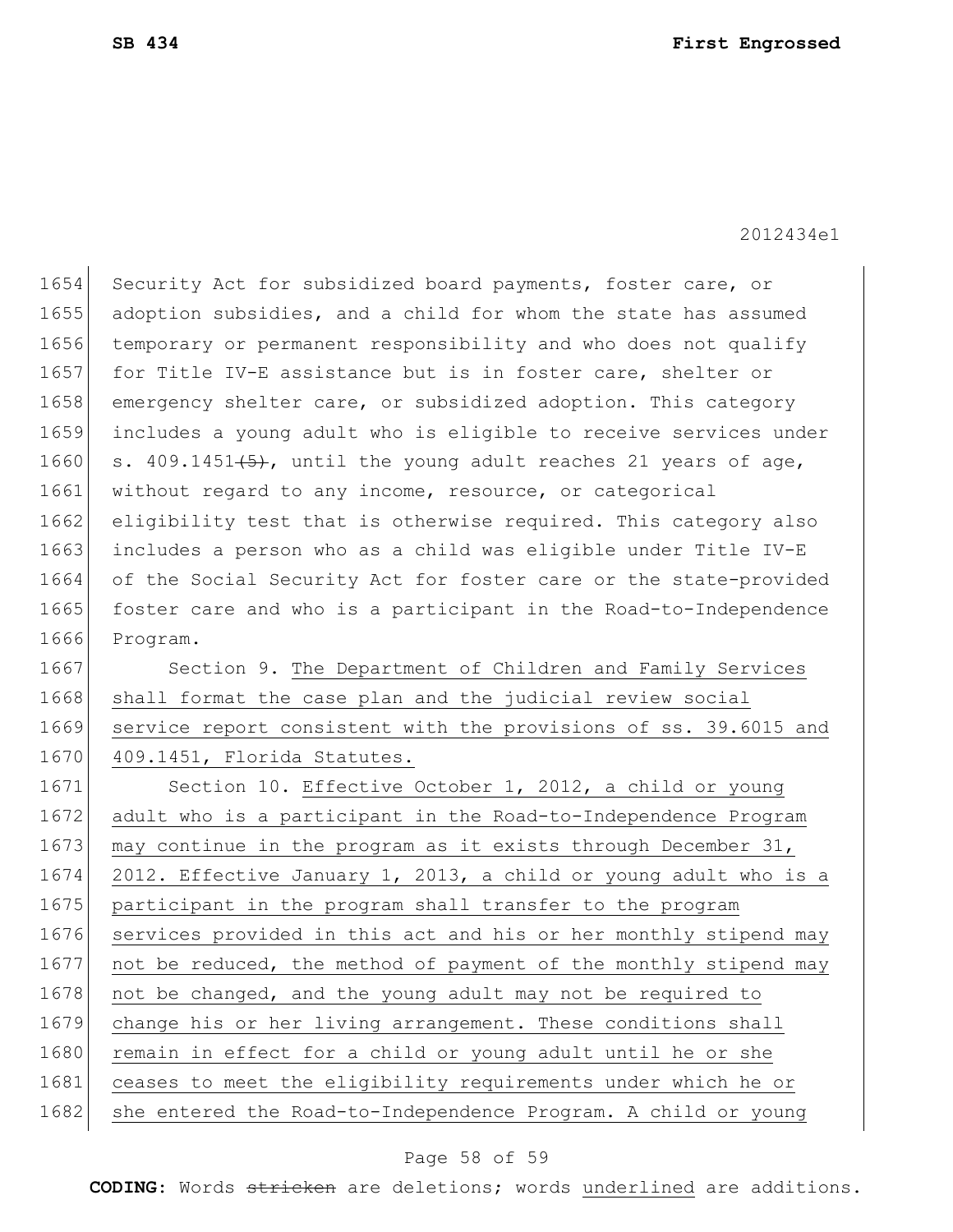Security Act for subsidized board payments, foster care, or adoption subsidies, and a child for whom the state has assumed temporary or permanent responsibility and who does not qualify for Title IV-E assistance but is in foster care, shelter or emergency shelter care, or subsidized adoption. This category includes a young adult who is eligible to receive services under s. 409.1451~~(5)~~, until the young adult reaches 21 years of age, without regard to any income, resource, or categorical eligibility test that is otherwise required. This category also includes a person who as a child was eligible under Title IV-E of the Social Security Act for foster care or the state-provided foster care and who is a participant in the Road-to-Independence Program.

Section 9. <u>The Department of Children and Family Services shall format the case plan and the judicial review social service report consistent with the provisions of ss. 39.6015 and 409.1451, Florida Statutes.</u>

Section 10. <u>Effective October 1, 2012, a child or young adult who is a participant in the Road-to-Independence Program may continue in the program as it exists through December 31, 2012. Effective January 1, 2013, a child or young adult who is a participant in the program shall transfer to the program services provided in this act and his or her monthly stipend may not be reduced, the method of payment of the monthly stipend may not be changed, and the young adult may not be required to change his or her living arrangement. These conditions shall remain in effect for a child or young adult until he or she ceases to meet the eligibility requirements under which he or she entered the Road-to-Independence Program. A child or young</u>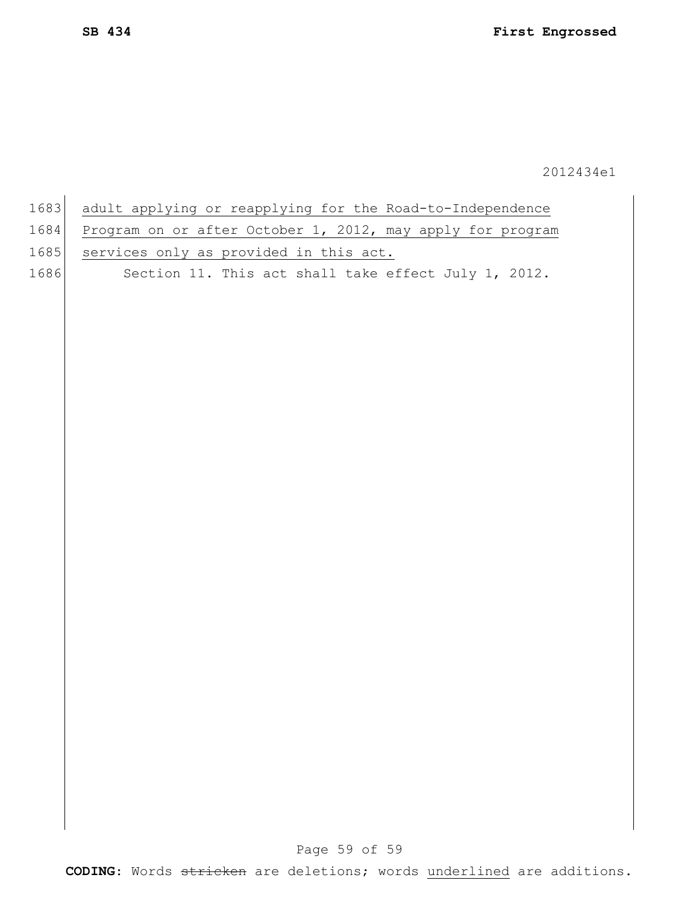adult applying or reapplying for the Road-to-Independence Program on or after October 1, 2012, may apply for program services only as provided in this act.

Section 11. This act shall take effect July 1, 2012.